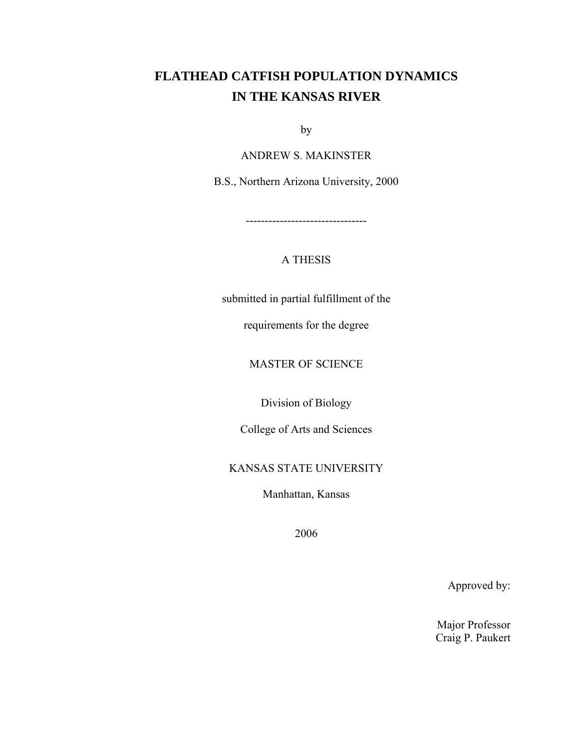# FLATHEAD CATFISH POPULATION DYNAMICS IN THE KANSAS RIVER

by

ANDREW S. MAKINSTER

B.S., Northern Arizona University, 2000

--------------------------------

A THESIS

submitted in partial fulfillment of the

requirements for the degree

MASTER OF SCIENCE

Division of Biology

College of Arts and Sciences

KANSAS STATE UNIVERSITY

Manhattan, Kansas

2006

Approved by:

Major Professor
Craig P. Paukert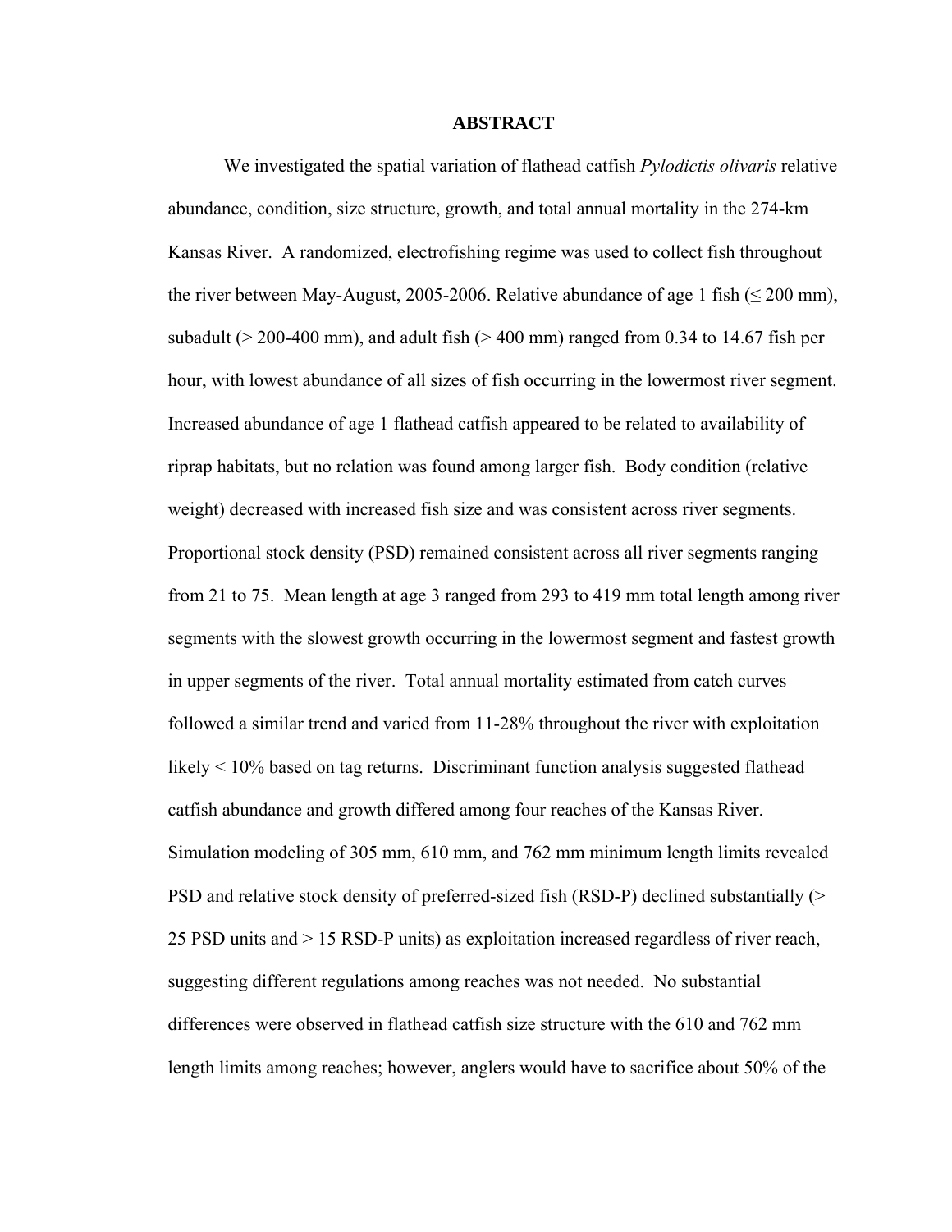# ABSTRACT

We investigated the spatial variation of flathead catfish *Pylodictis olivaris* relative abundance, condition, size structure, growth, and total annual mortality in the 274-km Kansas River. A randomized, electrofishing regime was used to collect fish throughout the river between May-August, 2005-2006. Relative abundance of age 1 fish (≤ 200 mm), subadult (> 200-400 mm), and adult fish (> 400 mm) ranged from 0.34 to 14.67 fish per hour, with lowest abundance of all sizes of fish occurring in the lowermost river segment. Increased abundance of age 1 flathead catfish appeared to be related to availability of riprap habitats, but no relation was found among larger fish. Body condition (relative weight) decreased with increased fish size and was consistent across river segments. Proportional stock density (PSD) remained consistent across all river segments ranging from 21 to 75. Mean length at age 3 ranged from 293 to 419 mm total length among river segments with the slowest growth occurring in the lowermost segment and fastest growth in upper segments of the river. Total annual mortality estimated from catch curves followed a similar trend and varied from 11-28% throughout the river with exploitation likely < 10% based on tag returns. Discriminant function analysis suggested flathead catfish abundance and growth differed among four reaches of the Kansas River. Simulation modeling of 305 mm, 610 mm, and 762 mm minimum length limits revealed PSD and relative stock density of preferred-sized fish (RSD-P) declined substantially (> 25 PSD units and > 15 RSD-P units) as exploitation increased regardless of river reach, suggesting different regulations among reaches was not needed. No substantial differences were observed in flathead catfish size structure with the 610 and 762 mm length limits among reaches; however, anglers would have to sacrifice about 50% of the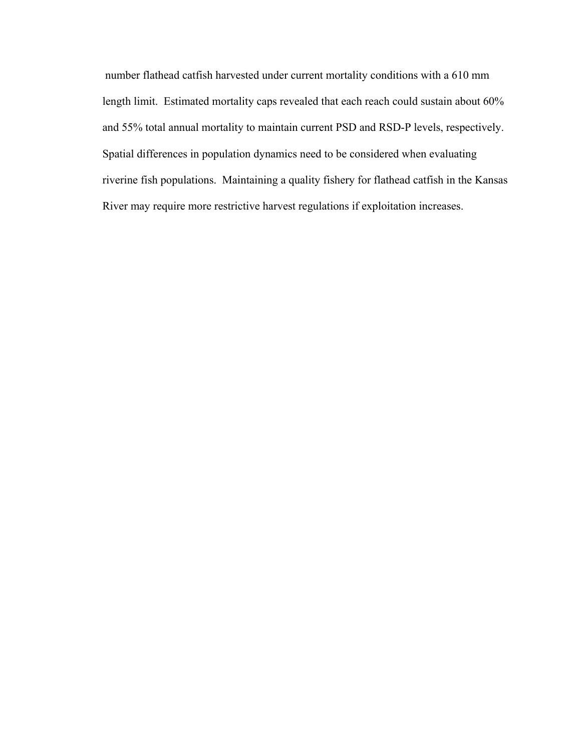number flathead catfish harvested under current mortality conditions with a 610 mm length limit.  Estimated mortality caps revealed that each reach could sustain about 60% and 55% total annual mortality to maintain current PSD and RSD-P levels, respectively.  Spatial differences in population dynamics need to be considered when evaluating riverine fish populations.  Maintaining a quality fishery for flathead catfish in the Kansas River may require more restrictive harvest regulations if exploitation increases.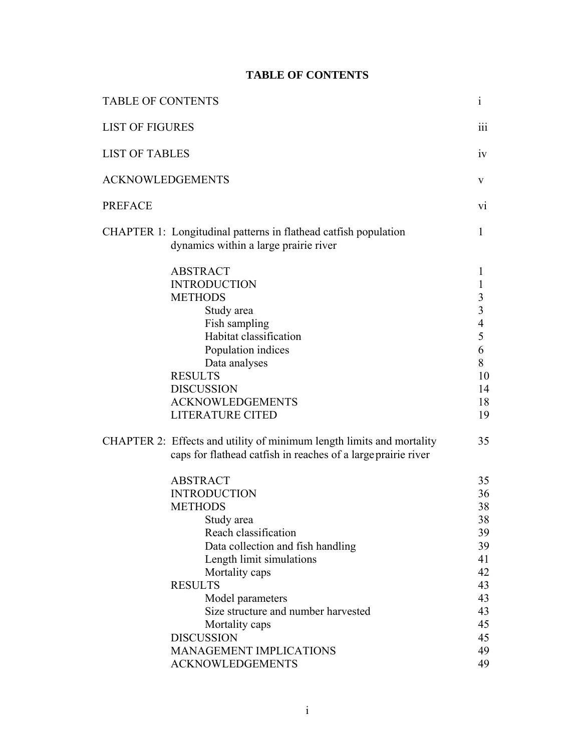# TABLE OF CONTENTS

| | |
|---|---|
| TABLE OF CONTENTS | i |
| LIST OF FIGURES | iii |
| LIST OF TABLES | iv |
| ACKNOWLEDGEMENTS | v |
| PREFACE | vi |
| CHAPTER 1: Longitudinal patterns in flathead catfish population dynamics within a large prairie river | 1 |
| ABSTRACT | 1 |
| INTRODUCTION | 1 |
| METHODS | 3 |
| Study area | 3 |
| Fish sampling | 4 |
| Habitat classification | 5 |
| Population indices | 6 |
| Data analyses | 8 |
| RESULTS | 10 |
| DISCUSSION | 14 |
| ACKNOWLEDGEMENTS | 18 |
| LITERATURE CITED | 19 |
| CHAPTER 2: Effects and utility of minimum length limits and mortality caps for flathead catfish in reaches of a large prairie river | 35 |
| ABSTRACT | 35 |
| INTRODUCTION | 36 |
| METHODS | 38 |
| Study area | 38 |
| Reach classification | 39 |
| Data collection and fish handling | 39 |
| Length limit simulations | 41 |
| Mortality caps | 42 |
| RESULTS | 43 |
| Model parameters | 43 |
| Size structure and number harvested | 43 |
| Mortality caps | 45 |
| DISCUSSION | 45 |
| MANAGEMENT IMPLICATIONS | 49 |
| ACKNOWLEDGEMENTS | 49 |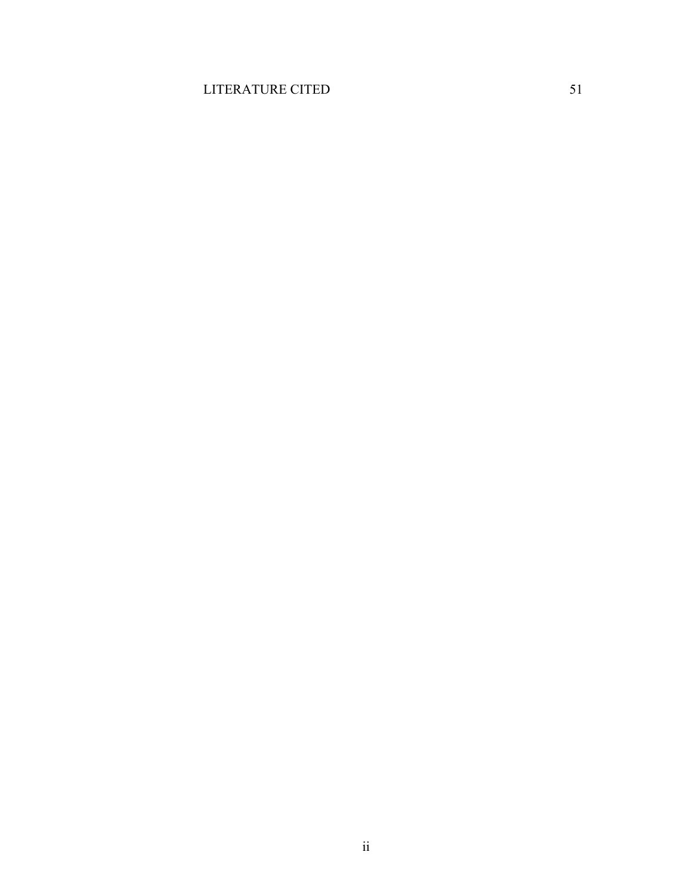LITERATURE CITED 51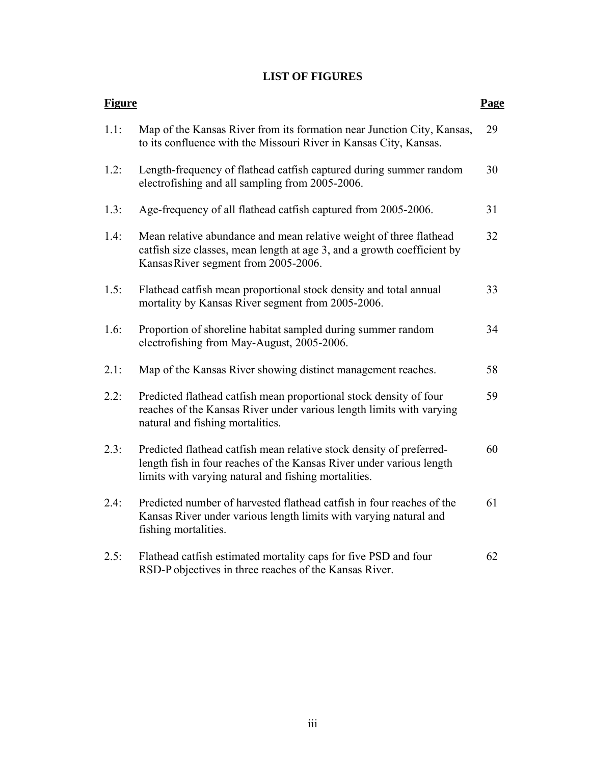# LIST OF FIGURES

| Figure | | Page |
|---|---|---|
| 1.1: | Map of the Kansas River from its formation near Junction City, Kansas, to its confluence with the Missouri River in Kansas City, Kansas. | 29 |
| 1.2: | Length-frequency of flathead catfish captured during summer random electrofishing and all sampling from 2005-2006. | 30 |
| 1.3: | Age-frequency of all flathead catfish captured from 2005-2006. | 31 |
| 1.4: | Mean relative abundance and mean relative weight of three flathead catfish size classes, mean length at age 3, and a growth coefficient by Kansas River segment from 2005-2006. | 32 |
| 1.5: | Flathead catfish mean proportional stock density and total annual mortality by Kansas River segment from 2005-2006. | 33 |
| 1.6: | Proportion of shoreline habitat sampled during summer random electrofishing from May-August, 2005-2006. | 34 |
| 2.1: | Map of the Kansas River showing distinct management reaches. | 58 |
| 2.2: | Predicted flathead catfish mean proportional stock density of four reaches of the Kansas River under various length limits with varying natural and fishing mortalities. | 59 |
| 2.3: | Predicted flathead catfish mean relative stock density of preferred-length fish in four reaches of the Kansas River under various length limits with varying natural and fishing mortalities. | 60 |
| 2.4: | Predicted number of harvested flathead catfish in four reaches of the Kansas River under various length limits with varying natural and fishing mortalities. | 61 |
| 2.5: | Flathead catfish estimated mortality caps for five PSD and four RSD-P objectives in three reaches of the Kansas River. | 62 |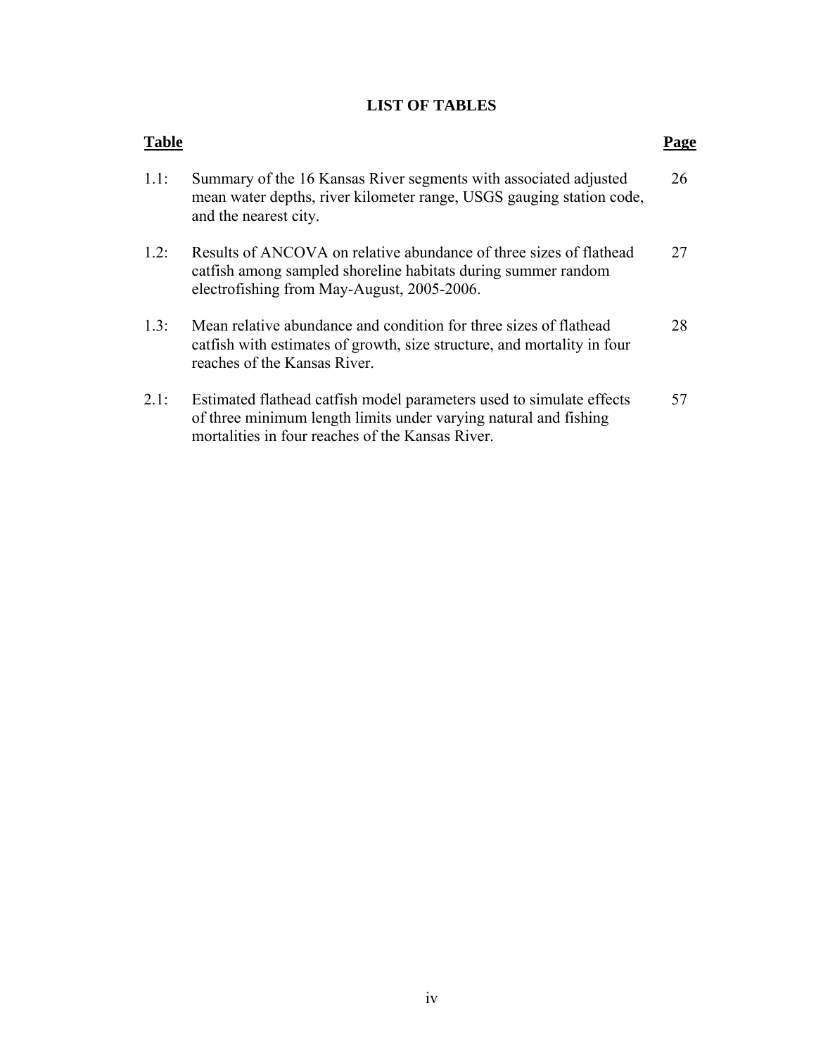# LIST OF TABLES

| Table | | Page |
|---|---|---|
| 1.1: | Summary of the 16 Kansas River segments with associated adjusted mean water depths, river kilometer range, USGS gauging station code, and the nearest city. | 26 |
| 1.2: | Results of ANCOVA on relative abundance of three sizes of flathead catfish among sampled shoreline habitats during summer random electrofishing from May-August, 2005-2006. | 27 |
| 1.3: | Mean relative abundance and condition for three sizes of flathead catfish with estimates of growth, size structure, and mortality in four reaches of the Kansas River. | 28 |
| 2.1: | Estimated flathead catfish model parameters used to simulate effects of three minimum length limits under varying natural and fishing mortalities in four reaches of the Kansas River. | 57 |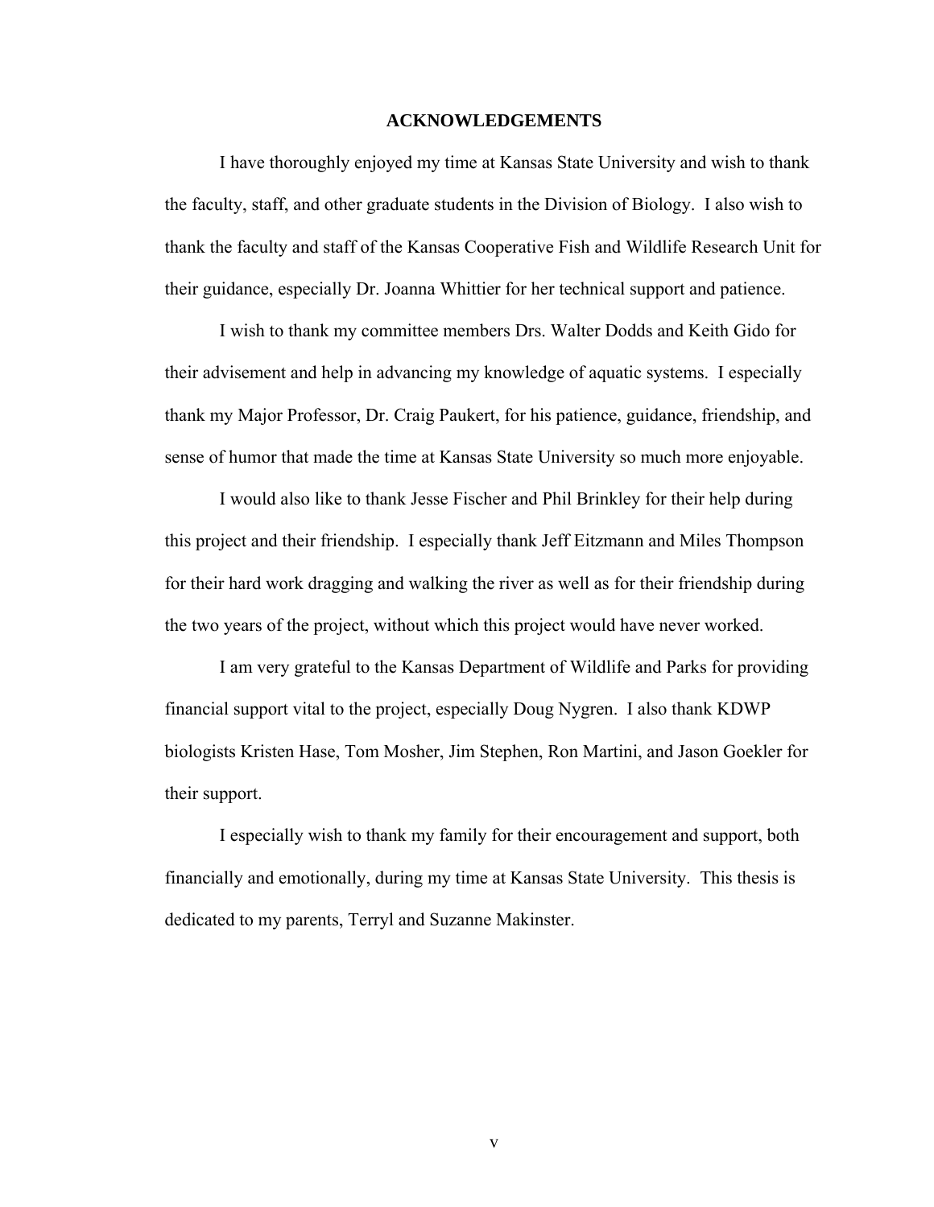# ACKNOWLEDGEMENTS

I have thoroughly enjoyed my time at Kansas State University and wish to thank the faculty, staff, and other graduate students in the Division of Biology. I also wish to thank the faculty and staff of the Kansas Cooperative Fish and Wildlife Research Unit for their guidance, especially Dr. Joanna Whittier for her technical support and patience.

I wish to thank my committee members Drs. Walter Dodds and Keith Gido for their advisement and help in advancing my knowledge of aquatic systems. I especially thank my Major Professor, Dr. Craig Paukert, for his patience, guidance, friendship, and sense of humor that made the time at Kansas State University so much more enjoyable.

I would also like to thank Jesse Fischer and Phil Brinkley for their help during this project and their friendship. I especially thank Jeff Eitzmann and Miles Thompson for their hard work dragging and walking the river as well as for their friendship during the two years of the project, without which this project would have never worked.

I am very grateful to the Kansas Department of Wildlife and Parks for providing financial support vital to the project, especially Doug Nygren. I also thank KDWP biologists Kristen Hase, Tom Mosher, Jim Stephen, Ron Martini, and Jason Goekler for their support.

I especially wish to thank my family for their encouragement and support, both financially and emotionally, during my time at Kansas State University. This thesis is dedicated to my parents, Terryl and Suzanne Makinster.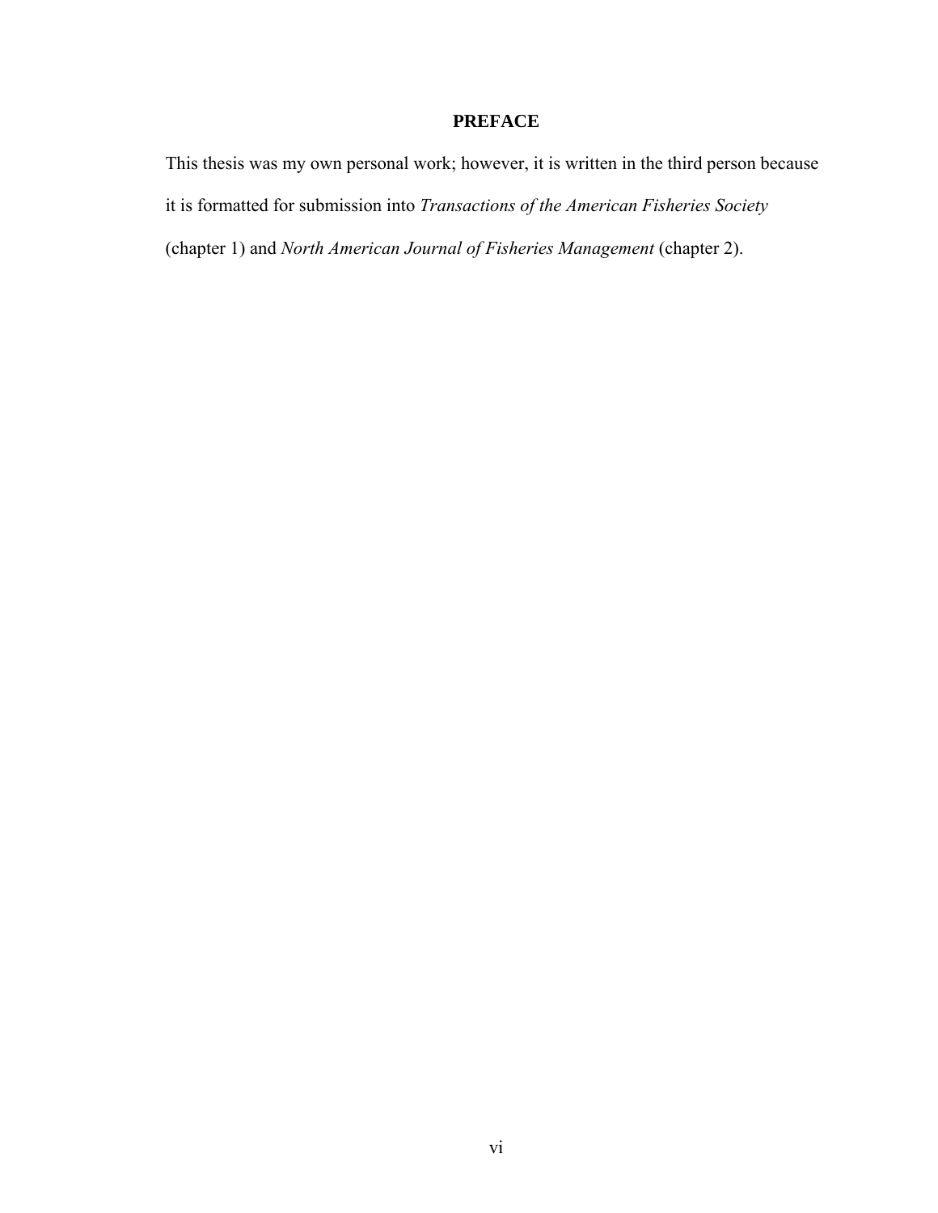# PREFACE

This thesis was my own personal work; however, it is written in the third person because it is formatted for submission into *Transactions of the American Fisheries Society* (chapter 1) and *North American Journal of Fisheries Management* (chapter 2).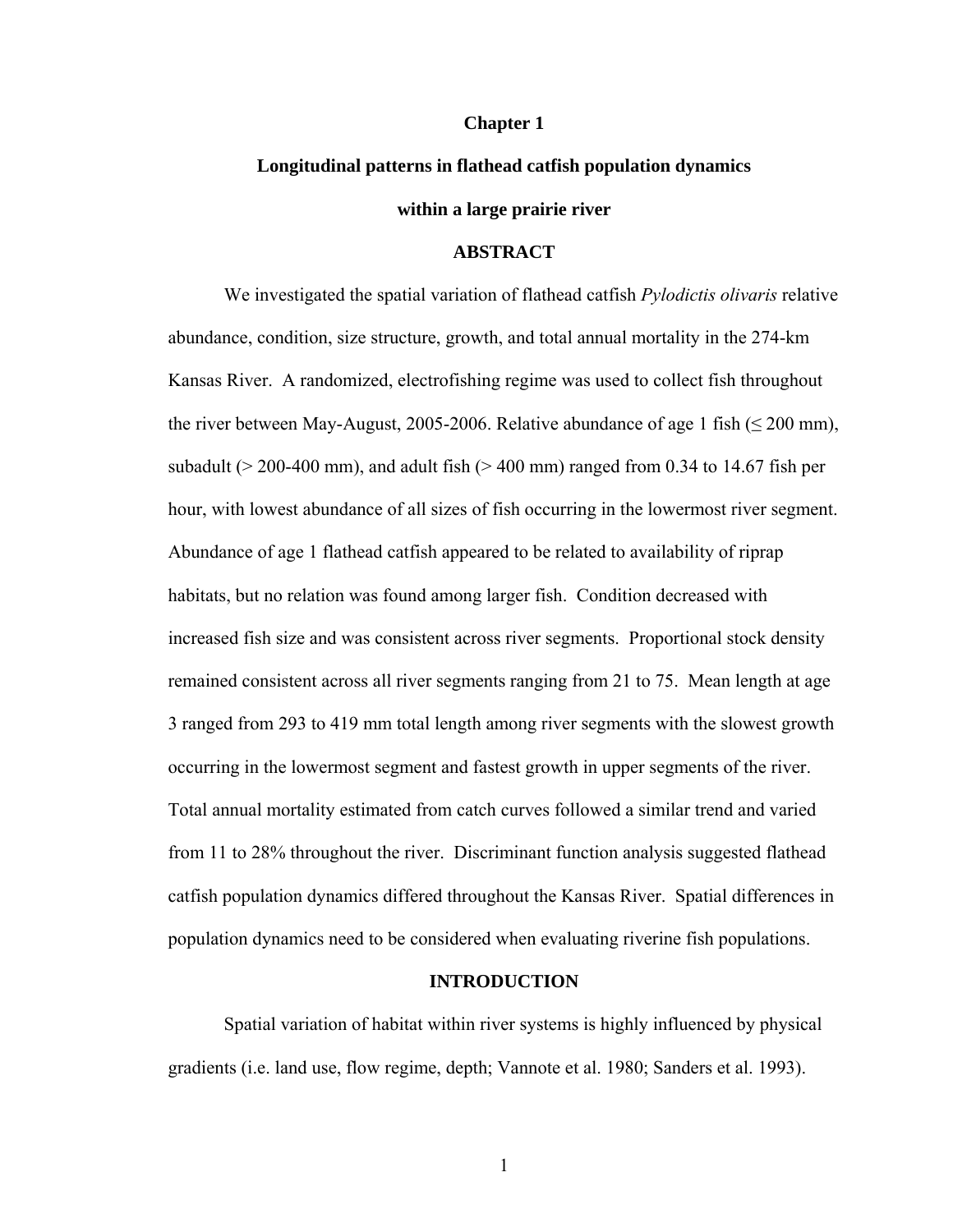# Chapter 1

## Longitudinal patterns in flathead catfish population dynamics within a large prairie river

### ABSTRACT

We investigated the spatial variation of flathead catfish *Pylodictis olivaris* relative abundance, condition, size structure, growth, and total annual mortality in the 274-km Kansas River. A randomized, electrofishing regime was used to collect fish throughout the river between May-August, 2005-2006. Relative abundance of age 1 fish (≤ 200 mm), subadult (> 200-400 mm), and adult fish (> 400 mm) ranged from 0.34 to 14.67 fish per hour, with lowest abundance of all sizes of fish occurring in the lowermost river segment. Abundance of age 1 flathead catfish appeared to be related to availability of riprap habitats, but no relation was found among larger fish. Condition decreased with increased fish size and was consistent across river segments. Proportional stock density remained consistent across all river segments ranging from 21 to 75. Mean length at age 3 ranged from 293 to 419 mm total length among river segments with the slowest growth occurring in the lowermost segment and fastest growth in upper segments of the river. Total annual mortality estimated from catch curves followed a similar trend and varied from 11 to 28% throughout the river. Discriminant function analysis suggested flathead catfish population dynamics differed throughout the Kansas River. Spatial differences in population dynamics need to be considered when evaluating riverine fish populations.

### INTRODUCTION

Spatial variation of habitat within river systems is highly influenced by physical gradients (i.e. land use, flow regime, depth; Vannote et al. 1980; Sanders et al. 1993).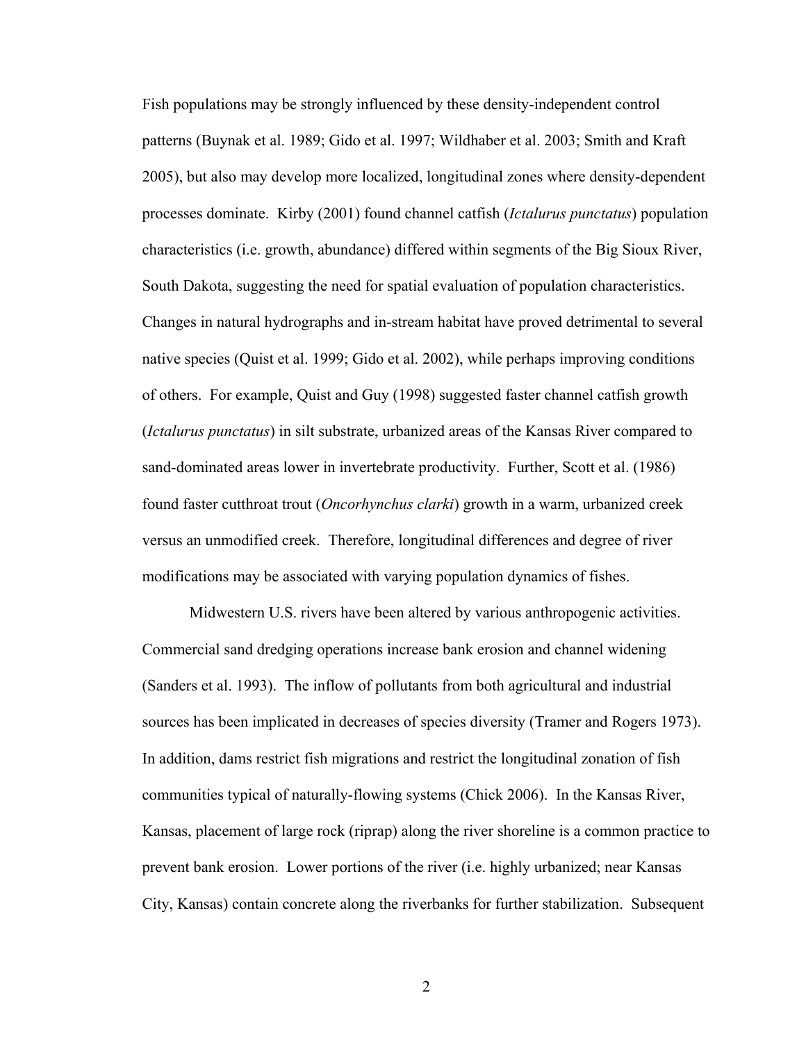Fish populations may be strongly influenced by these density-independent control patterns (Buynak et al. 1989; Gido et al. 1997; Wildhaber et al. 2003; Smith and Kraft 2005), but also may develop more localized, longitudinal zones where density-dependent processes dominate. Kirby (2001) found channel catfish (*Ictalurus punctatus*) population characteristics (i.e. growth, abundance) differed within segments of the Big Sioux River, South Dakota, suggesting the need for spatial evaluation of population characteristics. Changes in natural hydrographs and in-stream habitat have proved detrimental to several native species (Quist et al. 1999; Gido et al. 2002), while perhaps improving conditions of others. For example, Quist and Guy (1998) suggested faster channel catfish growth (*Ictalurus punctatus*) in silt substrate, urbanized areas of the Kansas River compared to sand-dominated areas lower in invertebrate productivity. Further, Scott et al. (1986) found faster cutthroat trout (*Oncorhynchus clarki*) growth in a warm, urbanized creek versus an unmodified creek. Therefore, longitudinal differences and degree of river modifications may be associated with varying population dynamics of fishes.

Midwestern U.S. rivers have been altered by various anthropogenic activities. Commercial sand dredging operations increase bank erosion and channel widening (Sanders et al. 1993). The inflow of pollutants from both agricultural and industrial sources has been implicated in decreases of species diversity (Tramer and Rogers 1973). In addition, dams restrict fish migrations and restrict the longitudinal zonation of fish communities typical of naturally-flowing systems (Chick 2006). In the Kansas River, Kansas, placement of large rock (riprap) along the river shoreline is a common practice to prevent bank erosion. Lower portions of the river (i.e. highly urbanized; near Kansas City, Kansas) contain concrete along the riverbanks for further stabilization. Subsequent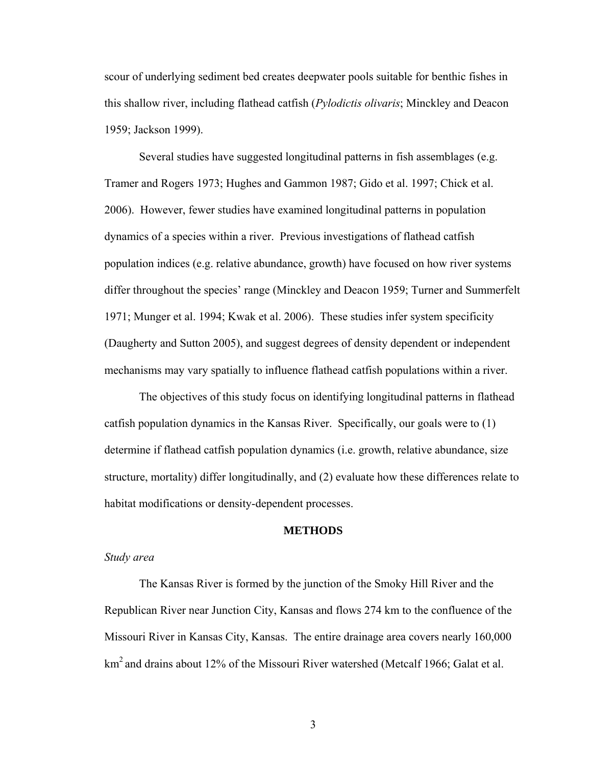scour of underlying sediment bed creates deepwater pools suitable for benthic fishes in this shallow river, including flathead catfish (*Pylodictis olivaris*; Minckley and Deacon 1959; Jackson 1999).

Several studies have suggested longitudinal patterns in fish assemblages (e.g. Tramer and Rogers 1973; Hughes and Gammon 1987; Gido et al. 1997; Chick et al. 2006). However, fewer studies have examined longitudinal patterns in population dynamics of a species within a river. Previous investigations of flathead catfish population indices (e.g. relative abundance, growth) have focused on how river systems differ throughout the species' range (Minckley and Deacon 1959; Turner and Summerfelt 1971; Munger et al. 1994; Kwak et al. 2006). These studies infer system specificity (Daugherty and Sutton 2005), and suggest degrees of density dependent or independent mechanisms may vary spatially to influence flathead catfish populations within a river.

The objectives of this study focus on identifying longitudinal patterns in flathead catfish population dynamics in the Kansas River. Specifically, our goals were to (1) determine if flathead catfish population dynamics (i.e. growth, relative abundance, size structure, mortality) differ longitudinally, and (2) evaluate how these differences relate to habitat modifications or density-dependent processes.

## METHODS

### *Study area*

The Kansas River is formed by the junction of the Smoky Hill River and the Republican River near Junction City, Kansas and flows 274 km to the confluence of the Missouri River in Kansas City, Kansas. The entire drainage area covers nearly 160,000 $km^2$ and drains about 12% of the Missouri River watershed (Metcalf 1966; Galat et al.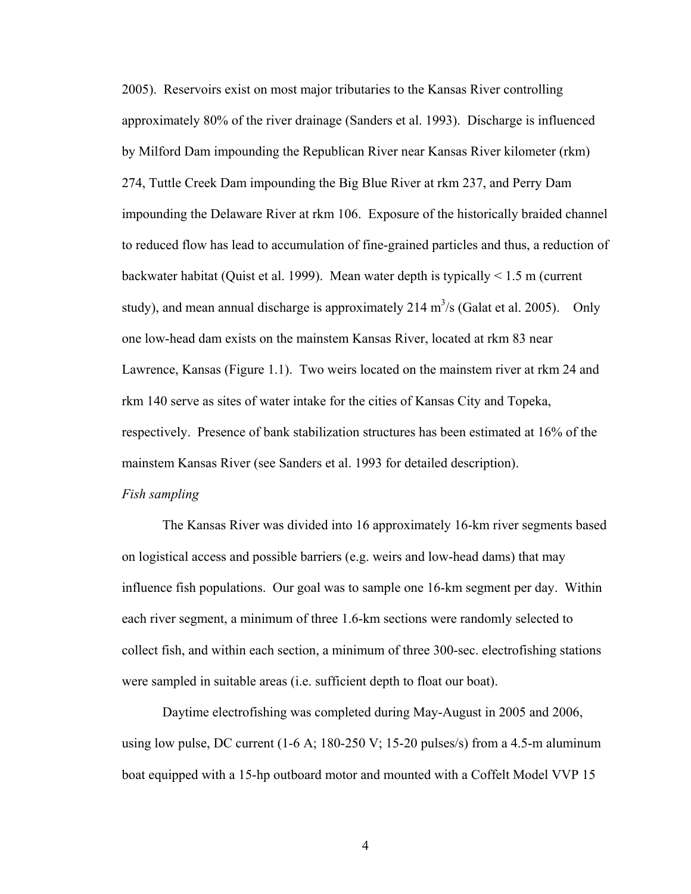2005). Reservoirs exist on most major tributaries to the Kansas River controlling approximately 80% of the river drainage (Sanders et al. 1993). Discharge is influenced by Milford Dam impounding the Republican River near Kansas River kilometer (rkm) 274, Tuttle Creek Dam impounding the Big Blue River at rkm 237, and Perry Dam impounding the Delaware River at rkm 106. Exposure of the historically braided channel to reduced flow has lead to accumulation of fine-grained particles and thus, a reduction of backwater habitat (Quist et al. 1999). Mean water depth is typically < 1.5 m (current study), and mean annual discharge is approximately 214 $m^3/s$ (Galat et al. 2005). Only one low-head dam exists on the mainstem Kansas River, located at rkm 83 near Lawrence, Kansas (Figure 1.1). Two weirs located on the mainstem river at rkm 24 and rkm 140 serve as sites of water intake for the cities of Kansas City and Topeka, respectively. Presence of bank stabilization structures has been estimated at 16% of the mainstem Kansas River (see Sanders et al. 1993 for detailed description).

*Fish sampling*

The Kansas River was divided into 16 approximately 16-km river segments based on logistical access and possible barriers (e.g. weirs and low-head dams) that may influence fish populations. Our goal was to sample one 16-km segment per day. Within each river segment, a minimum of three 1.6-km sections were randomly selected to collect fish, and within each section, a minimum of three 300-sec. electrofishing stations were sampled in suitable areas (i.e. sufficient depth to float our boat).

Daytime electrofishing was completed during May-August in 2005 and 2006, using low pulse, DC current (1-6 A; 180-250 V; 15-20 pulses/s) from a 4.5-m aluminum boat equipped with a 15-hp outboard motor and mounted with a Coffelt Model VVP 15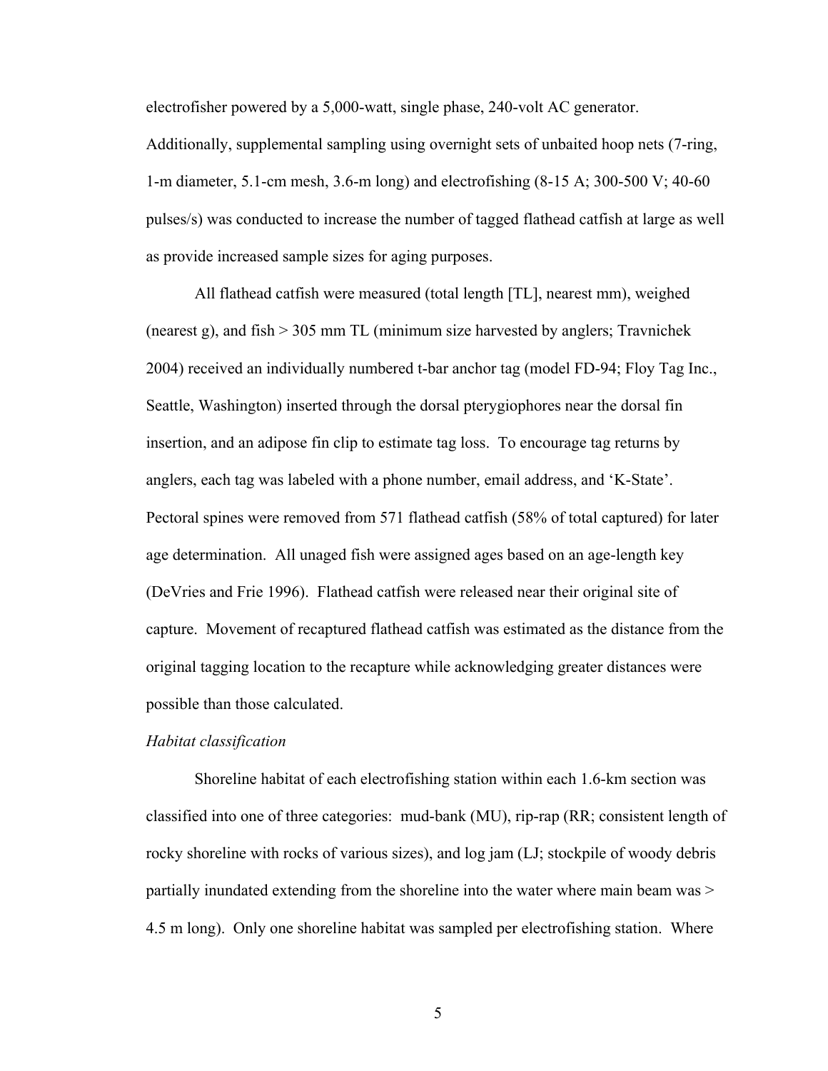electrofisher powered by a 5,000-watt, single phase, 240-volt AC generator. Additionally, supplemental sampling using overnight sets of unbaited hoop nets (7-ring, 1-m diameter, 5.1-cm mesh, 3.6-m long) and electrofishing (8-15 A; 300-500 V; 40-60 pulses/s) was conducted to increase the number of tagged flathead catfish at large as well as provide increased sample sizes for aging purposes.

All flathead catfish were measured (total length [TL], nearest mm), weighed (nearest g), and fish > 305 mm TL (minimum size harvested by anglers; Travnichek 2004) received an individually numbered t-bar anchor tag (model FD-94; Floy Tag Inc., Seattle, Washington) inserted through the dorsal pterygiophores near the dorsal fin insertion, and an adipose fin clip to estimate tag loss. To encourage tag returns by anglers, each tag was labeled with a phone number, email address, and 'K-State'. Pectoral spines were removed from 571 flathead catfish (58% of total captured) for later age determination. All unaged fish were assigned ages based on an age-length key (DeVries and Frie 1996). Flathead catfish were released near their original site of capture. Movement of recaptured flathead catfish was estimated as the distance from the original tagging location to the recapture while acknowledging greater distances were possible than those calculated.

*Habitat classification*

Shoreline habitat of each electrofishing station within each 1.6-km section was classified into one of three categories: mud-bank (MU), rip-rap (RR; consistent length of rocky shoreline with rocks of various sizes), and log jam (LJ; stockpile of woody debris partially inundated extending from the shoreline into the water where main beam was > 4.5 m long). Only one shoreline habitat was sampled per electrofishing station. Where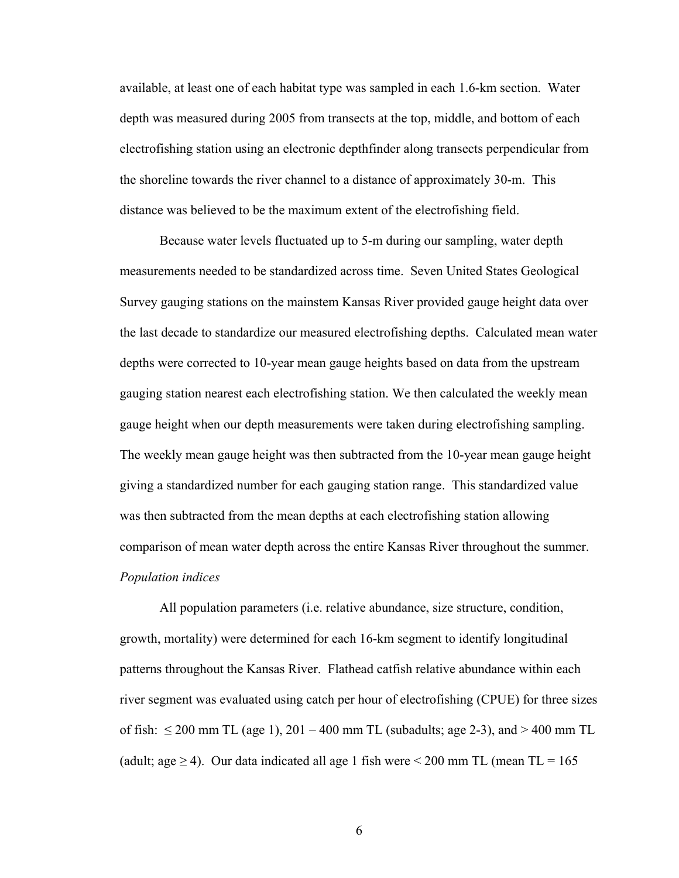available, at least one of each habitat type was sampled in each 1.6-km section. Water depth was measured during 2005 from transects at the top, middle, and bottom of each electrofishing station using an electronic depthfinder along transects perpendicular from the shoreline towards the river channel to a distance of approximately 30-m. This distance was believed to be the maximum extent of the electrofishing field.

Because water levels fluctuated up to 5-m during our sampling, water depth measurements needed to be standardized across time. Seven United States Geological Survey gauging stations on the mainstem Kansas River provided gauge height data over the last decade to standardize our measured electrofishing depths. Calculated mean water depths were corrected to 10-year mean gauge heights based on data from the upstream gauging station nearest each electrofishing station. We then calculated the weekly mean gauge height when our depth measurements were taken during electrofishing sampling. The weekly mean gauge height was then subtracted from the 10-year mean gauge height giving a standardized number for each gauging station range. This standardized value was then subtracted from the mean depths at each electrofishing station allowing comparison of mean water depth across the entire Kansas River throughout the summer.

*Population indices*

All population parameters (i.e. relative abundance, size structure, condition, growth, mortality) were determined for each 16-km segment to identify longitudinal patterns throughout the Kansas River. Flathead catfish relative abundance within each river segment was evaluated using catch per hour of electrofishing (CPUE) for three sizes of fish: $\leq$ 200 mm TL (age 1), 201 – 400 mm TL (subadults; age 2-3), and > 400 mm TL (adult; age $\geq$ 4). Our data indicated all age 1 fish were < 200 mm TL (mean TL = 165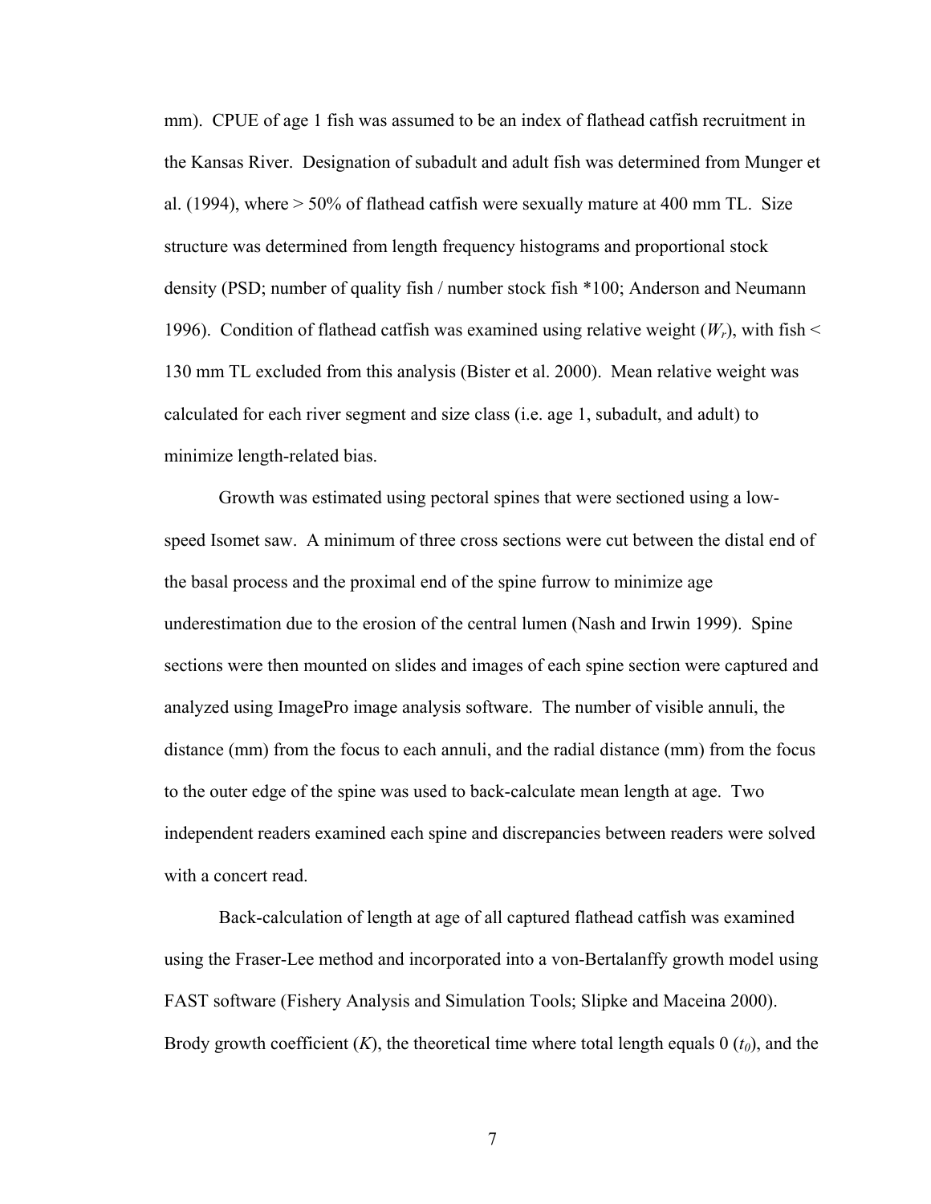mm). CPUE of age 1 fish was assumed to be an index of flathead catfish recruitment in the Kansas River. Designation of subadult and adult fish was determined from Munger et al. (1994), where > 50% of flathead catfish were sexually mature at 400 mm TL. Size structure was determined from length frequency histograms and proportional stock density (PSD; number of quality fish / number stock fish *100; Anderson and Neumann 1996). Condition of flathead catfish was examined using relative weight ($W_r$), with fish < 130 mm TL excluded from this analysis (Bister et al. 2000). Mean relative weight was calculated for each river segment and size class (i.e. age 1, subadult, and adult) to minimize length-related bias.

Growth was estimated using pectoral spines that were sectioned using a low-speed Isomet saw. A minimum of three cross sections were cut between the distal end of the basal process and the proximal end of the spine furrow to minimize age underestimation due to the erosion of the central lumen (Nash and Irwin 1999). Spine sections were then mounted on slides and images of each spine section were captured and analyzed using ImagePro image analysis software. The number of visible annuli, the distance (mm) from the focus to each annuli, and the radial distance (mm) from the focus to the outer edge of the spine was used to back-calculate mean length at age. Two independent readers examined each spine and discrepancies between readers were solved with a concert read.

Back-calculation of length at age of all captured flathead catfish was examined using the Fraser-Lee method and incorporated into a von-Bertalanffy growth model using FAST software (Fishery Analysis and Simulation Tools; Slipke and Maceina 2000). Brody growth coefficient ($K$), the theoretical time where total length equals 0 ($t_0$), and the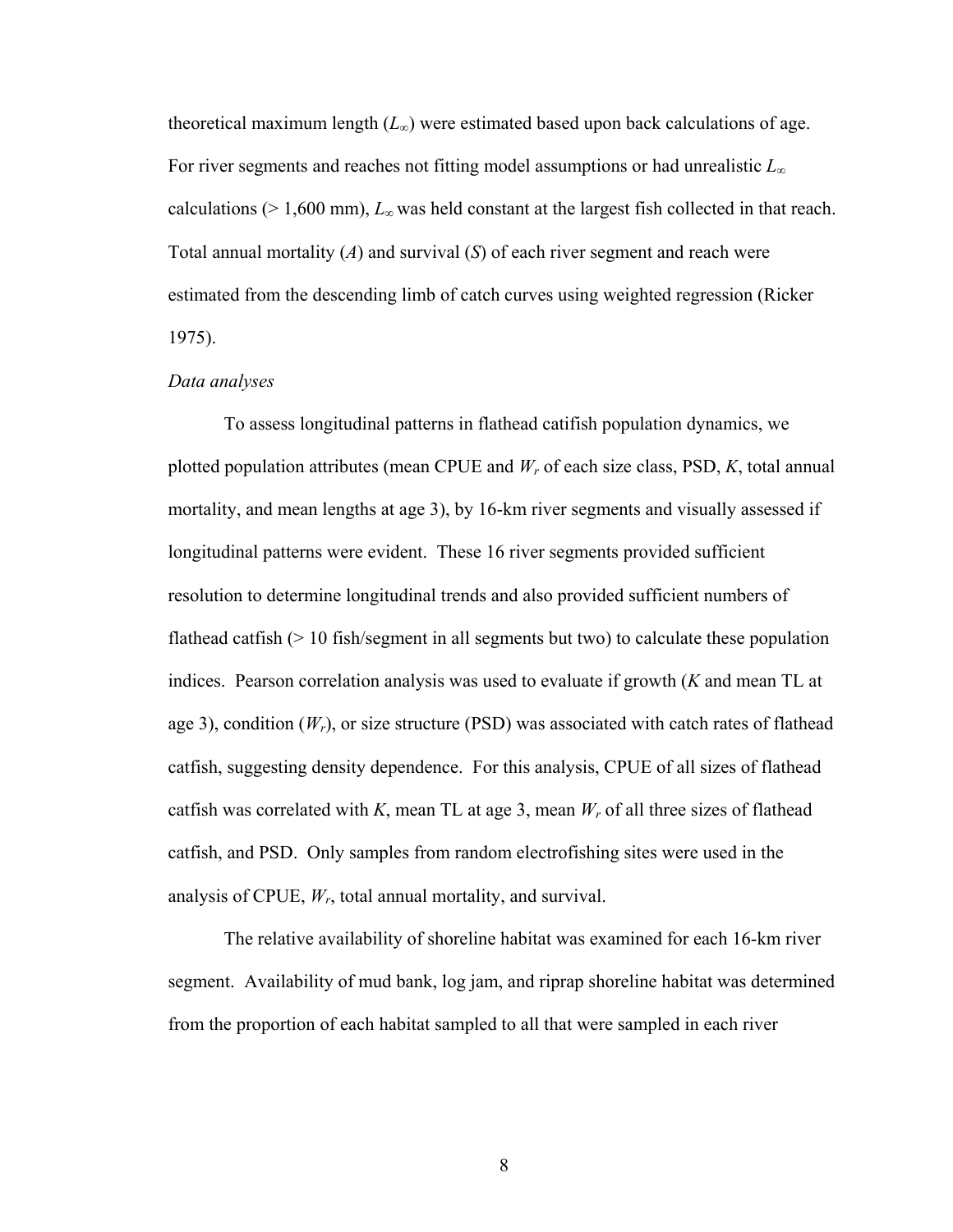theoretical maximum length ($L_\infty$) were estimated based upon back calculations of age. For river segments and reaches not fitting model assumptions or had unrealistic $L_\infty$ calculations (> 1,600 mm), $L_\infty$ was held constant at the largest fish collected in that reach. Total annual mortality (*A*) and survival (*S*) of each river segment and reach were estimated from the descending limb of catch curves using weighted regression (Ricker 1975).

*Data analyses*

To assess longitudinal patterns in flathead catifish population dynamics, we plotted population attributes (mean CPUE and $W_r$ of each size class, PSD, *K*, total annual mortality, and mean lengths at age 3), by 16-km river segments and visually assessed if longitudinal patterns were evident. These 16 river segments provided sufficient resolution to determine longitudinal trends and also provided sufficient numbers of flathead catfish (> 10 fish/segment in all segments but two) to calculate these population indices. Pearson correlation analysis was used to evaluate if growth (*K* and mean TL at age 3), condition ($W_r$), or size structure (PSD) was associated with catch rates of flathead catfish, suggesting density dependence. For this analysis, CPUE of all sizes of flathead catfish was correlated with *K*, mean TL at age 3, mean $W_r$ of all three sizes of flathead catfish, and PSD. Only samples from random electrofishing sites were used in the analysis of CPUE, $W_r$, total annual mortality, and survival.

The relative availability of shoreline habitat was examined for each 16-km river segment. Availability of mud bank, log jam, and riprap shoreline habitat was determined from the proportion of each habitat sampled to all that were sampled in each river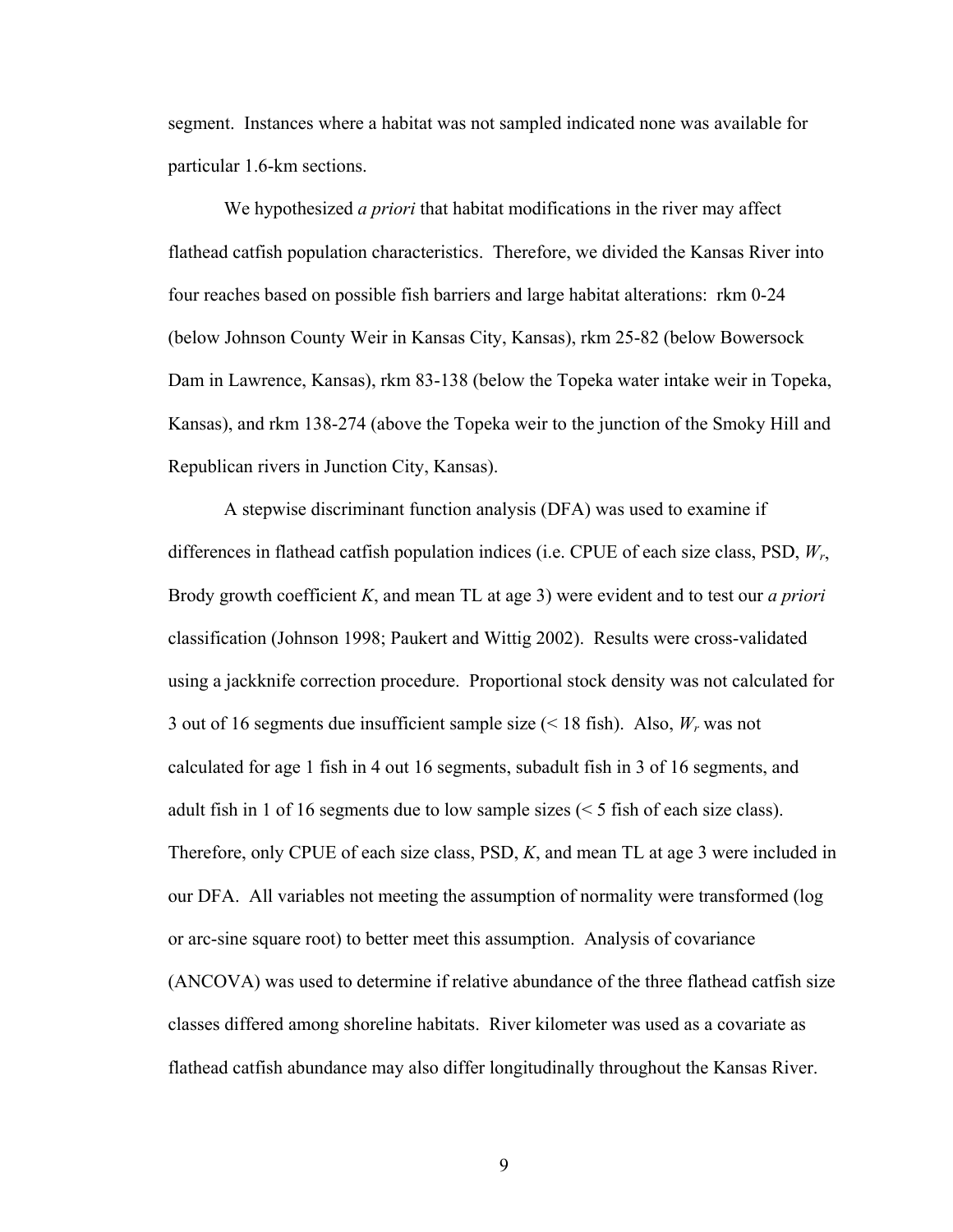segment. Instances where a habitat was not sampled indicated none was available for particular 1.6-km sections.

We hypothesized *a priori* that habitat modifications in the river may affect flathead catfish population characteristics. Therefore, we divided the Kansas River into four reaches based on possible fish barriers and large habitat alterations: rkm 0-24 (below Johnson County Weir in Kansas City, Kansas), rkm 25-82 (below Bowersock Dam in Lawrence, Kansas), rkm 83-138 (below the Topeka water intake weir in Topeka, Kansas), and rkm 138-274 (above the Topeka weir to the junction of the Smoky Hill and Republican rivers in Junction City, Kansas).

A stepwise discriminant function analysis (DFA) was used to examine if differences in flathead catfish population indices (i.e. CPUE of each size class, PSD, $W_r$, Brody growth coefficient $K$, and mean TL at age 3) were evident and to test our *a priori* classification (Johnson 1998; Paukert and Wittig 2002). Results were cross-validated using a jackknife correction procedure. Proportional stock density was not calculated for 3 out of 16 segments due insufficient sample size (< 18 fish). Also, $W_r$ was not calculated for age 1 fish in 4 out 16 segments, subadult fish in 3 of 16 segments, and adult fish in 1 of 16 segments due to low sample sizes (< 5 fish of each size class). Therefore, only CPUE of each size class, PSD, $K$, and mean TL at age 3 were included in our DFA. All variables not meeting the assumption of normality were transformed (log or arc-sine square root) to better meet this assumption. Analysis of covariance (ANCOVA) was used to determine if relative abundance of the three flathead catfish size classes differed among shoreline habitats. River kilometer was used as a covariate as flathead catfish abundance may also differ longitudinally throughout the Kansas River.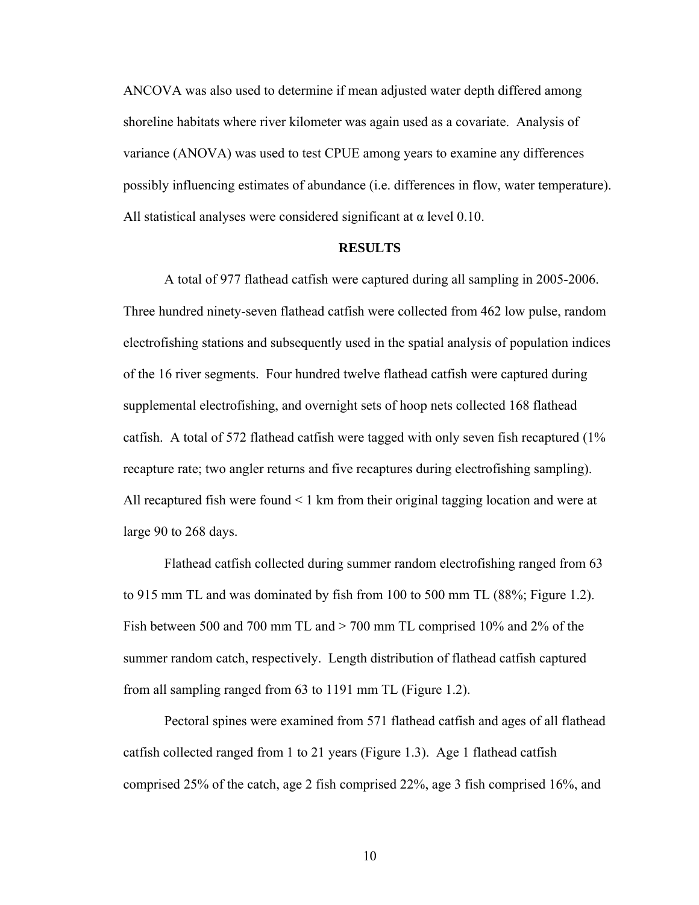ANCOVA was also used to determine if mean adjusted water depth differed among shoreline habitats where river kilometer was again used as a covariate. Analysis of variance (ANOVA) was used to test CPUE among years to examine any differences possibly influencing estimates of abundance (i.e. differences in flow, water temperature). All statistical analyses were considered significant at $\alpha$ level 0.10.

## RESULTS

A total of 977 flathead catfish were captured during all sampling in 2005-2006. Three hundred ninety-seven flathead catfish were collected from 462 low pulse, random electrofishing stations and subsequently used in the spatial analysis of population indices of the 16 river segments. Four hundred twelve flathead catfish were captured during supplemental electrofishing, and overnight sets of hoop nets collected 168 flathead catfish. A total of 572 flathead catfish were tagged with only seven fish recaptured (1% recapture rate; two angler returns and five recaptures during electrofishing sampling). All recaptured fish were found < 1 km from their original tagging location and were at large 90 to 268 days.

Flathead catfish collected during summer random electrofishing ranged from 63 to 915 mm TL and was dominated by fish from 100 to 500 mm TL (88%; Figure 1.2). Fish between 500 and 700 mm TL and > 700 mm TL comprised 10% and 2% of the summer random catch, respectively. Length distribution of flathead catfish captured from all sampling ranged from 63 to 1191 mm TL (Figure 1.2).

Pectoral spines were examined from 571 flathead catfish and ages of all flathead catfish collected ranged from 1 to 21 years (Figure 1.3). Age 1 flathead catfish comprised 25% of the catch, age 2 fish comprised 22%, age 3 fish comprised 16%, and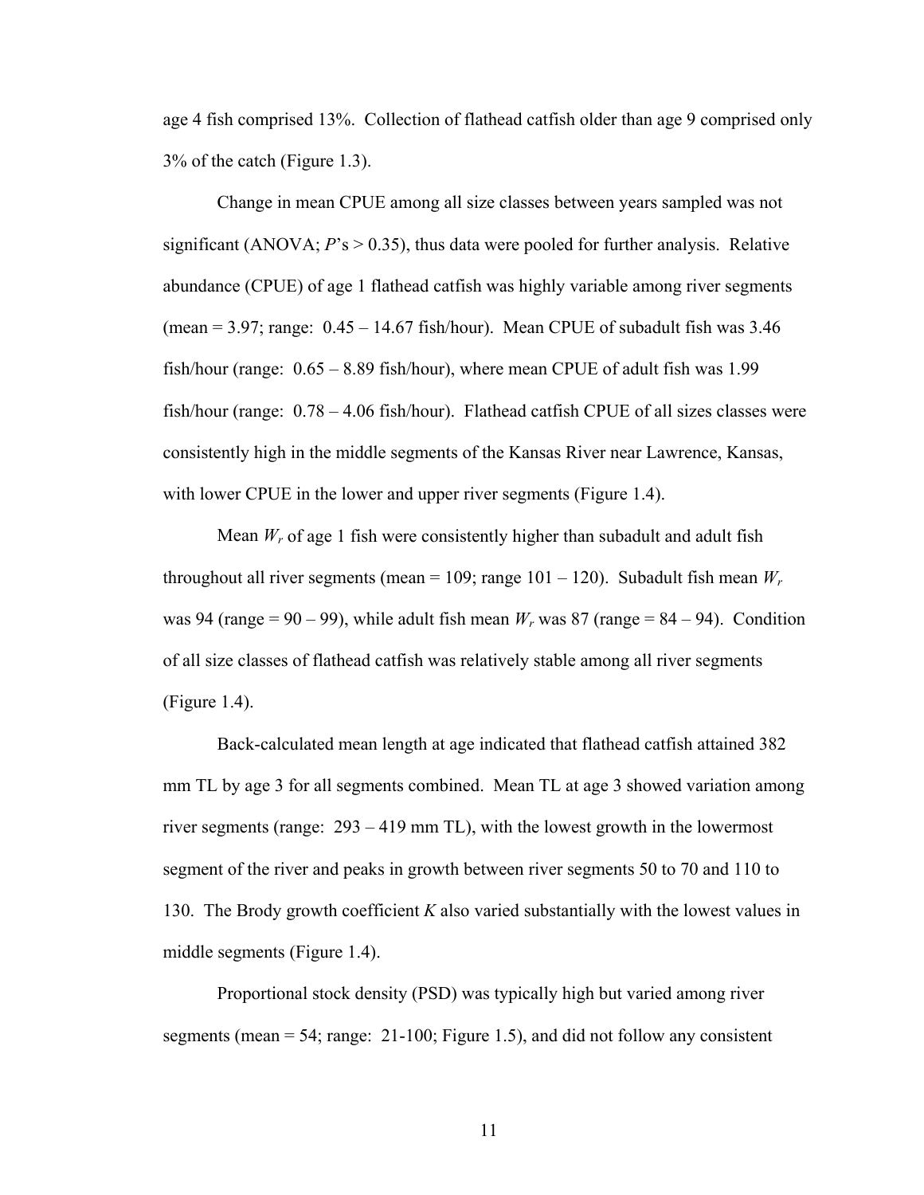age 4 fish comprised 13%. Collection of flathead catfish older than age 9 comprised only 3% of the catch (Figure 1.3).

Change in mean CPUE among all size classes between years sampled was not significant (ANOVA; $P$'s > 0.35), thus data were pooled for further analysis. Relative abundance (CPUE) of age 1 flathead catfish was highly variable among river segments (mean = 3.97; range: 0.45 – 14.67 fish/hour). Mean CPUE of subadult fish was 3.46 fish/hour (range: 0.65 – 8.89 fish/hour), where mean CPUE of adult fish was 1.99 fish/hour (range: 0.78 – 4.06 fish/hour). Flathead catfish CPUE of all sizes classes were consistently high in the middle segments of the Kansas River near Lawrence, Kansas, with lower CPUE in the lower and upper river segments (Figure 1.4).

Mean $W_r$ of age 1 fish were consistently higher than subadult and adult fish throughout all river segments (mean = 109; range 101 – 120). Subadult fish mean $W_r$ was 94 (range = 90 – 99), while adult fish mean $W_r$ was 87 (range = 84 – 94). Condition of all size classes of flathead catfish was relatively stable among all river segments (Figure 1.4).

Back-calculated mean length at age indicated that flathead catfish attained 382 mm TL by age 3 for all segments combined. Mean TL at age 3 showed variation among river segments (range: 293 – 419 mm TL), with the lowest growth in the lowermost segment of the river and peaks in growth between river segments 50 to 70 and 110 to 130. The Brody growth coefficient $K$ also varied substantially with the lowest values in middle segments (Figure 1.4).

Proportional stock density (PSD) was typically high but varied among river segments (mean = 54; range: 21-100; Figure 1.5), and did not follow any consistent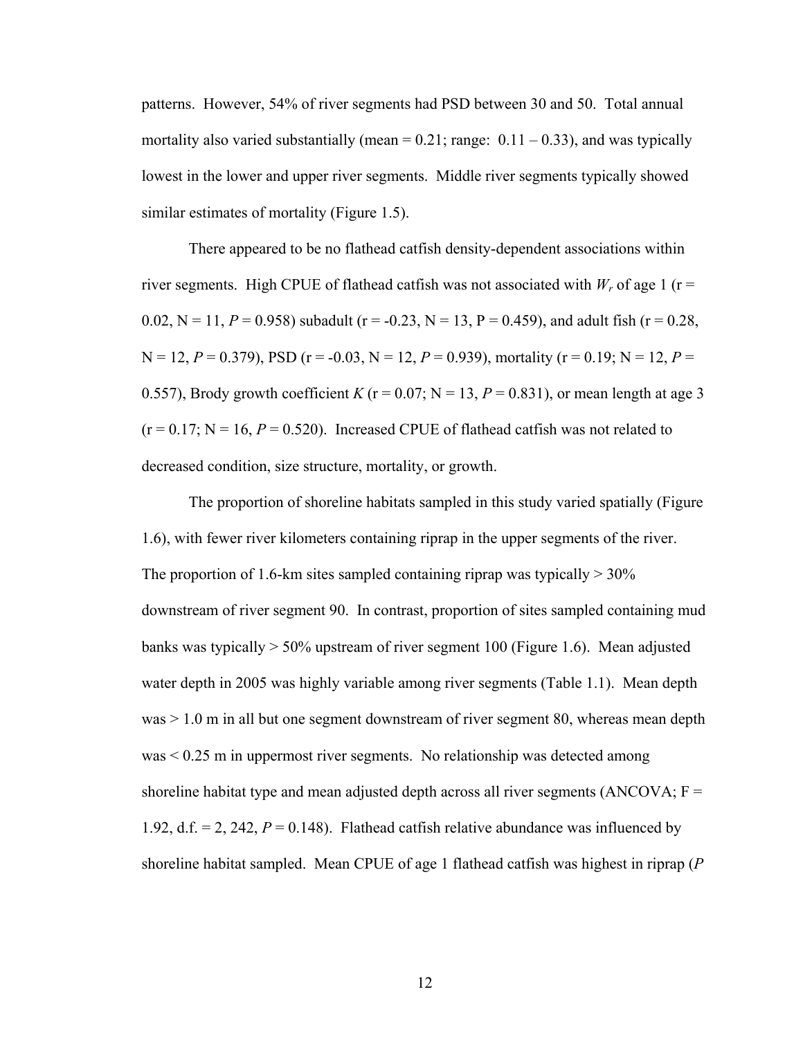patterns. However, 54% of river segments had PSD between 30 and 50. Total annual mortality also varied substantially (mean = 0.21; range: 0.11 – 0.33), and was typically lowest in the lower and upper river segments. Middle river segments typically showed similar estimates of mortality (Figure 1.5).

There appeared to be no flathead catfish density-dependent associations within river segments. High CPUE of flathead catfish was not associated with $W_r$ of age 1 ($r = 0.02$, $N = 11$, $P = 0.958$) subadult ($r = -0.23$, $N = 13$, $P = 0.459$), and adult fish ($r = 0.28$, $N = 12$, $P = 0.379$), PSD ($r = -0.03$, $N = 12$, $P = 0.939$), mortality ($r = 0.19$; $N = 12$, $P = 0.557$), Brody growth coefficient $K$ ($r = 0.07$; $N = 13$, $P = 0.831$), or mean length at age 3 ($r = 0.17$; $N = 16$, $P = 0.520$). Increased CPUE of flathead catfish was not related to decreased condition, size structure, mortality, or growth.

The proportion of shoreline habitats sampled in this study varied spatially (Figure 1.6), with fewer river kilometers containing riprap in the upper segments of the river. The proportion of 1.6-km sites sampled containing riprap was typically > 30% downstream of river segment 90. In contrast, proportion of sites sampled containing mud banks was typically > 50% upstream of river segment 100 (Figure 1.6). Mean adjusted water depth in 2005 was highly variable among river segments (Table 1.1). Mean depth was > 1.0 m in all but one segment downstream of river segment 80, whereas mean depth was < 0.25 m in uppermost river segments. No relationship was detected among shoreline habitat type and mean adjusted depth across all river segments (ANCOVA; $F = 1.92$, d.f. = 2, 242, $P = 0.148$). Flathead catfish relative abundance was influenced by shoreline habitat sampled. Mean CPUE of age 1 flathead catfish was highest in riprap ($P$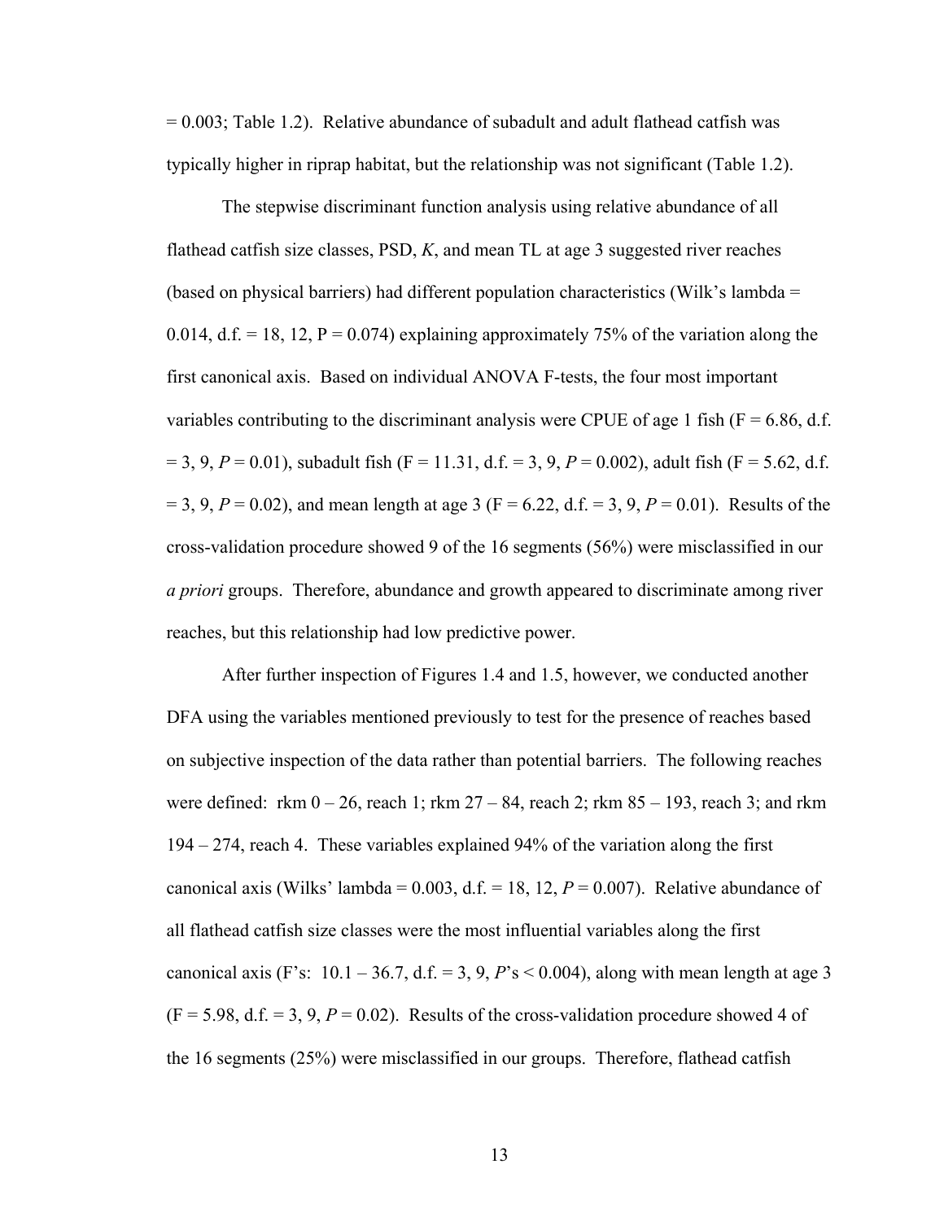= 0.003; Table 1.2). Relative abundance of subadult and adult flathead catfish was typically higher in riprap habitat, but the relationship was not significant (Table 1.2).

The stepwise discriminant function analysis using relative abundance of all flathead catfish size classes, PSD, *K*, and mean TL at age 3 suggested river reaches (based on physical barriers) had different population characteristics (Wilk's lambda = 0.014, d.f. = 18, 12, P = 0.074) explaining approximately 75% of the variation along the first canonical axis. Based on individual ANOVA F-tests, the four most important variables contributing to the discriminant analysis were CPUE of age 1 fish (F = 6.86, d.f. = 3, 9, $P = 0.01$), subadult fish (F = 11.31, d.f. = 3, 9, $P = 0.002$), adult fish (F = 5.62, d.f. = 3, 9, $P = 0.02$), and mean length at age 3 (F = 6.22, d.f. = 3, 9, $P = 0.01$). Results of the cross-validation procedure showed 9 of the 16 segments (56%) were misclassified in our *a priori* groups. Therefore, abundance and growth appeared to discriminate among river reaches, but this relationship had low predictive power.

After further inspection of Figures 1.4 and 1.5, however, we conducted another DFA using the variables mentioned previously to test for the presence of reaches based on subjective inspection of the data rather than potential barriers. The following reaches were defined: rkm 0 – 26, reach 1; rkm 27 – 84, reach 2; rkm 85 – 193, reach 3; and rkm 194 – 274, reach 4. These variables explained 94% of the variation along the first canonical axis (Wilks' lambda = 0.003, d.f. = 18, 12, $P = 0.007$). Relative abundance of all flathead catfish size classes were the most influential variables along the first canonical axis (F's: 10.1 – 36.7, d.f. = 3, 9, *P*'s < 0.004), along with mean length at age 3 (F = 5.98, d.f. = 3, 9, $P = 0.02$). Results of the cross-validation procedure showed 4 of the 16 segments (25%) were misclassified in our groups. Therefore, flathead catfish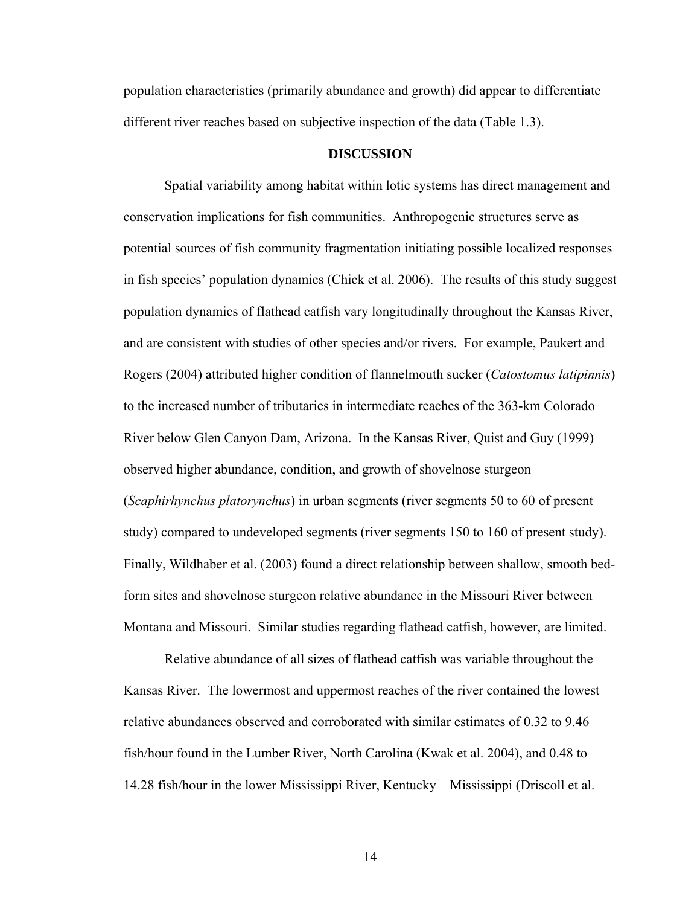population characteristics (primarily abundance and growth) did appear to differentiate different river reaches based on subjective inspection of the data (Table 1.3).

## DISCUSSION

Spatial variability among habitat within lotic systems has direct management and conservation implications for fish communities. Anthropogenic structures serve as potential sources of fish community fragmentation initiating possible localized responses in fish species' population dynamics (Chick et al. 2006). The results of this study suggest population dynamics of flathead catfish vary longitudinally throughout the Kansas River, and are consistent with studies of other species and/or rivers. For example, Paukert and Rogers (2004) attributed higher condition of flannelmouth sucker (*Catostomus latipinnis*) to the increased number of tributaries in intermediate reaches of the 363-km Colorado River below Glen Canyon Dam, Arizona. In the Kansas River, Quist and Guy (1999) observed higher abundance, condition, and growth of shovelnose sturgeon (*Scaphirhynchus platorynchus*) in urban segments (river segments 50 to 60 of present study) compared to undeveloped segments (river segments 150 to 160 of present study). Finally, Wildhaber et al. (2003) found a direct relationship between shallow, smooth bed-form sites and shovelnose sturgeon relative abundance in the Missouri River between Montana and Missouri. Similar studies regarding flathead catfish, however, are limited.

Relative abundance of all sizes of flathead catfish was variable throughout the Kansas River. The lowermost and uppermost reaches of the river contained the lowest relative abundances observed and corroborated with similar estimates of 0.32 to 9.46 fish/hour found in the Lumber River, North Carolina (Kwak et al. 2004), and 0.48 to 14.28 fish/hour in the lower Mississippi River, Kentucky – Mississippi (Driscoll et al.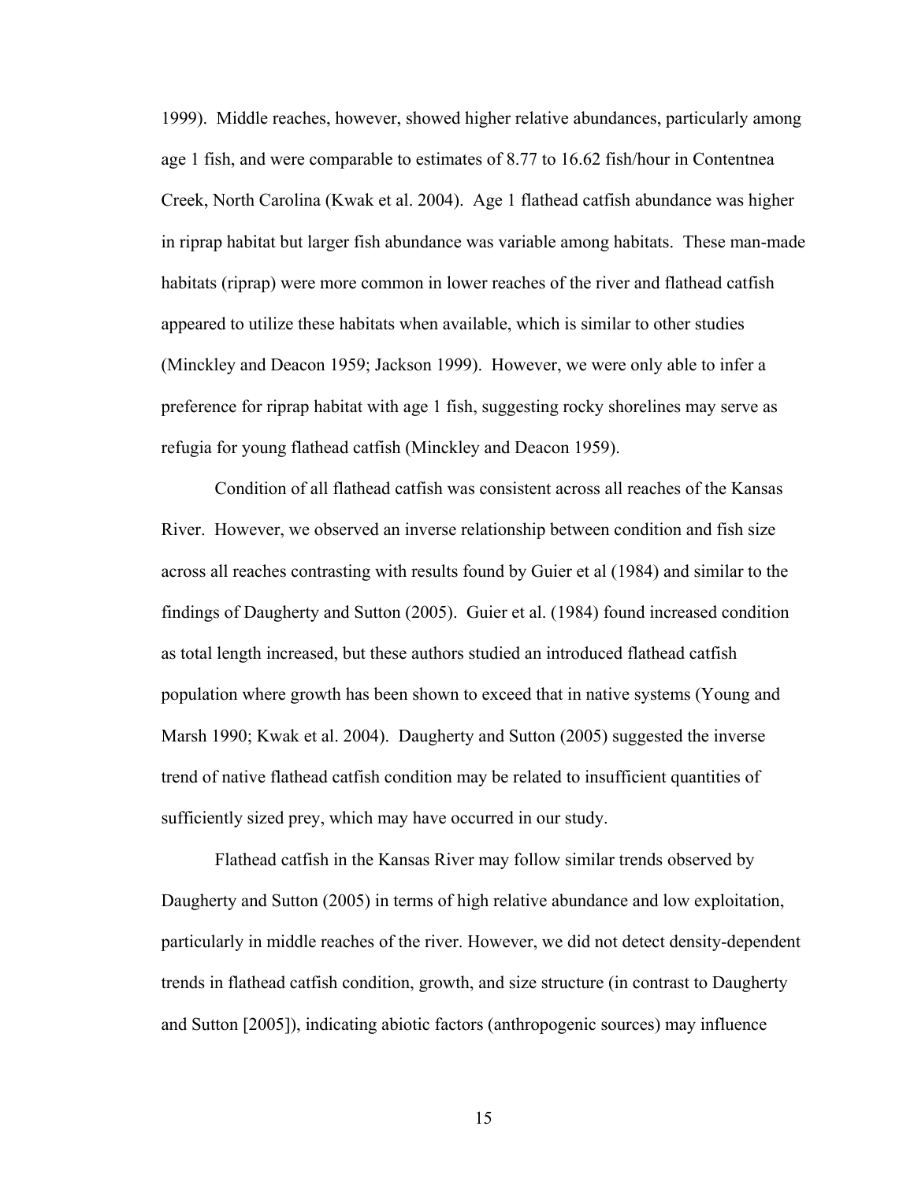1999). Middle reaches, however, showed higher relative abundances, particularly among age 1 fish, and were comparable to estimates of 8.77 to 16.62 fish/hour in Contentnea Creek, North Carolina (Kwak et al. 2004). Age 1 flathead catfish abundance was higher in riprap habitat but larger fish abundance was variable among habitats. These man-made habitats (riprap) were more common in lower reaches of the river and flathead catfish appeared to utilize these habitats when available, which is similar to other studies (Minckley and Deacon 1959; Jackson 1999). However, we were only able to infer a preference for riprap habitat with age 1 fish, suggesting rocky shorelines may serve as refugia for young flathead catfish (Minckley and Deacon 1959).

Condition of all flathead catfish was consistent across all reaches of the Kansas River. However, we observed an inverse relationship between condition and fish size across all reaches contrasting with results found by Guier et al (1984) and similar to the findings of Daugherty and Sutton (2005). Guier et al. (1984) found increased condition as total length increased, but these authors studied an introduced flathead catfish population where growth has been shown to exceed that in native systems (Young and Marsh 1990; Kwak et al. 2004). Daugherty and Sutton (2005) suggested the inverse trend of native flathead catfish condition may be related to insufficient quantities of sufficiently sized prey, which may have occurred in our study.

Flathead catfish in the Kansas River may follow similar trends observed by Daugherty and Sutton (2005) in terms of high relative abundance and low exploitation, particularly in middle reaches of the river. However, we did not detect density-dependent trends in flathead catfish condition, growth, and size structure (in contrast to Daugherty and Sutton [2005]), indicating abiotic factors (anthropogenic sources) may influence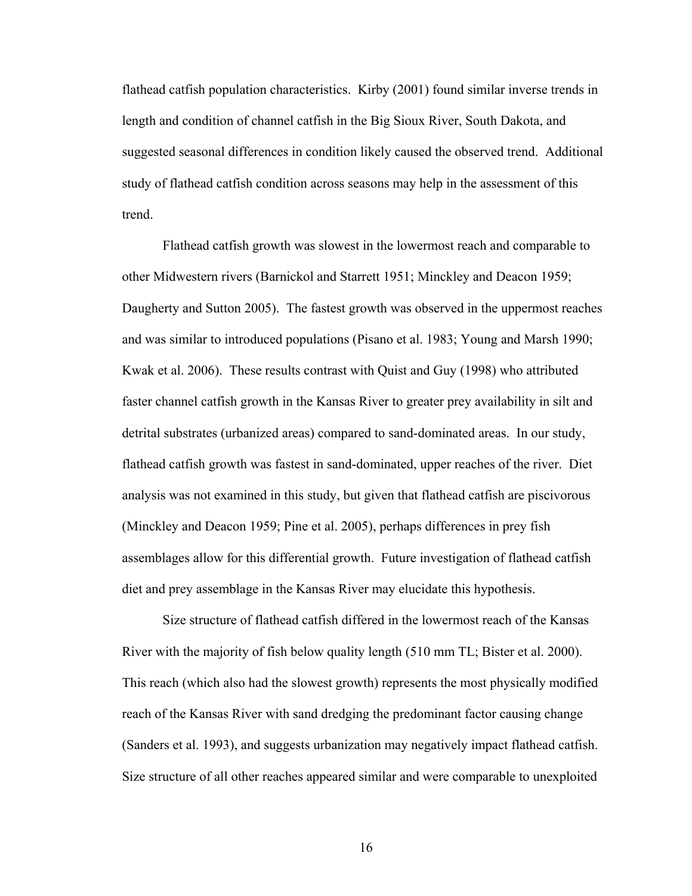flathead catfish population characteristics. Kirby (2001) found similar inverse trends in length and condition of channel catfish in the Big Sioux River, South Dakota, and suggested seasonal differences in condition likely caused the observed trend. Additional study of flathead catfish condition across seasons may help in the assessment of this trend.

Flathead catfish growth was slowest in the lowermost reach and comparable to other Midwestern rivers (Barnickol and Starrett 1951; Minckley and Deacon 1959; Daugherty and Sutton 2005). The fastest growth was observed in the uppermost reaches and was similar to introduced populations (Pisano et al. 1983; Young and Marsh 1990; Kwak et al. 2006). These results contrast with Quist and Guy (1998) who attributed faster channel catfish growth in the Kansas River to greater prey availability in silt and detrital substrates (urbanized areas) compared to sand-dominated areas. In our study, flathead catfish growth was fastest in sand-dominated, upper reaches of the river. Diet analysis was not examined in this study, but given that flathead catfish are piscivorous (Minckley and Deacon 1959; Pine et al. 2005), perhaps differences in prey fish assemblages allow for this differential growth. Future investigation of flathead catfish diet and prey assemblage in the Kansas River may elucidate this hypothesis.

Size structure of flathead catfish differed in the lowermost reach of the Kansas River with the majority of fish below quality length (510 mm TL; Bister et al. 2000). This reach (which also had the slowest growth) represents the most physically modified reach of the Kansas River with sand dredging the predominant factor causing change (Sanders et al. 1993), and suggests urbanization may negatively impact flathead catfish. Size structure of all other reaches appeared similar and were comparable to unexploited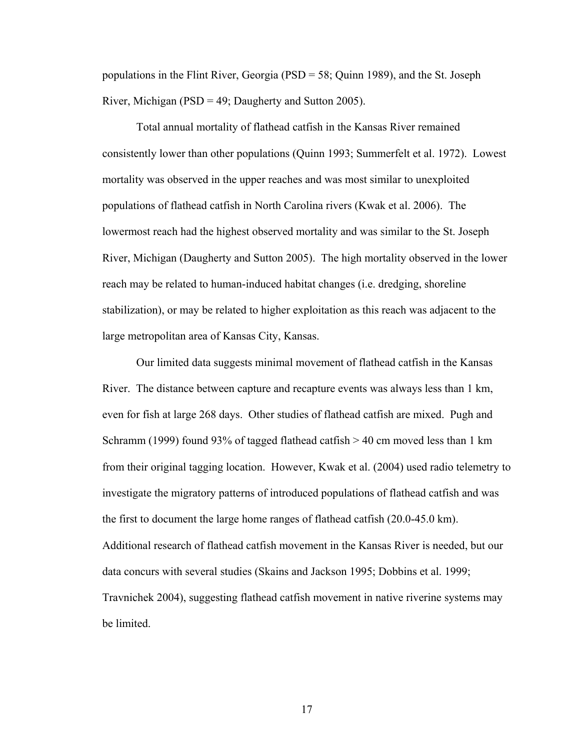populations in the Flint River, Georgia (PSD = 58; Quinn 1989), and the St. Joseph River, Michigan (PSD = 49; Daugherty and Sutton 2005).

Total annual mortality of flathead catfish in the Kansas River remained consistently lower than other populations (Quinn 1993; Summerfelt et al. 1972). Lowest mortality was observed in the upper reaches and was most similar to unexploited populations of flathead catfish in North Carolina rivers (Kwak et al. 2006). The lowermost reach had the highest observed mortality and was similar to the St. Joseph River, Michigan (Daugherty and Sutton 2005). The high mortality observed in the lower reach may be related to human-induced habitat changes (i.e. dredging, shoreline stabilization), or may be related to higher exploitation as this reach was adjacent to the large metropolitan area of Kansas City, Kansas.

Our limited data suggests minimal movement of flathead catfish in the Kansas River. The distance between capture and recapture events was always less than 1 km, even for fish at large 268 days. Other studies of flathead catfish are mixed. Pugh and Schramm (1999) found 93% of tagged flathead catfish > 40 cm moved less than 1 km from their original tagging location. However, Kwak et al. (2004) used radio telemetry to investigate the migratory patterns of introduced populations of flathead catfish and was the first to document the large home ranges of flathead catfish (20.0-45.0 km). Additional research of flathead catfish movement in the Kansas River is needed, but our data concurs with several studies (Skains and Jackson 1995; Dobbins et al. 1999; Travnichek 2004), suggesting flathead catfish movement in native riverine systems may be limited.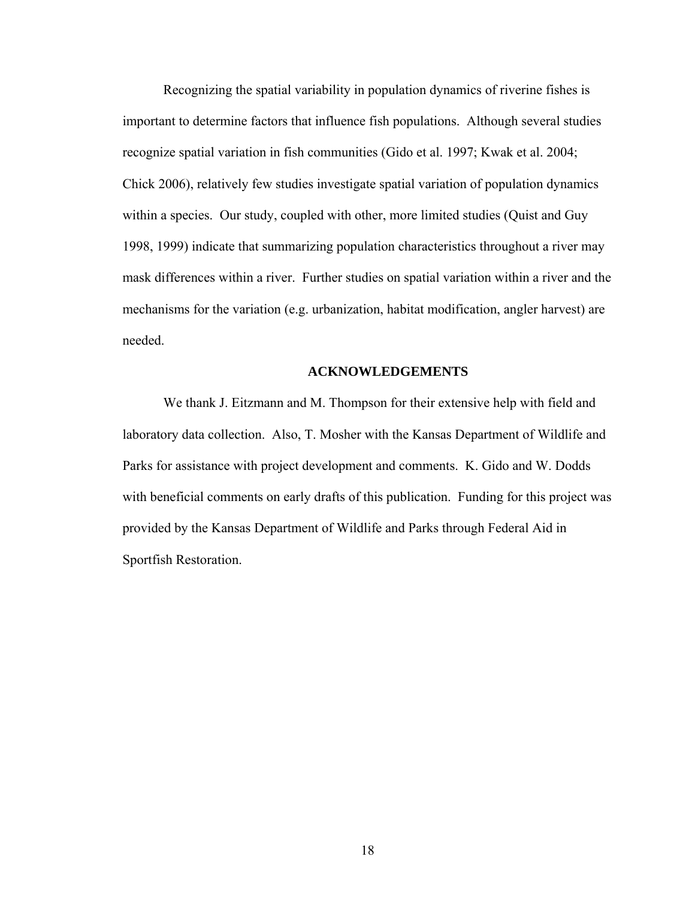Recognizing the spatial variability in population dynamics of riverine fishes is important to determine factors that influence fish populations. Although several studies recognize spatial variation in fish communities (Gido et al. 1997; Kwak et al. 2004; Chick 2006), relatively few studies investigate spatial variation of population dynamics within a species. Our study, coupled with other, more limited studies (Quist and Guy 1998, 1999) indicate that summarizing population characteristics throughout a river may mask differences within a river. Further studies on spatial variation within a river and the mechanisms for the variation (e.g. urbanization, habitat modification, angler harvest) are needed.

## ACKNOWLEDGEMENTS

We thank J. Eitzmann and M. Thompson for their extensive help with field and laboratory data collection. Also, T. Mosher with the Kansas Department of Wildlife and Parks for assistance with project development and comments. K. Gido and W. Dodds with beneficial comments on early drafts of this publication. Funding for this project was provided by the Kansas Department of Wildlife and Parks through Federal Aid in Sportfish Restoration.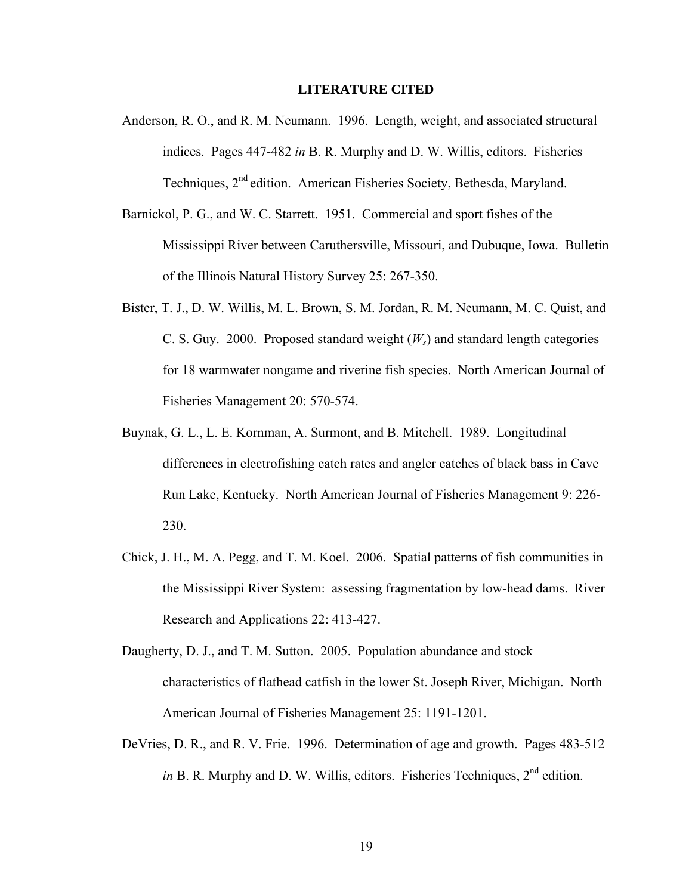**LITERATURE CITED**

Anderson, R. O., and R. M. Neumann. 1996. Length, weight, and associated structural indices. Pages 447-482 *in* B. R. Murphy and D. W. Willis, editors. Fisheries Techniques, 2nd edition. American Fisheries Society, Bethesda, Maryland.

Barnickol, P. G., and W. C. Starrett. 1951. Commercial and sport fishes of the Mississippi River between Caruthersville, Missouri, and Dubuque, Iowa. Bulletin of the Illinois Natural History Survey 25: 267-350.

Bister, T. J., D. W. Willis, M. L. Brown, S. M. Jordan, R. M. Neumann, M. C. Quist, and C. S. Guy. 2000. Proposed standard weight ($W_s$) and standard length categories for 18 warmwater nongame and riverine fish species. North American Journal of Fisheries Management 20: 570-574.

Buynak, G. L., L. E. Kornman, A. Surmont, and B. Mitchell. 1989. Longitudinal differences in electrofishing catch rates and angler catches of black bass in Cave Run Lake, Kentucky. North American Journal of Fisheries Management 9: 226-230.

Chick, J. H., M. A. Pegg, and T. M. Koel. 2006. Spatial patterns of fish communities in the Mississippi River System: assessing fragmentation by low-head dams. River Research and Applications 22: 413-427.

Daugherty, D. J., and T. M. Sutton. 2005. Population abundance and stock characteristics of flathead catfish in the lower St. Joseph River, Michigan. North American Journal of Fisheries Management 25: 1191-1201.

DeVries, D. R., and R. V. Frie. 1996. Determination of age and growth. Pages 483-512 *in* B. R. Murphy and D. W. Willis, editors. Fisheries Techniques, 2nd edition.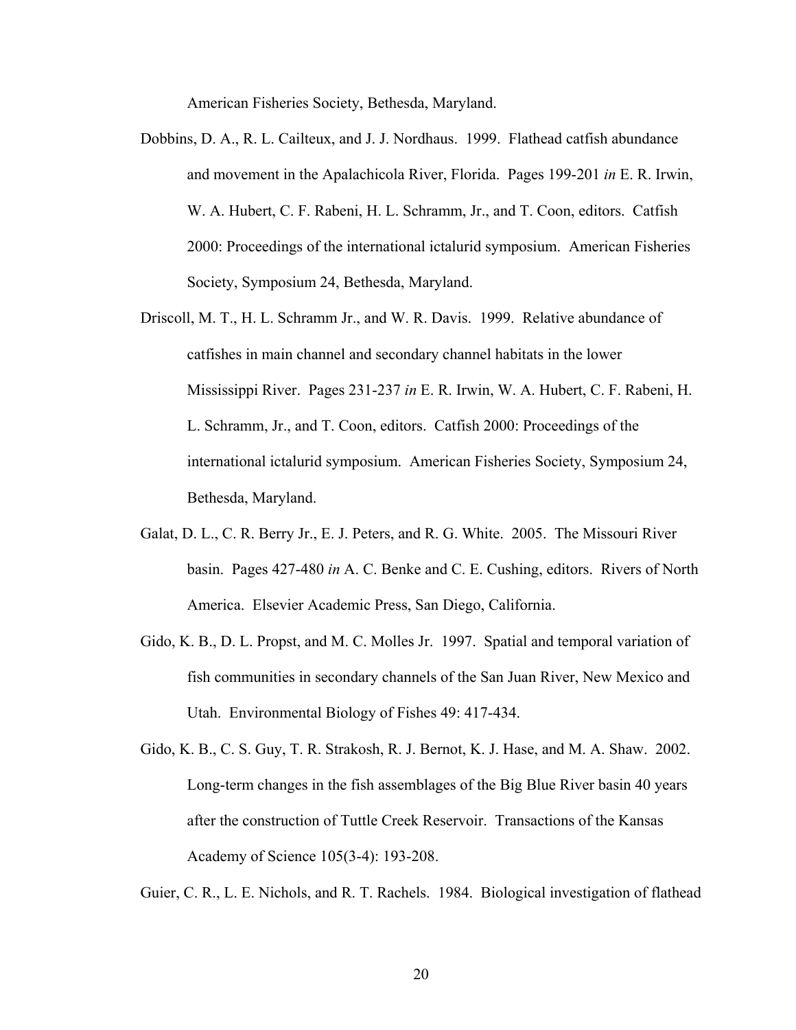American Fisheries Society, Bethesda, Maryland.

Dobbins, D. A., R. L. Cailteux, and J. J. Nordhaus. 1999. Flathead catfish abundance and movement in the Apalachicola River, Florida. Pages 199-201 *in* E. R. Irwin, W. A. Hubert, C. F. Rabeni, H. L. Schramm, Jr., and T. Coon, editors. Catfish 2000: Proceedings of the international ictalurid symposium. American Fisheries Society, Symposium 24, Bethesda, Maryland.

Driscoll, M. T., H. L. Schramm Jr., and W. R. Davis. 1999. Relative abundance of catfishes in main channel and secondary channel habitats in the lower Mississippi River. Pages 231-237 *in* E. R. Irwin, W. A. Hubert, C. F. Rabeni, H. L. Schramm, Jr., and T. Coon, editors. Catfish 2000: Proceedings of the international ictalurid symposium. American Fisheries Society, Symposium 24, Bethesda, Maryland.

Galat, D. L., C. R. Berry Jr., E. J. Peters, and R. G. White. 2005. The Missouri River basin. Pages 427-480 *in* A. C. Benke and C. E. Cushing, editors. Rivers of North America. Elsevier Academic Press, San Diego, California.

Gido, K. B., D. L. Propst, and M. C. Molles Jr. 1997. Spatial and temporal variation of fish communities in secondary channels of the San Juan River, New Mexico and Utah. Environmental Biology of Fishes 49: 417-434.

Gido, K. B., C. S. Guy, T. R. Strakosh, R. J. Bernot, K. J. Hase, and M. A. Shaw. 2002. Long-term changes in the fish assemblages of the Big Blue River basin 40 years after the construction of Tuttle Creek Reservoir. Transactions of the Kansas Academy of Science 105(3-4): 193-208.

Guier, C. R., L. E. Nichols, and R. T. Rachels. 1984. Biological investigation of flathead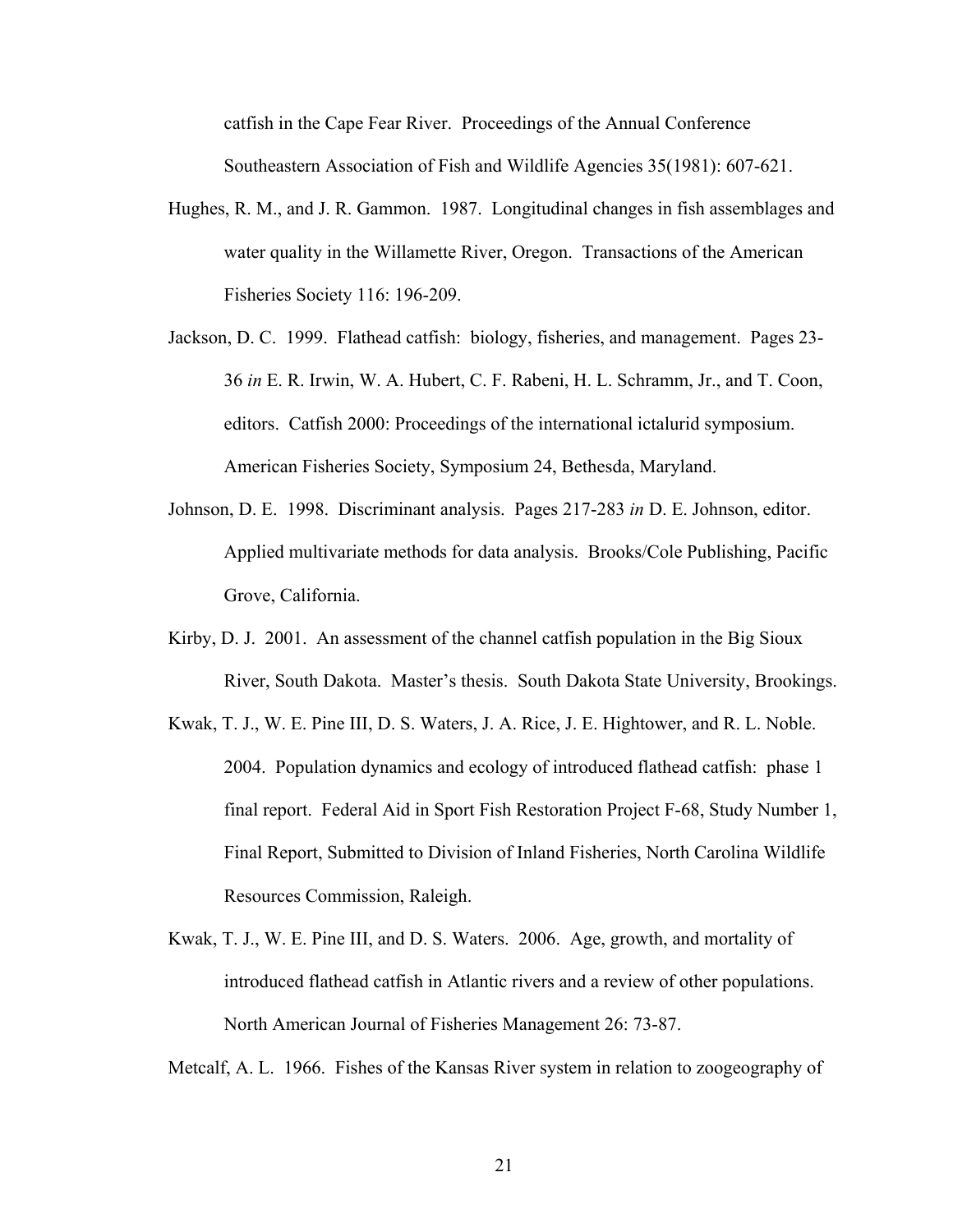catfish in the Cape Fear River. Proceedings of the Annual Conference Southeastern Association of Fish and Wildlife Agencies 35(1981): 607-621.

Hughes, R. M., and J. R. Gammon. 1987. Longitudinal changes in fish assemblages and water quality in the Willamette River, Oregon. Transactions of the American Fisheries Society 116: 196-209.

Jackson, D. C. 1999. Flathead catfish: biology, fisheries, and management. Pages 23-36 *in* E. R. Irwin, W. A. Hubert, C. F. Rabeni, H. L. Schramm, Jr., and T. Coon, editors. Catfish 2000: Proceedings of the international ictalurid symposium. American Fisheries Society, Symposium 24, Bethesda, Maryland.

Johnson, D. E. 1998. Discriminant analysis. Pages 217-283 *in* D. E. Johnson, editor. Applied multivariate methods for data analysis. Brooks/Cole Publishing, Pacific Grove, California.

Kirby, D. J. 2001. An assessment of the channel catfish population in the Big Sioux River, South Dakota. Master's thesis. South Dakota State University, Brookings.

Kwak, T. J., W. E. Pine III, D. S. Waters, J. A. Rice, J. E. Hightower, and R. L. Noble. 2004. Population dynamics and ecology of introduced flathead catfish: phase 1 final report. Federal Aid in Sport Fish Restoration Project F-68, Study Number 1, Final Report, Submitted to Division of Inland Fisheries, North Carolina Wildlife Resources Commission, Raleigh.

Kwak, T. J., W. E. Pine III, and D. S. Waters. 2006. Age, growth, and mortality of introduced flathead catfish in Atlantic rivers and a review of other populations. North American Journal of Fisheries Management 26: 73-87.

Metcalf, A. L. 1966. Fishes of the Kansas River system in relation to zoogeography of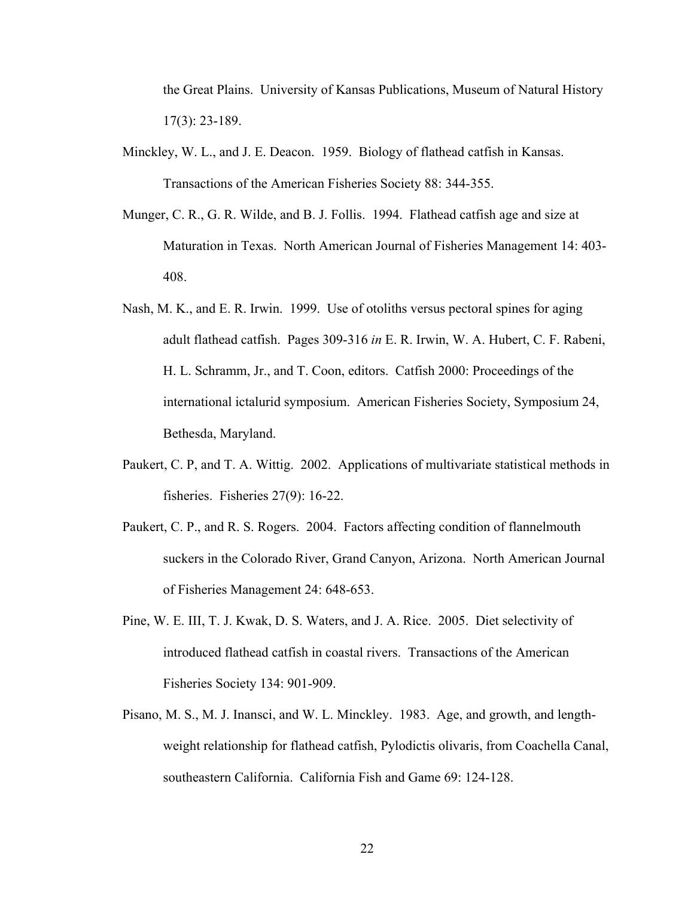the Great Plains. University of Kansas Publications, Museum of Natural History 17(3): 23-189.

Minckley, W. L., and J. E. Deacon. 1959. Biology of flathead catfish in Kansas. Transactions of the American Fisheries Society 88: 344-355.

Munger, C. R., G. R. Wilde, and B. J. Follis. 1994. Flathead catfish age and size at Maturation in Texas. North American Journal of Fisheries Management 14: 403-408.

Nash, M. K., and E. R. Irwin. 1999. Use of otoliths versus pectoral spines for aging adult flathead catfish. Pages 309-316 *in* E. R. Irwin, W. A. Hubert, C. F. Rabeni, H. L. Schramm, Jr., and T. Coon, editors. Catfish 2000: Proceedings of the international ictalurid symposium. American Fisheries Society, Symposium 24, Bethesda, Maryland.

Paukert, C. P, and T. A. Wittig. 2002. Applications of multivariate statistical methods in fisheries. Fisheries 27(9): 16-22.

Paukert, C. P., and R. S. Rogers. 2004. Factors affecting condition of flannelmouth suckers in the Colorado River, Grand Canyon, Arizona. North American Journal of Fisheries Management 24: 648-653.

Pine, W. E. III, T. J. Kwak, D. S. Waters, and J. A. Rice. 2005. Diet selectivity of introduced flathead catfish in coastal rivers. Transactions of the American Fisheries Society 134: 901-909.

Pisano, M. S., M. J. Inansci, and W. L. Minckley. 1983. Age, and growth, and length-weight relationship for flathead catfish, Pylodictis olivaris, from Coachella Canal, southeastern California. California Fish and Game 69: 124-128.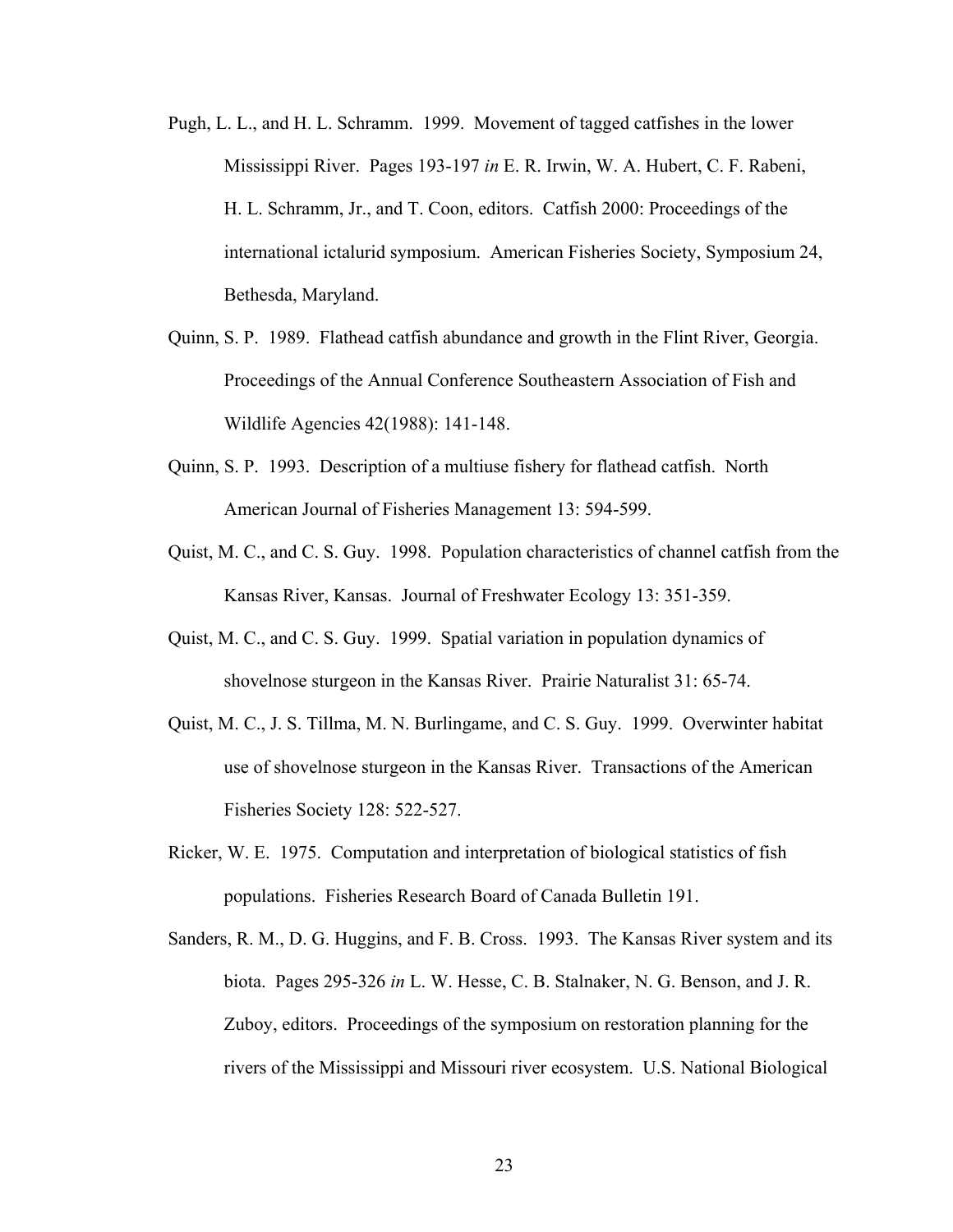Pugh, L. L., and H. L. Schramm. 1999. Movement of tagged catfishes in the lower Mississippi River. Pages 193-197 *in* E. R. Irwin, W. A. Hubert, C. F. Rabeni, H. L. Schramm, Jr., and T. Coon, editors. Catfish 2000: Proceedings of the international ictalurid symposium. American Fisheries Society, Symposium 24, Bethesda, Maryland.

Quinn, S. P. 1989. Flathead catfish abundance and growth in the Flint River, Georgia. Proceedings of the Annual Conference Southeastern Association of Fish and Wildlife Agencies 42(1988): 141-148.

Quinn, S. P. 1993. Description of a multiuse fishery for flathead catfish. North American Journal of Fisheries Management 13: 594-599.

Quist, M. C., and C. S. Guy. 1998. Population characteristics of channel catfish from the Kansas River, Kansas. Journal of Freshwater Ecology 13: 351-359.

Quist, M. C., and C. S. Guy. 1999. Spatial variation in population dynamics of shovelnose sturgeon in the Kansas River. Prairie Naturalist 31: 65-74.

Quist, M. C., J. S. Tillma, M. N. Burlingame, and C. S. Guy. 1999. Overwinter habitat use of shovelnose sturgeon in the Kansas River. Transactions of the American Fisheries Society 128: 522-527.

Ricker, W. E. 1975. Computation and interpretation of biological statistics of fish populations. Fisheries Research Board of Canada Bulletin 191.

Sanders, R. M., D. G. Huggins, and F. B. Cross. 1993. The Kansas River system and its biota. Pages 295-326 *in* L. W. Hesse, C. B. Stalnaker, N. G. Benson, and J. R. Zuboy, editors. Proceedings of the symposium on restoration planning for the rivers of the Mississippi and Missouri river ecosystem. U.S. National Biological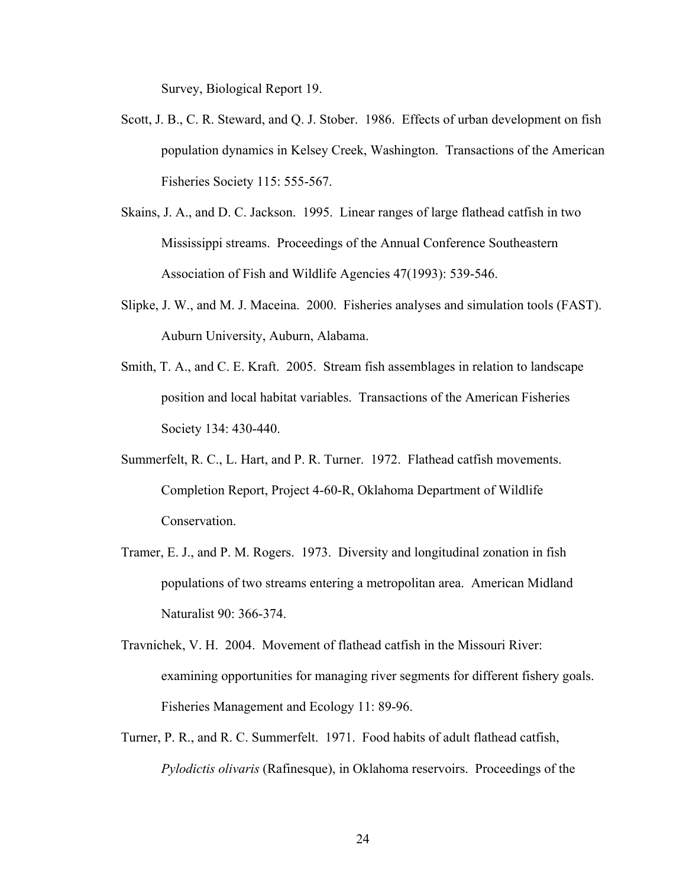Survey, Biological Report 19.

Scott, J. B., C. R. Steward, and Q. J. Stober. 1986. Effects of urban development on fish population dynamics in Kelsey Creek, Washington. Transactions of the American Fisheries Society 115: 555-567.

Skains, J. A., and D. C. Jackson. 1995. Linear ranges of large flathead catfish in two Mississippi streams. Proceedings of the Annual Conference Southeastern Association of Fish and Wildlife Agencies 47(1993): 539-546.

Slipke, J. W., and M. J. Maceina. 2000. Fisheries analyses and simulation tools (FAST). Auburn University, Auburn, Alabama.

Smith, T. A., and C. E. Kraft. 2005. Stream fish assemblages in relation to landscape position and local habitat variables. Transactions of the American Fisheries Society 134: 430-440.

Summerfelt, R. C., L. Hart, and P. R. Turner. 1972. Flathead catfish movements. Completion Report, Project 4-60-R, Oklahoma Department of Wildlife Conservation.

Tramer, E. J., and P. M. Rogers. 1973. Diversity and longitudinal zonation in fish populations of two streams entering a metropolitan area. American Midland Naturalist 90: 366-374.

Travnichek, V. H. 2004. Movement of flathead catfish in the Missouri River: examining opportunities for managing river segments for different fishery goals. Fisheries Management and Ecology 11: 89-96.

Turner, P. R., and R. C. Summerfelt. 1971. Food habits of adult flathead catfish, *Pylodictis olivaris* (Rafinesque), in Oklahoma reservoirs. Proceedings of the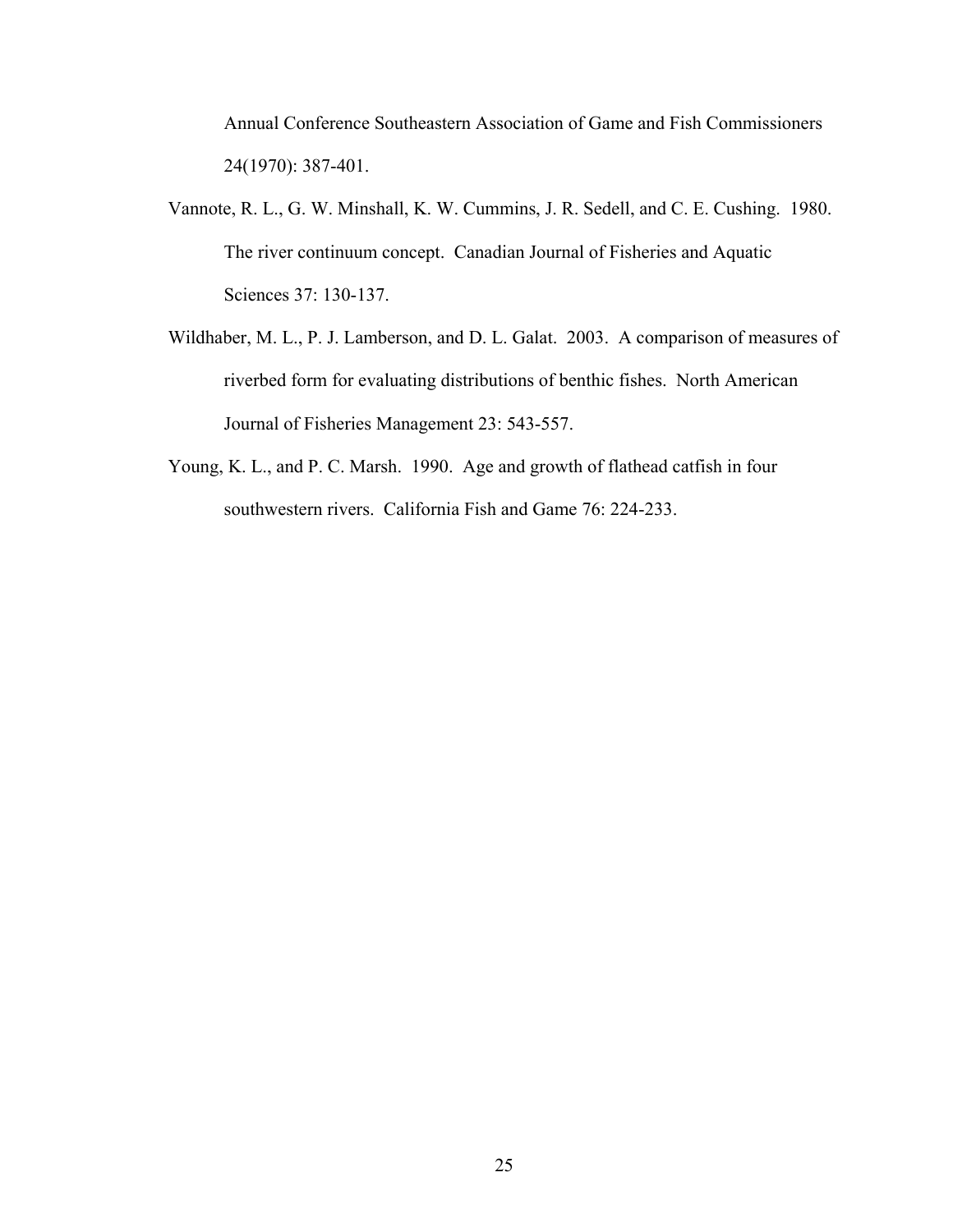Annual Conference Southeastern Association of Game and Fish Commissioners 24(1970): 387-401.

Vannote, R. L., G. W. Minshall, K. W. Cummins, J. R. Sedell, and C. E. Cushing. 1980. The river continuum concept. Canadian Journal of Fisheries and Aquatic Sciences 37: 130-137.

Wildhaber, M. L., P. J. Lamberson, and D. L. Galat. 2003. A comparison of measures of riverbed form for evaluating distributions of benthic fishes. North American Journal of Fisheries Management 23: 543-557.

Young, K. L., and P. C. Marsh. 1990. Age and growth of flathead catfish in four southwestern rivers. California Fish and Game 76: 224-233.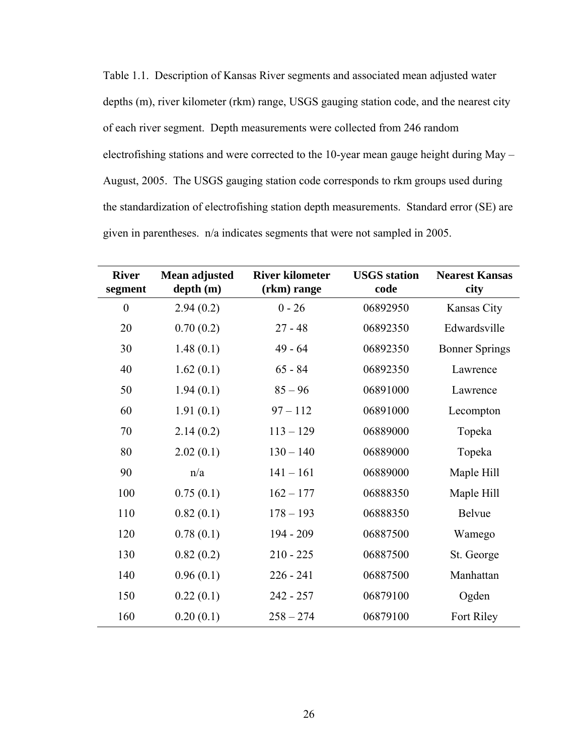Table 1.1. Description of Kansas River segments and associated mean adjusted water depths (m), river kilometer (rkm) range, USGS gauging station code, and the nearest city of each river segment. Depth measurements were collected from 246 random electrofishing stations and were corrected to the 10-year mean gauge height during May – August, 2005. The USGS gauging station code corresponds to rkm groups used during the standardization of electrofishing station depth measurements. Standard error (SE) are given in parentheses. n/a indicates segments that were not sampled in 2005.

| River segment | Mean adjusted depth (m) | River kilometer (rkm) range | USGS station code | Nearest Kansas city |
|---|---|---|---|---|
| 0 | 2.94 (0.2) | 0 - 26 | 06892950 | Kansas City |
| 20 | 0.70 (0.2) | 27 - 48 | 06892350 | Edwardsville |
| 30 | 1.48 (0.1) | 49 - 64 | 06892350 | Bonner Springs |
| 40 | 1.62 (0.1) | 65 - 84 | 06892350 | Lawrence |
| 50 | 1.94 (0.1) | 85 – 96 | 06891000 | Lawrence |
| 60 | 1.91 (0.1) | 97 – 112 | 06891000 | Lecompton |
| 70 | 2.14 (0.2) | 113 – 129 | 06889000 | Topeka |
| 80 | 2.02 (0.1) | 130 – 140 | 06889000 | Topeka |
| 90 | n/a | 141 – 161 | 06889000 | Maple Hill |
| 100 | 0.75 (0.1) | 162 – 177 | 06888350 | Maple Hill |
| 110 | 0.82 (0.1) | 178 – 193 | 06888350 | Belvue |
| 120 | 0.78 (0.1) | 194 - 209 | 06887500 | Wamego |
| 130 | 0.82 (0.2) | 210 - 225 | 06887500 | St. George |
| 140 | 0.96 (0.1) | 226 - 241 | 06887500 | Manhattan |
| 150 | 0.22 (0.1) | 242 - 257 | 06879100 | Ogden |
| 160 | 0.20 (0.1) | 258 – 274 | 06879100 | Fort Riley |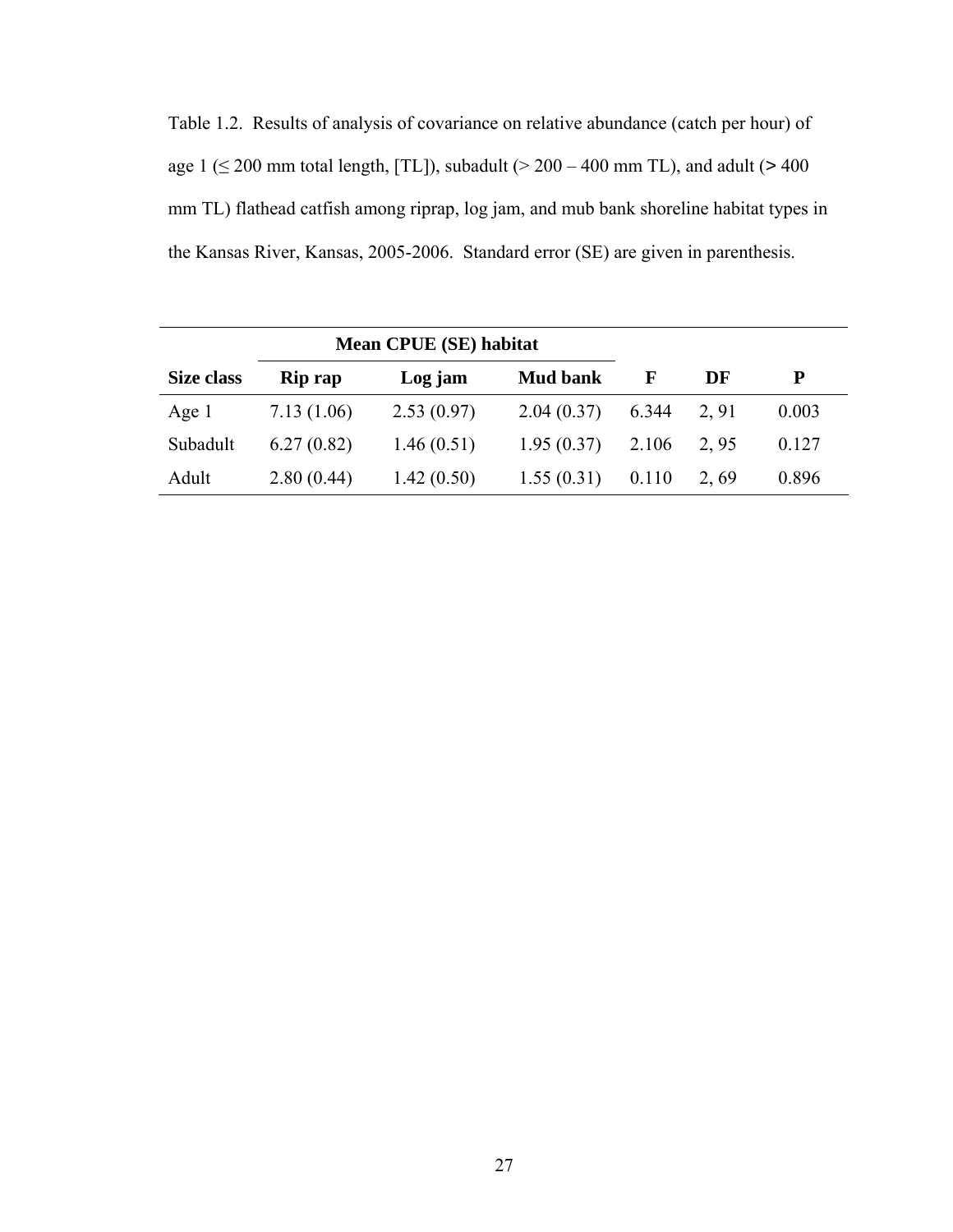Table 1.2. Results of analysis of covariance on relative abundance (catch per hour) of age 1 (≤ 200 mm total length, [TL]), subadult (> 200 – 400 mm TL), and adult (> 400 mm TL) flathead catfish among riprap, log jam, and mub bank shoreline habitat types in the Kansas River, Kansas, 2005-2006. Standard error (SE) are given in parenthesis.

| | Mean CPUE (SE) habitat | | | | | |
|---|---|---|---|---|---|---|
| **Size class** | **Rip rap** | **Log jam** | **Mud bank** | **F** | **DF** | **P** |
| Age 1 | 7.13 (1.06) | 2.53 (0.97) | 2.04 (0.37) | 6.344 | 2, 91 | 0.003 |
| Subadult | 6.27 (0.82) | 1.46 (0.51) | 1.95 (0.37) | 2.106 | 2, 95 | 0.127 |
| Adult | 2.80 (0.44) | 1.42 (0.50) | 1.55 (0.31) | 0.110 | 2, 69 | 0.896 |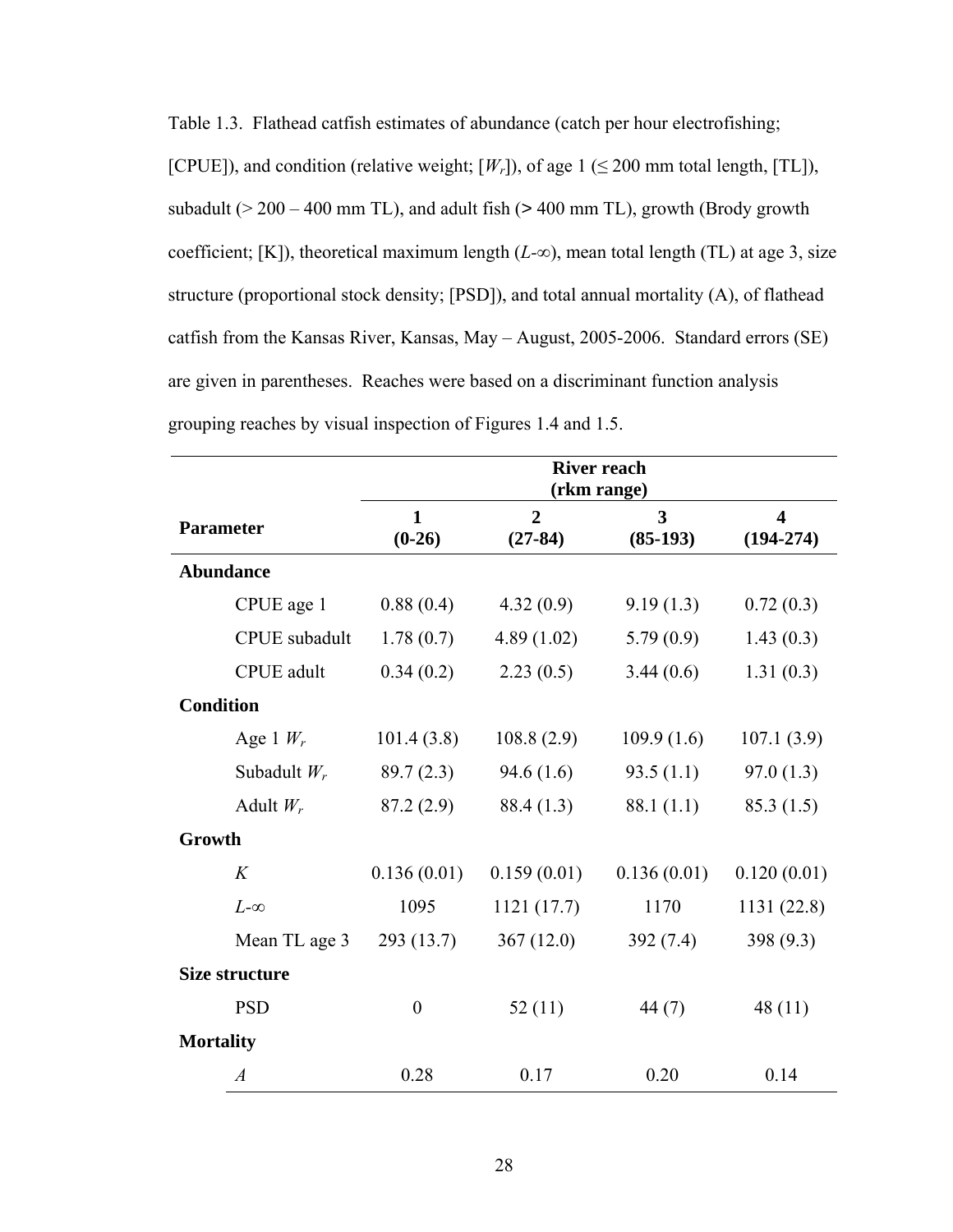Table 1.3. Flathead catfish estimates of abundance (catch per hour electrofishing; [CPUE]), and condition (relative weight; [$W_r$]), of age 1 (≤ 200 mm total length, [TL]), subadult (> 200 – 400 mm TL), and adult fish (> 400 mm TL), growth (Brody growth coefficient; [K]), theoretical maximum length ($L$-∞), mean total length (TL) at age 3, size structure (proportional stock density; [PSD]), and total annual mortality (A), of flathead catfish from the Kansas River, Kansas, May – August, 2005-2006. Standard errors (SE) are given in parentheses. Reaches were based on a discriminant function analysis grouping reaches by visual inspection of Figures 1.4 and 1.5.

| Parameter | River reach (rkm range) | | | |
|---|---|---|---|---|
| | **1 (0-26)** | **2 (27-84)** | **3 (85-193)** | **4 (194-274)** |
| **Abundance** | | | | |
| CPUE age 1 | 0.88 (0.4) | 4.32 (0.9) | 9.19 (1.3) | 0.72 (0.3) |
| CPUE subadult | 1.78 (0.7) | 4.89 (1.02) | 5.79 (0.9) | 1.43 (0.3) |
| CPUE adult | 0.34 (0.2) | 2.23 (0.5) | 3.44 (0.6) | 1.31 (0.3) |
| **Condition** | | | | |
| Age 1 $W_r$ | 101.4 (3.8) | 108.8 (2.9) | 109.9 (1.6) | 107.1 (3.9) |
| Subadult $W_r$ | 89.7 (2.3) | 94.6 (1.6) | 93.5 (1.1) | 97.0 (1.3) |
| Adult $W_r$ | 87.2 (2.9) | 88.4 (1.3) | 88.1 (1.1) | 85.3 (1.5) |
| **Growth** | | | | |
| $K$ | 0.136 (0.01) | 0.159 (0.01) | 0.136 (0.01) | 0.120 (0.01) |
| $L$-∞ | 1095 | 1121 (17.7) | 1170 | 1131 (22.8) |
| Mean TL age 3 | 293 (13.7) | 367 (12.0) | 392 (7.4) | 398 (9.3) |
| **Size structure** | | | | |
| PSD | 0 | 52 (11) | 44 (7) | 48 (11) |
| **Mortality** | | | | |
| $A$ | 0.28 | 0.17 | 0.20 | 0.14 |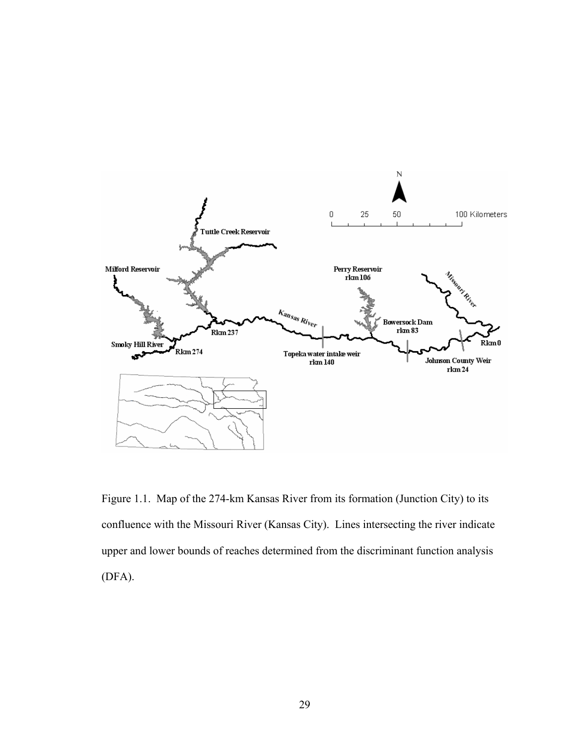Figure 1.1. Map of the 274-km Kansas River from its formation (Junction City) to its confluence with the Missouri River (Kansas City). Lines intersecting the river indicate upper and lower bounds of reaches determined from the discriminant function analysis (DFA).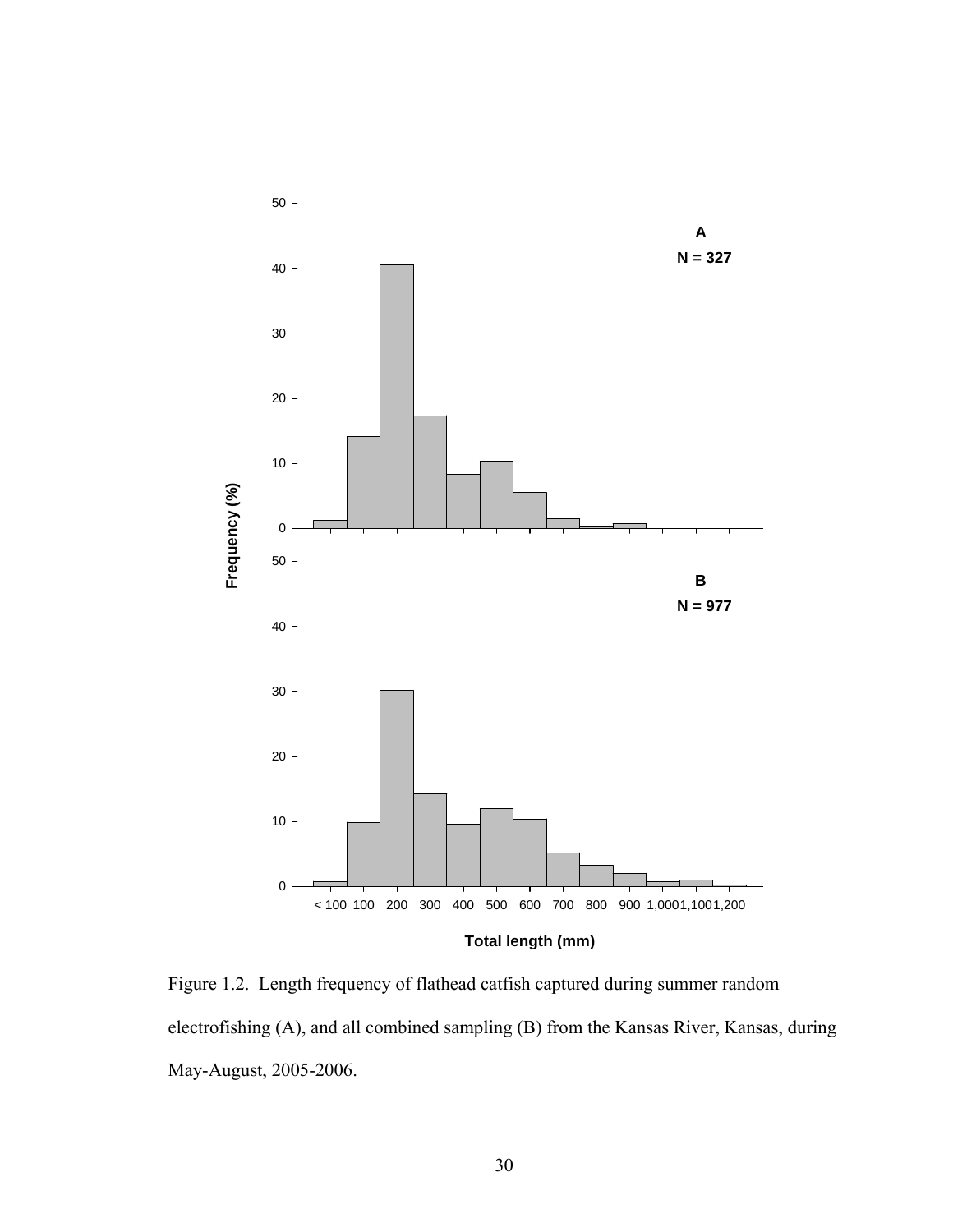Figure 1.2. Length frequency of flathead catfish captured during summer random electrofishing (A), and all combined sampling (B) from the Kansas River, Kansas, during May-August, 2005-2006.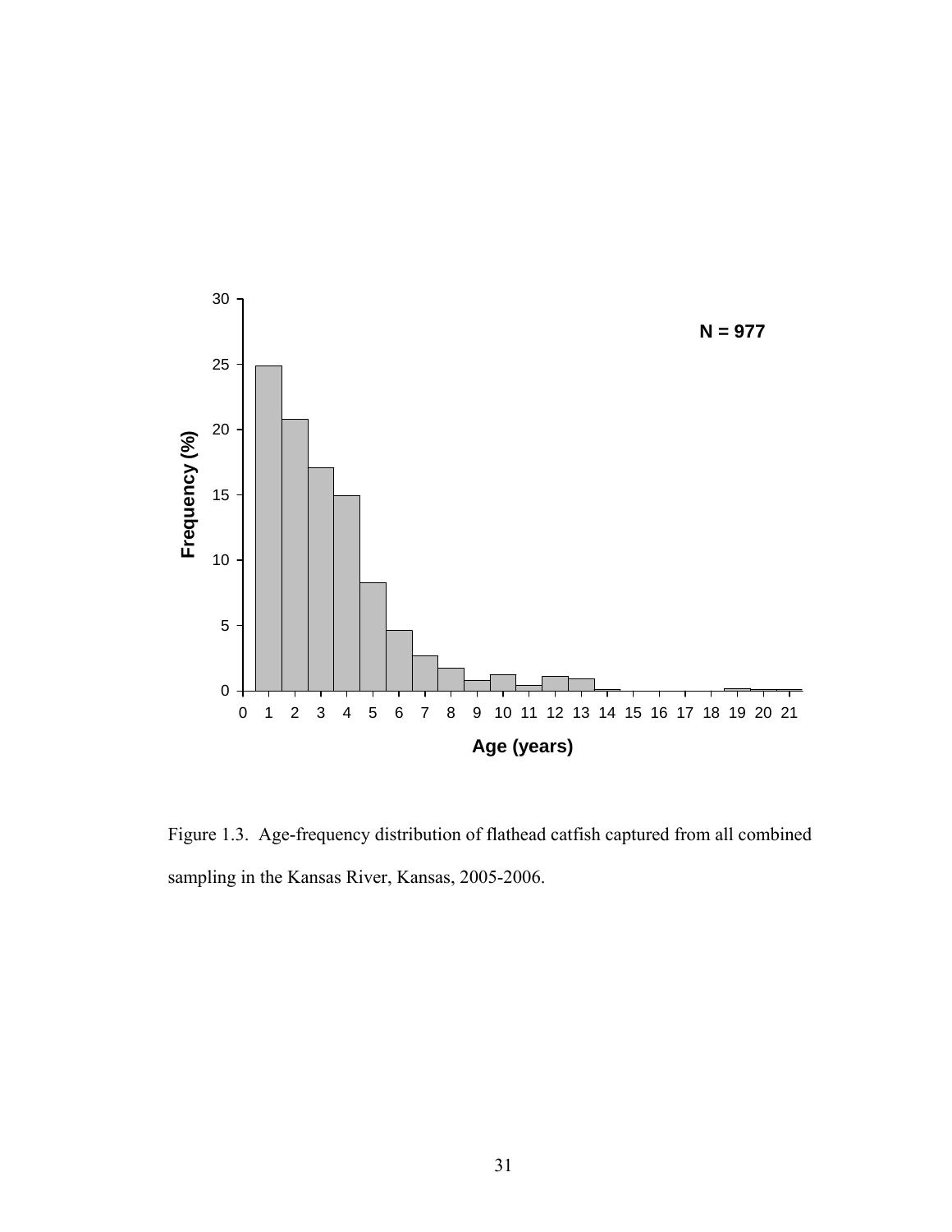Figure 1.3. Age-frequency distribution of flathead catfish captured from all combined sampling in the Kansas River, Kansas, 2005-2006.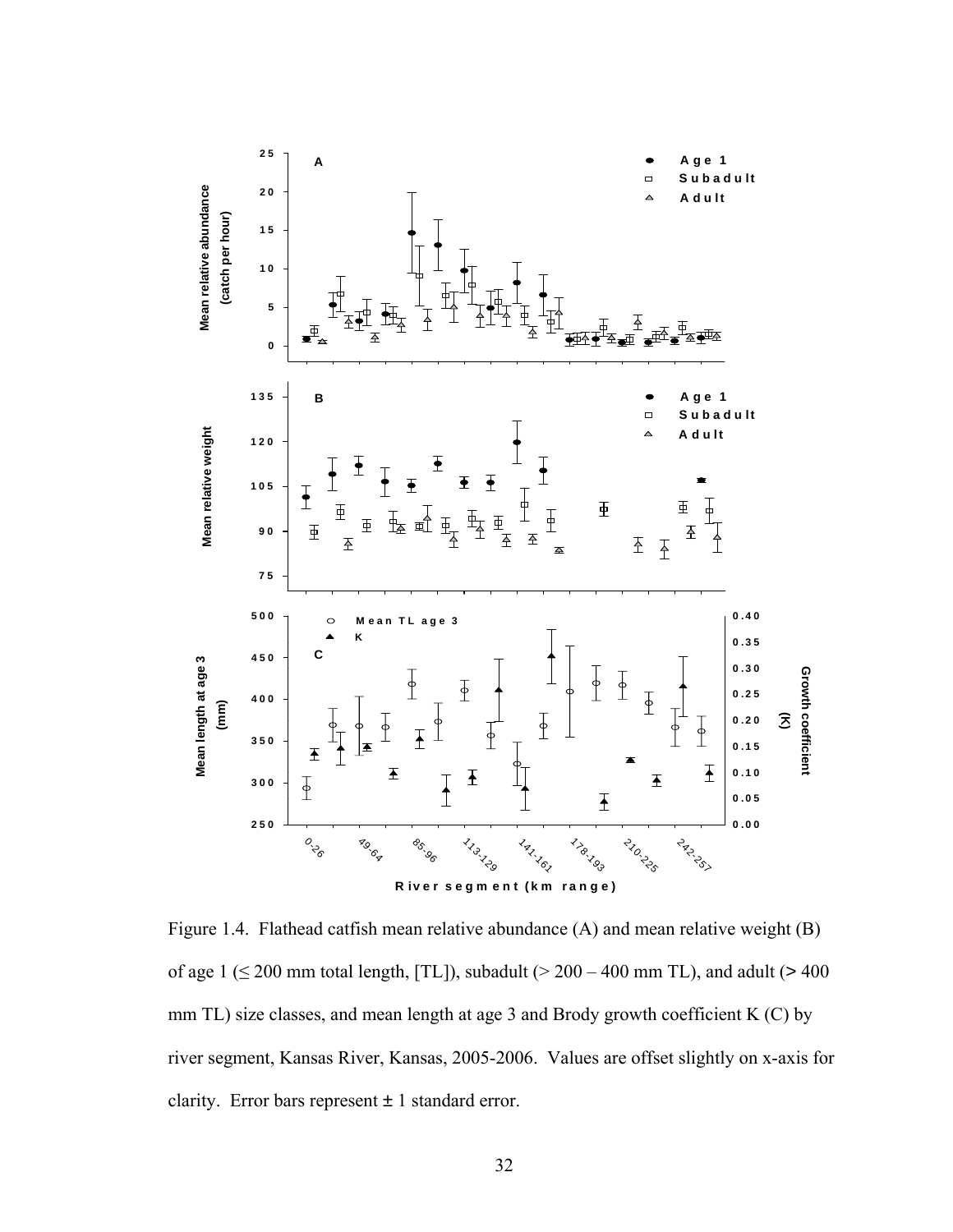Figure 1.4. Flathead catfish mean relative abundance (A) and mean relative weight (B) of age 1 (≤ 200 mm total length, [TL]), subadult (> 200 – 400 mm TL), and adult (> 400 mm TL) size classes, and mean length at age 3 and Brody growth coefficient K (C) by river segment, Kansas River, Kansas, 2005-2006. Values are offset slightly on x-axis for clarity. Error bars represent ± 1 standard error.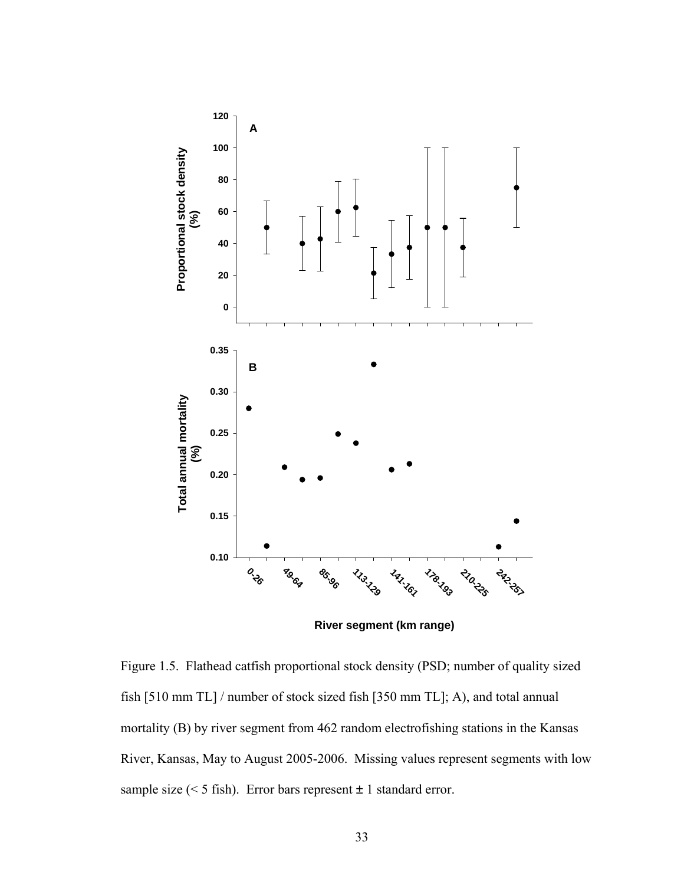Figure 1.5. Flathead catfish proportional stock density (PSD; number of quality sized fish [510 mm TL] / number of stock sized fish [350 mm TL]; A), and total annual mortality (B) by river segment from 462 random electrofishing stations in the Kansas River, Kansas, May to August 2005-2006. Missing values represent segments with low sample size (< 5 fish). Error bars represent ± 1 standard error.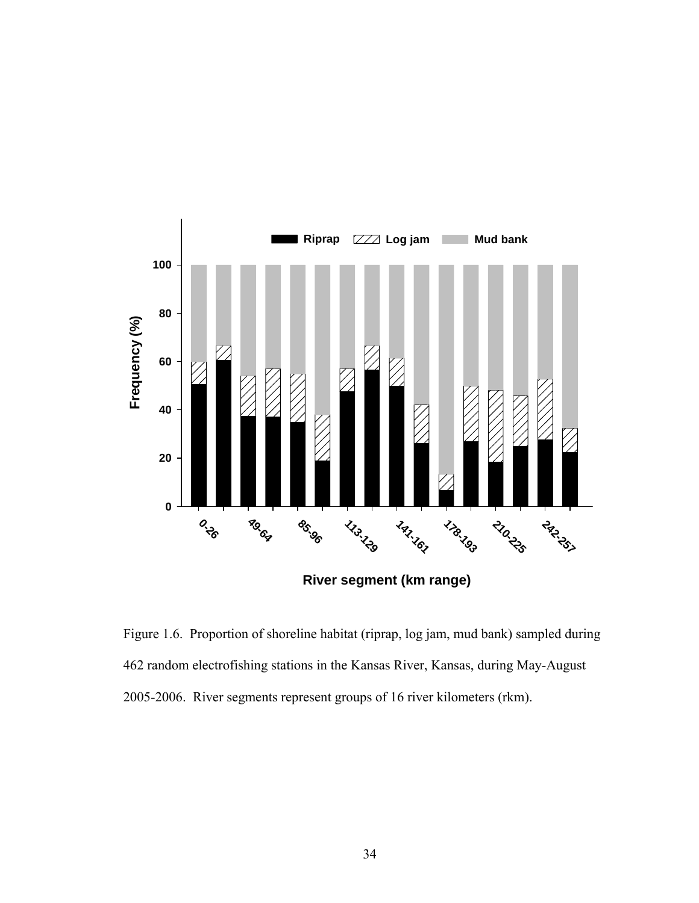Figure 1.6. Proportion of shoreline habitat (riprap, log jam, mud bank) sampled during 462 random electrofishing stations in the Kansas River, Kansas, during May-August 2005-2006. River segments represent groups of 16 river kilometers (rkm).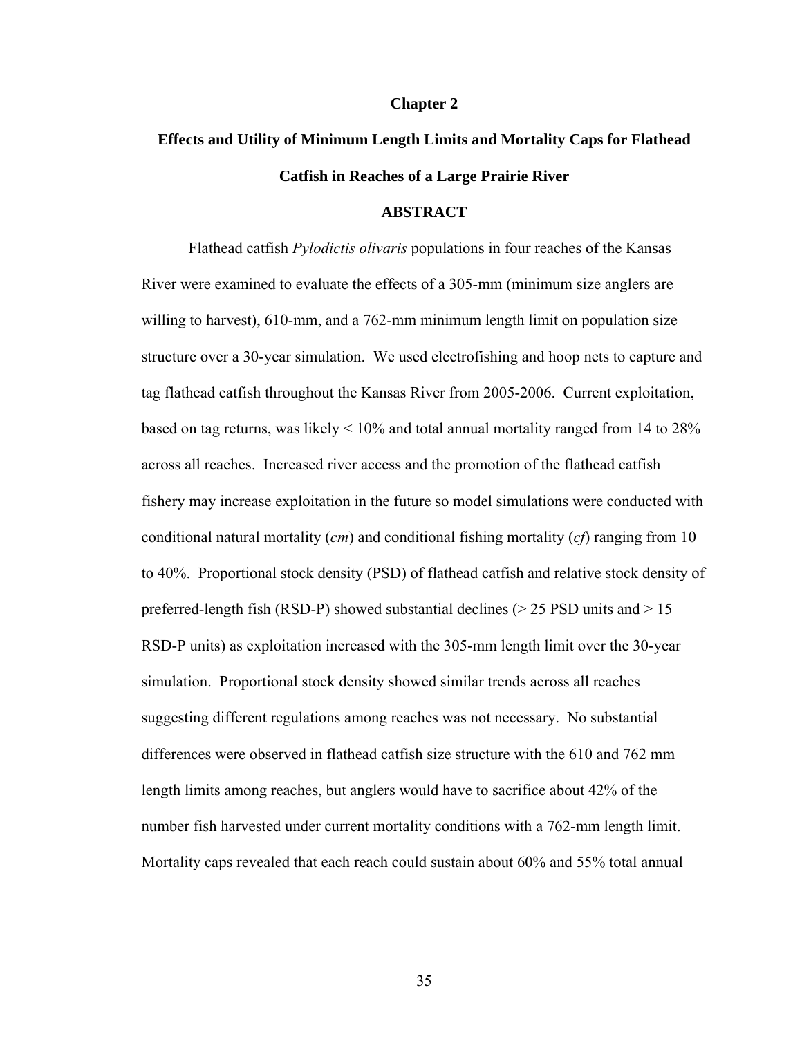# Chapter 2

## Effects and Utility of Minimum Length Limits and Mortality Caps for Flathead Catfish in Reaches of a Large Prairie River

### ABSTRACT

Flathead catfish *Pylodictis olivaris* populations in four reaches of the Kansas River were examined to evaluate the effects of a 305-mm (minimum size anglers are willing to harvest), 610-mm, and a 762-mm minimum length limit on population size structure over a 30-year simulation. We used electrofishing and hoop nets to capture and tag flathead catfish throughout the Kansas River from 2005-2006. Current exploitation, based on tag returns, was likely < 10% and total annual mortality ranged from 14 to 28% across all reaches. Increased river access and the promotion of the flathead catfish fishery may increase exploitation in the future so model simulations were conducted with conditional natural mortality (*cm*) and conditional fishing mortality (*cf*) ranging from 10 to 40%. Proportional stock density (PSD) of flathead catfish and relative stock density of preferred-length fish (RSD-P) showed substantial declines (> 25 PSD units and > 15 RSD-P units) as exploitation increased with the 305-mm length limit over the 30-year simulation. Proportional stock density showed similar trends across all reaches suggesting different regulations among reaches was not necessary. No substantial differences were observed in flathead catfish size structure with the 610 and 762 mm length limits among reaches, but anglers would have to sacrifice about 42% of the number fish harvested under current mortality conditions with a 762-mm length limit. Mortality caps revealed that each reach could sustain about 60% and 55% total annual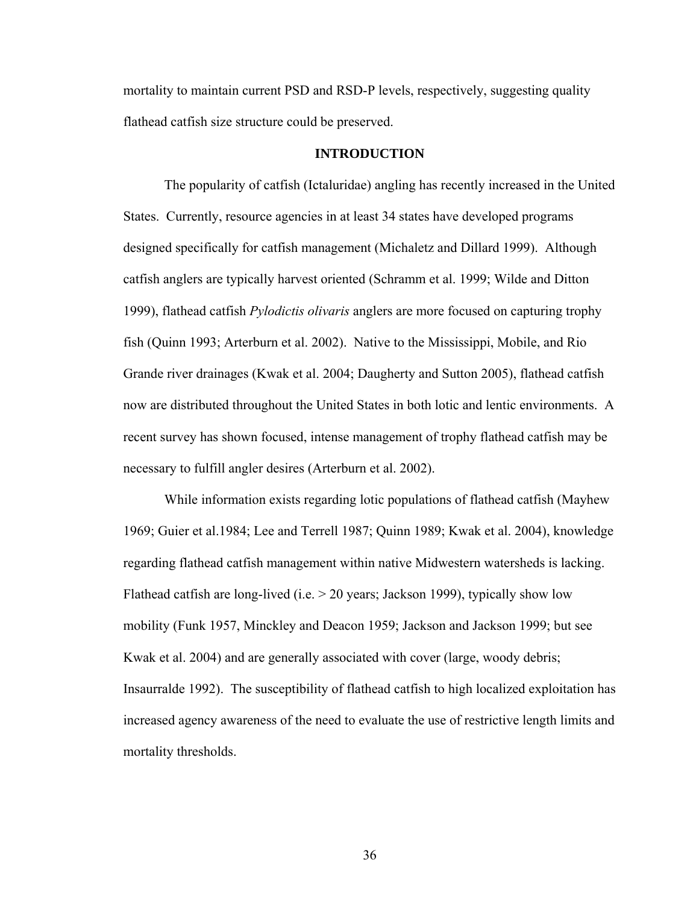mortality to maintain current PSD and RSD-P levels, respectively, suggesting quality flathead catfish size structure could be preserved.

## INTRODUCTION

The popularity of catfish (Ictaluridae) angling has recently increased in the United States. Currently, resource agencies in at least 34 states have developed programs designed specifically for catfish management (Michaletz and Dillard 1999). Although catfish anglers are typically harvest oriented (Schramm et al. 1999; Wilde and Ditton 1999), flathead catfish *Pylodictis olivaris* anglers are more focused on capturing trophy fish (Quinn 1993; Arterburn et al. 2002). Native to the Mississippi, Mobile, and Rio Grande river drainages (Kwak et al. 2004; Daugherty and Sutton 2005), flathead catfish now are distributed throughout the United States in both lotic and lentic environments. A recent survey has shown focused, intense management of trophy flathead catfish may be necessary to fulfill angler desires (Arterburn et al. 2002).

While information exists regarding lotic populations of flathead catfish (Mayhew 1969; Guier et al.1984; Lee and Terrell 1987; Quinn 1989; Kwak et al. 2004), knowledge regarding flathead catfish management within native Midwestern watersheds is lacking. Flathead catfish are long-lived (i.e. > 20 years; Jackson 1999), typically show low mobility (Funk 1957, Minckley and Deacon 1959; Jackson and Jackson 1999; but see Kwak et al. 2004) and are generally associated with cover (large, woody debris; Insaurralde 1992). The susceptibility of flathead catfish to high localized exploitation has increased agency awareness of the need to evaluate the use of restrictive length limits and mortality thresholds.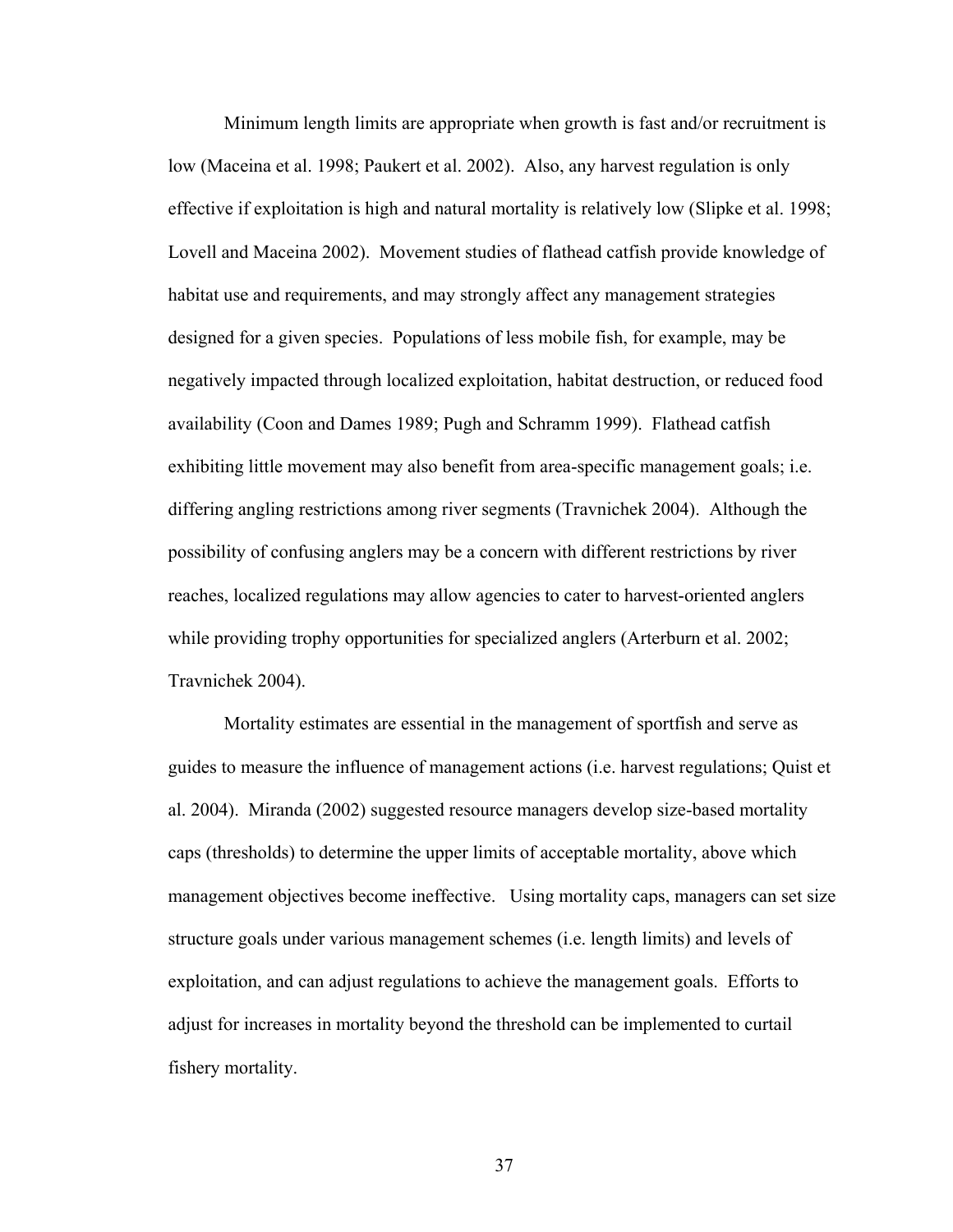Minimum length limits are appropriate when growth is fast and/or recruitment is low (Maceina et al. 1998; Paukert et al. 2002). Also, any harvest regulation is only effective if exploitation is high and natural mortality is relatively low (Slipke et al. 1998; Lovell and Maceina 2002). Movement studies of flathead catfish provide knowledge of habitat use and requirements, and may strongly affect any management strategies designed for a given species. Populations of less mobile fish, for example, may be negatively impacted through localized exploitation, habitat destruction, or reduced food availability (Coon and Dames 1989; Pugh and Schramm 1999). Flathead catfish exhibiting little movement may also benefit from area-specific management goals; i.e. differing angling restrictions among river segments (Travnichek 2004). Although the possibility of confusing anglers may be a concern with different restrictions by river reaches, localized regulations may allow agencies to cater to harvest-oriented anglers while providing trophy opportunities for specialized anglers (Arterburn et al. 2002; Travnichek 2004).

Mortality estimates are essential in the management of sportfish and serve as guides to measure the influence of management actions (i.e. harvest regulations; Quist et al. 2004). Miranda (2002) suggested resource managers develop size-based mortality caps (thresholds) to determine the upper limits of acceptable mortality, above which management objectives become ineffective. Using mortality caps, managers can set size structure goals under various management schemes (i.e. length limits) and levels of exploitation, and can adjust regulations to achieve the management goals. Efforts to adjust for increases in mortality beyond the threshold can be implemented to curtail fishery mortality.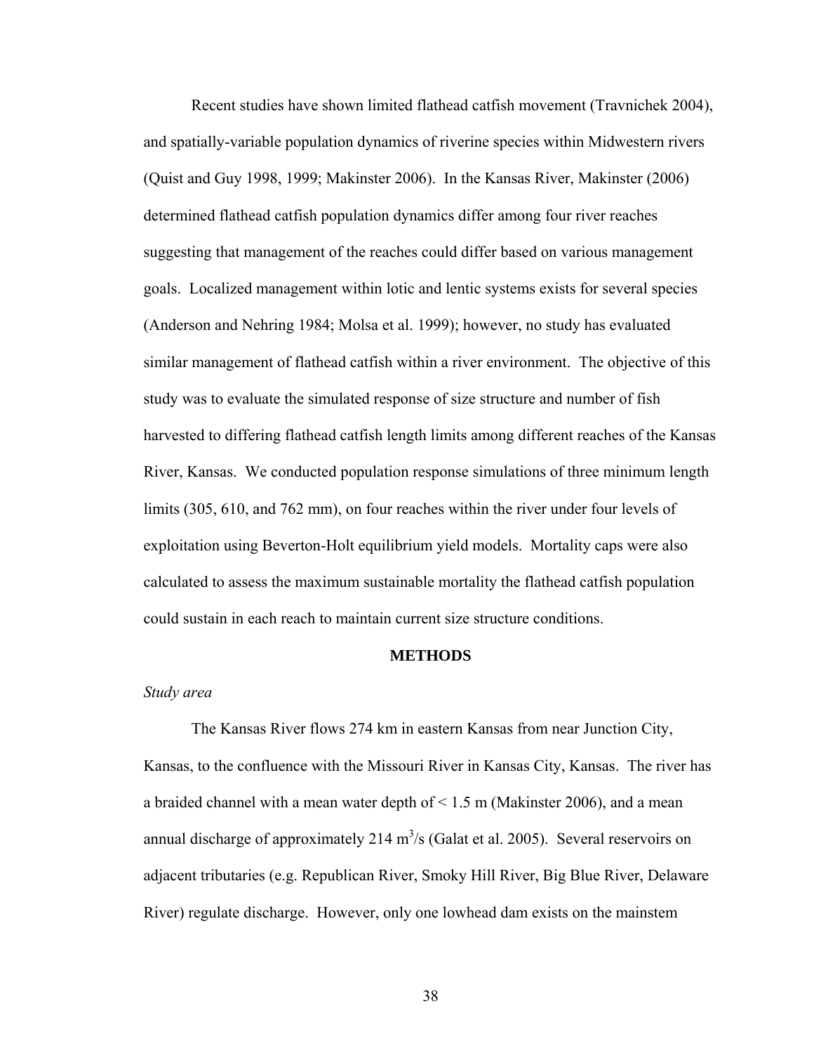Recent studies have shown limited flathead catfish movement (Travnichek 2004), and spatially-variable population dynamics of riverine species within Midwestern rivers (Quist and Guy 1998, 1999; Makinster 2006). In the Kansas River, Makinster (2006) determined flathead catfish population dynamics differ among four river reaches suggesting that management of the reaches could differ based on various management goals. Localized management within lotic and lentic systems exists for several species (Anderson and Nehring 1984; Molsa et al. 1999); however, no study has evaluated similar management of flathead catfish within a river environment. The objective of this study was to evaluate the simulated response of size structure and number of fish harvested to differing flathead catfish length limits among different reaches of the Kansas River, Kansas. We conducted population response simulations of three minimum length limits (305, 610, and 762 mm), on four reaches within the river under four levels of exploitation using Beverton-Holt equilibrium yield models. Mortality caps were also calculated to assess the maximum sustainable mortality the flathead catfish population could sustain in each reach to maintain current size structure conditions.

## METHODS

### *Study area*

The Kansas River flows 274 km in eastern Kansas from near Junction City, Kansas, to the confluence with the Missouri River in Kansas City, Kansas. The river has a braided channel with a mean water depth of < 1.5 m (Makinster 2006), and a mean annual discharge of approximately 214 $m^3/s$ (Galat et al. 2005). Several reservoirs on adjacent tributaries (e.g. Republican River, Smoky Hill River, Big Blue River, Delaware River) regulate discharge. However, only one lowhead dam exists on the mainstem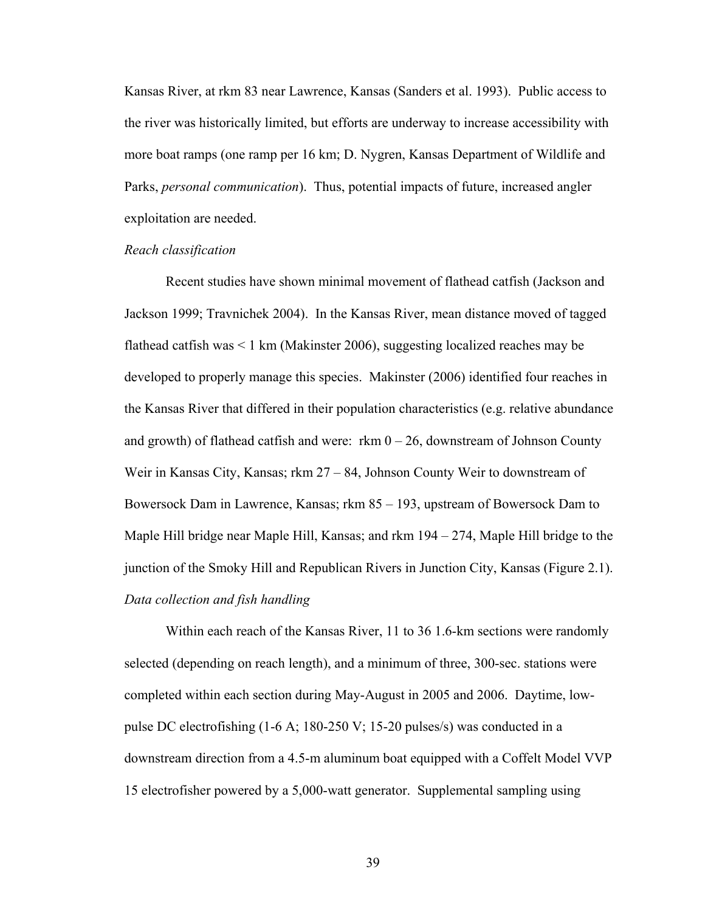Kansas River, at rkm 83 near Lawrence, Kansas (Sanders et al. 1993). Public access to the river was historically limited, but efforts are underway to increase accessibility with more boat ramps (one ramp per 16 km; D. Nygren, Kansas Department of Wildlife and Parks, *personal communication*). Thus, potential impacts of future, increased angler exploitation are needed.

*Reach classification*

Recent studies have shown minimal movement of flathead catfish (Jackson and Jackson 1999; Travnichek 2004). In the Kansas River, mean distance moved of tagged flathead catfish was < 1 km (Makinster 2006), suggesting localized reaches may be developed to properly manage this species. Makinster (2006) identified four reaches in the Kansas River that differed in their population characteristics (e.g. relative abundance and growth) of flathead catfish and were: rkm 0 – 26, downstream of Johnson County Weir in Kansas City, Kansas; rkm 27 – 84, Johnson County Weir to downstream of Bowersock Dam in Lawrence, Kansas; rkm 85 – 193, upstream of Bowersock Dam to Maple Hill bridge near Maple Hill, Kansas; and rkm 194 – 274, Maple Hill bridge to the junction of the Smoky Hill and Republican Rivers in Junction City, Kansas (Figure 2.1).

*Data collection and fish handling*

Within each reach of the Kansas River, 11 to 36 1.6-km sections were randomly selected (depending on reach length), and a minimum of three, 300-sec. stations were completed within each section during May-August in 2005 and 2006. Daytime, low-pulse DC electrofishing (1-6 A; 180-250 V; 15-20 pulses/s) was conducted in a downstream direction from a 4.5-m aluminum boat equipped with a Coffelt Model VVP 15 electrofisher powered by a 5,000-watt generator. Supplemental sampling using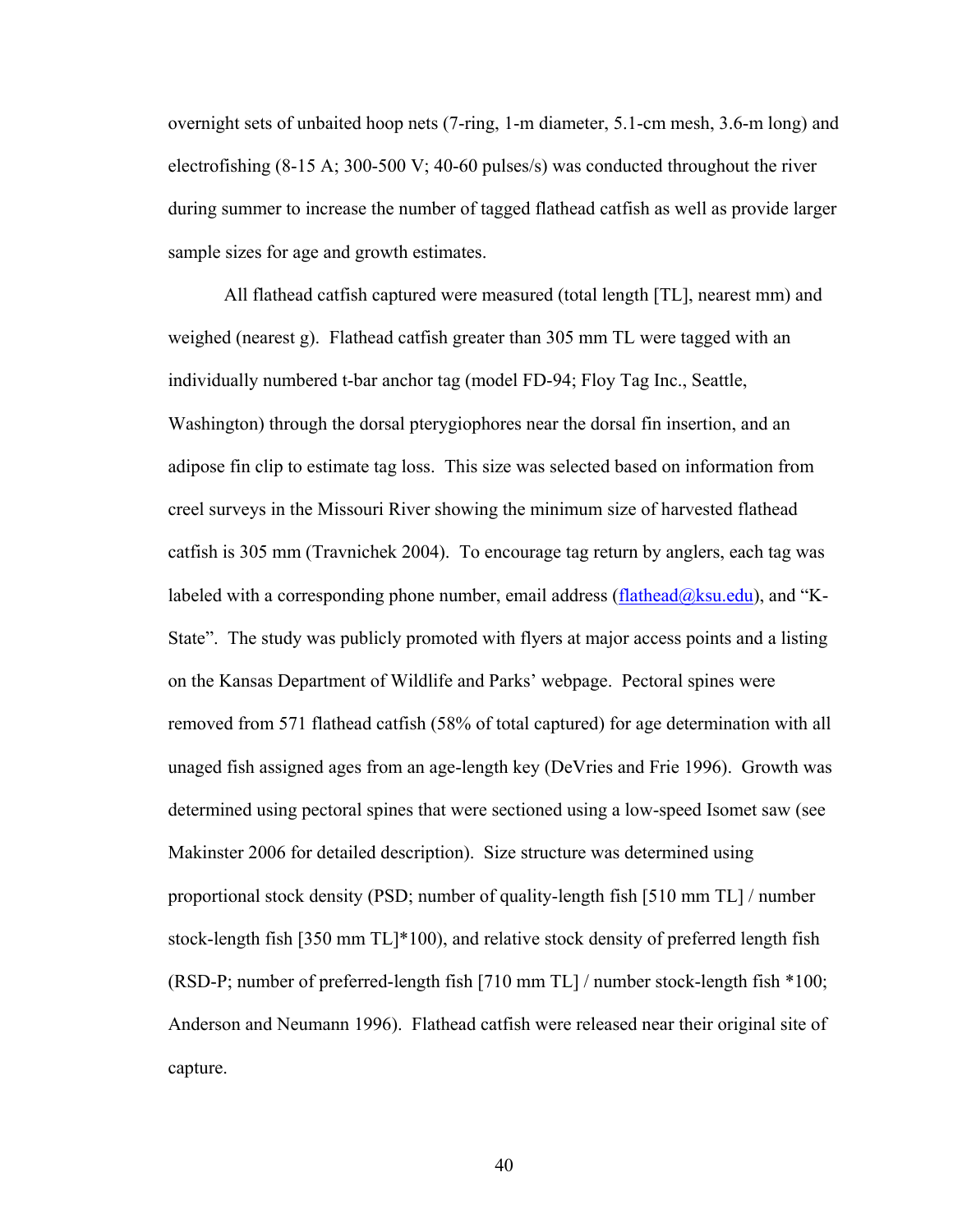overnight sets of unbaited hoop nets (7-ring, 1-m diameter, 5.1-cm mesh, 3.6-m long) and electrofishing (8-15 A; 300-500 V; 40-60 pulses/s) was conducted throughout the river during summer to increase the number of tagged flathead catfish as well as provide larger sample sizes for age and growth estimates.

All flathead catfish captured were measured (total length [TL], nearest mm) and weighed (nearest g). Flathead catfish greater than 305 mm TL were tagged with an individually numbered t-bar anchor tag (model FD-94; Floy Tag Inc., Seattle, Washington) through the dorsal pterygiophores near the dorsal fin insertion, and an adipose fin clip to estimate tag loss. This size was selected based on information from creel surveys in the Missouri River showing the minimum size of harvested flathead catfish is 305 mm (Travnichek 2004). To encourage tag return by anglers, each tag was labeled with a corresponding phone number, email address (flathead@ksu.edu), and "K-State". The study was publicly promoted with flyers at major access points and a listing on the Kansas Department of Wildlife and Parks' webpage. Pectoral spines were removed from 571 flathead catfish (58% of total captured) for age determination with all unaged fish assigned ages from an age-length key (DeVries and Frie 1996). Growth was determined using pectoral spines that were sectioned using a low-speed Isomet saw (see Makinster 2006 for detailed description). Size structure was determined using proportional stock density (PSD; number of quality-length fish [510 mm TL] / number stock-length fish [350 mm TL]*100), and relative stock density of preferred length fish (RSD-P; number of preferred-length fish [710 mm TL] / number stock-length fish *100; Anderson and Neumann 1996). Flathead catfish were released near their original site of capture.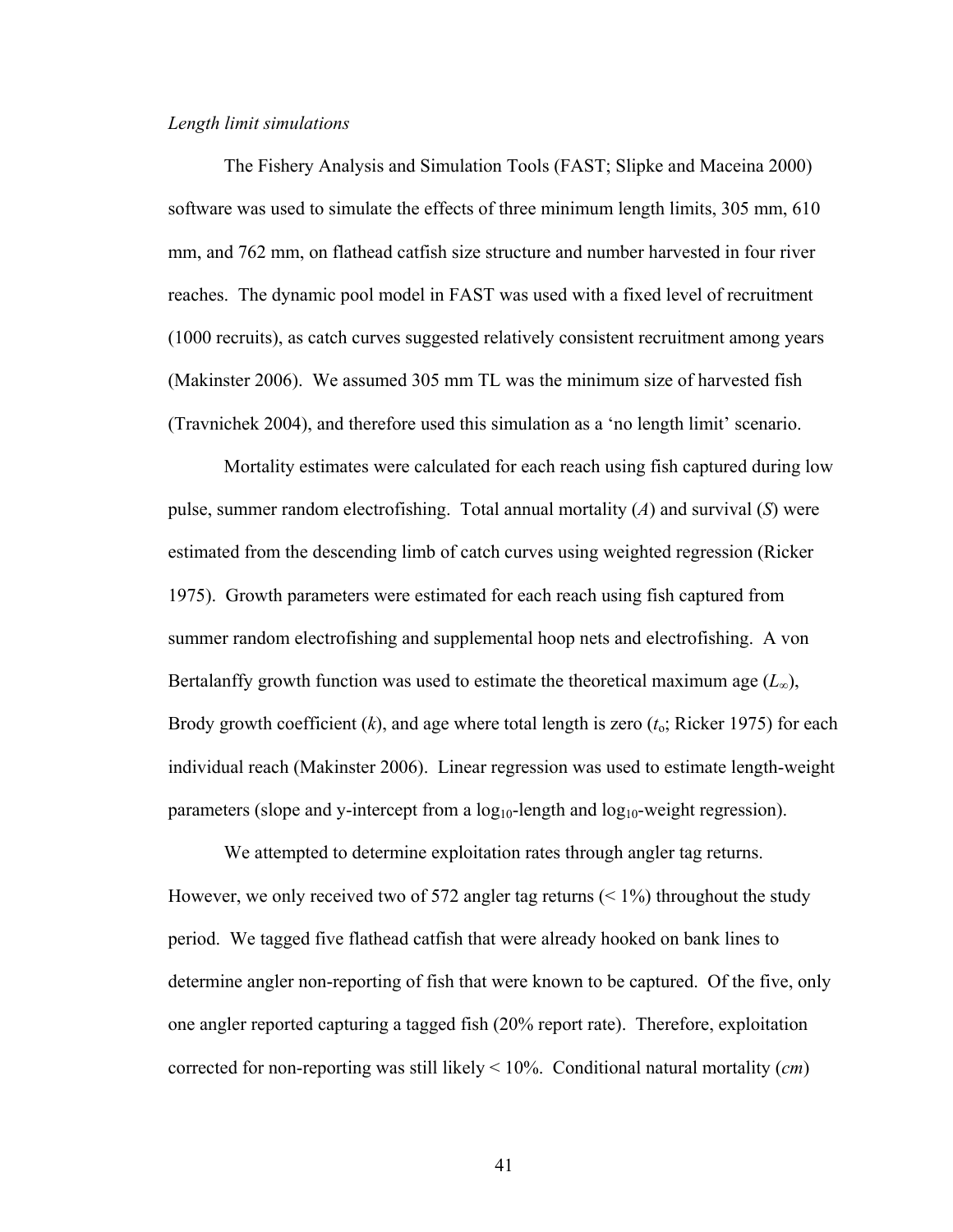*Length limit simulations*

The Fishery Analysis and Simulation Tools (FAST; Slipke and Maceina 2000) software was used to simulate the effects of three minimum length limits, 305 mm, 610 mm, and 762 mm, on flathead catfish size structure and number harvested in four river reaches. The dynamic pool model in FAST was used with a fixed level of recruitment (1000 recruits), as catch curves suggested relatively consistent recruitment among years (Makinster 2006). We assumed 305 mm TL was the minimum size of harvested fish (Travnichek 2004), and therefore used this simulation as a 'no length limit' scenario.

Mortality estimates were calculated for each reach using fish captured during low pulse, summer random electrofishing. Total annual mortality (*A*) and survival (*S*) were estimated from the descending limb of catch curves using weighted regression (Ricker 1975). Growth parameters were estimated for each reach using fish captured from summer random electrofishing and supplemental hoop nets and electrofishing. A von Bertalanffy growth function was used to estimate the theoretical maximum age ($L_{\infty}$), Brody growth coefficient ($k$), and age where total length is zero ($t_o$; Ricker 1975) for each individual reach (Makinster 2006). Linear regression was used to estimate length-weight parameters (slope and y-intercept from a $\log_{10}$-length and $\log_{10}$-weight regression).

We attempted to determine exploitation rates through angler tag returns. However, we only received two of 572 angler tag returns (< 1%) throughout the study period. We tagged five flathead catfish that were already hooked on bank lines to determine angler non-reporting of fish that were known to be captured. Of the five, only one angler reported capturing a tagged fish (20% report rate). Therefore, exploitation corrected for non-reporting was still likely < 10%. Conditional natural mortality (*cm*)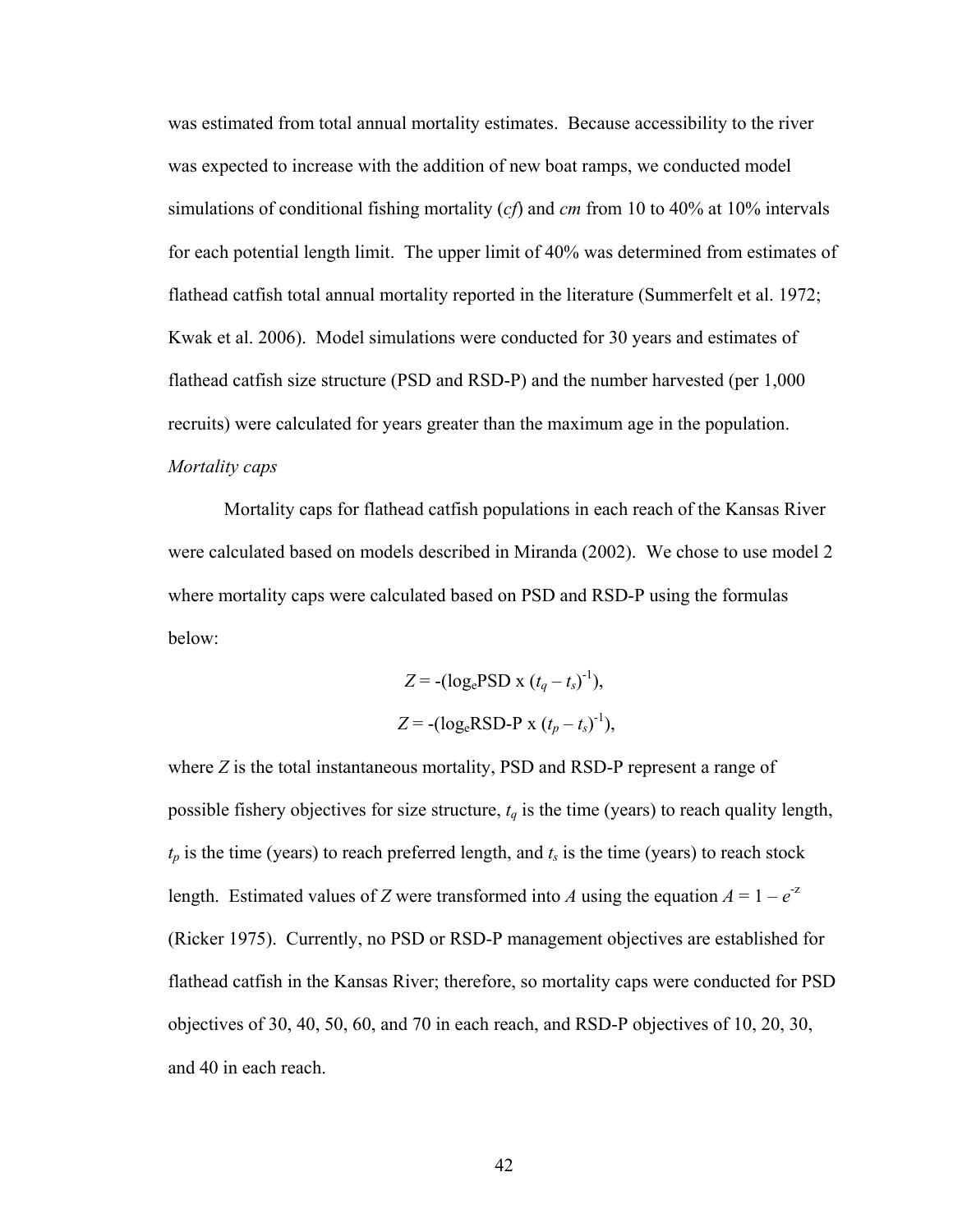was estimated from total annual mortality estimates. Because accessibility to the river was expected to increase with the addition of new boat ramps, we conducted model simulations of conditional fishing mortality (*cf*) and *cm* from 10 to 40% at 10% intervals for each potential length limit. The upper limit of 40% was determined from estimates of flathead catfish total annual mortality reported in the literature (Summerfelt et al. 1972; Kwak et al. 2006). Model simulations were conducted for 30 years and estimates of flathead catfish size structure (PSD and RSD-P) and the number harvested (per 1,000 recruits) were calculated for years greater than the maximum age in the population.

*Mortality caps*

Mortality caps for flathead catfish populations in each reach of the Kansas River were calculated based on models described in Miranda (2002). We chose to use model 2 where mortality caps were calculated based on PSD and RSD-P using the formulas below:

$$Z = -(\log_e \text{PSD} \times (t_q - t_s)^{-1}),$$

$$Z = -(\log_e \text{RSD-P} \times (t_p - t_s)^{-1}),$$

where $Z$ is the total instantaneous mortality, PSD and RSD-P represent a range of possible fishery objectives for size structure, $t_q$ is the time (years) to reach quality length, $t_p$ is the time (years) to reach preferred length, and $t_s$ is the time (years) to reach stock length. Estimated values of $Z$ were transformed into $A$ using the equation $A = 1 - e^{-z}$ (Ricker 1975). Currently, no PSD or RSD-P management objectives are established for flathead catfish in the Kansas River; therefore, so mortality caps were conducted for PSD objectives of 30, 40, 50, 60, and 70 in each reach, and RSD-P objectives of 10, 20, 30, and 40 in each reach.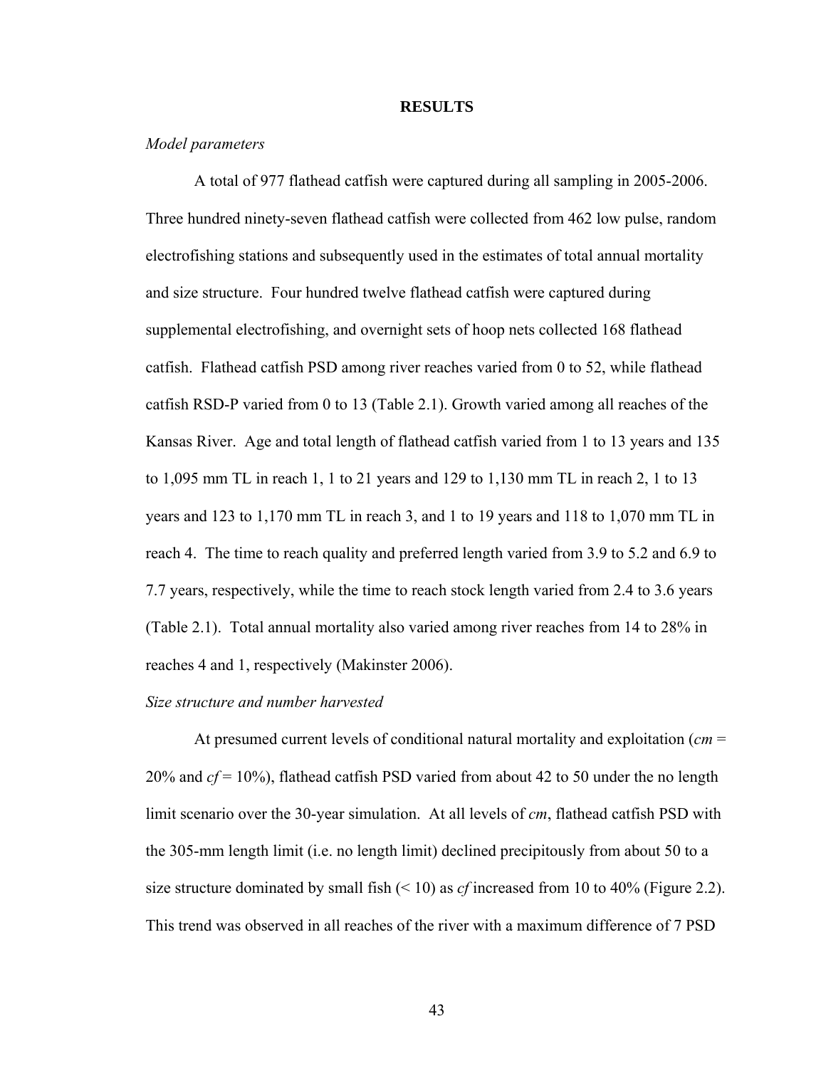## RESULTS

*Model parameters*

A total of 977 flathead catfish were captured during all sampling in 2005-2006. Three hundred ninety-seven flathead catfish were collected from 462 low pulse, random electrofishing stations and subsequently used in the estimates of total annual mortality and size structure. Four hundred twelve flathead catfish were captured during supplemental electrofishing, and overnight sets of hoop nets collected 168 flathead catfish. Flathead catfish PSD among river reaches varied from 0 to 52, while flathead catfish RSD-P varied from 0 to 13 (Table 2.1). Growth varied among all reaches of the Kansas River. Age and total length of flathead catfish varied from 1 to 13 years and 135 to 1,095 mm TL in reach 1, 1 to 21 years and 129 to 1,130 mm TL in reach 2, 1 to 13 years and 123 to 1,170 mm TL in reach 3, and 1 to 19 years and 118 to 1,070 mm TL in reach 4. The time to reach quality and preferred length varied from 3.9 to 5.2 and 6.9 to 7.7 years, respectively, while the time to reach stock length varied from 2.4 to 3.6 years (Table 2.1). Total annual mortality also varied among river reaches from 14 to 28% in reaches 4 and 1, respectively (Makinster 2006).

*Size structure and number harvested*

At presumed current levels of conditional natural mortality and exploitation (*cm* = 20% and *cf* = 10%), flathead catfish PSD varied from about 42 to 50 under the no length limit scenario over the 30-year simulation. At all levels of *cm*, flathead catfish PSD with the 305-mm length limit (i.e. no length limit) declined precipitously from about 50 to a size structure dominated by small fish (< 10) as *cf* increased from 10 to 40% (Figure 2.2). This trend was observed in all reaches of the river with a maximum difference of 7 PSD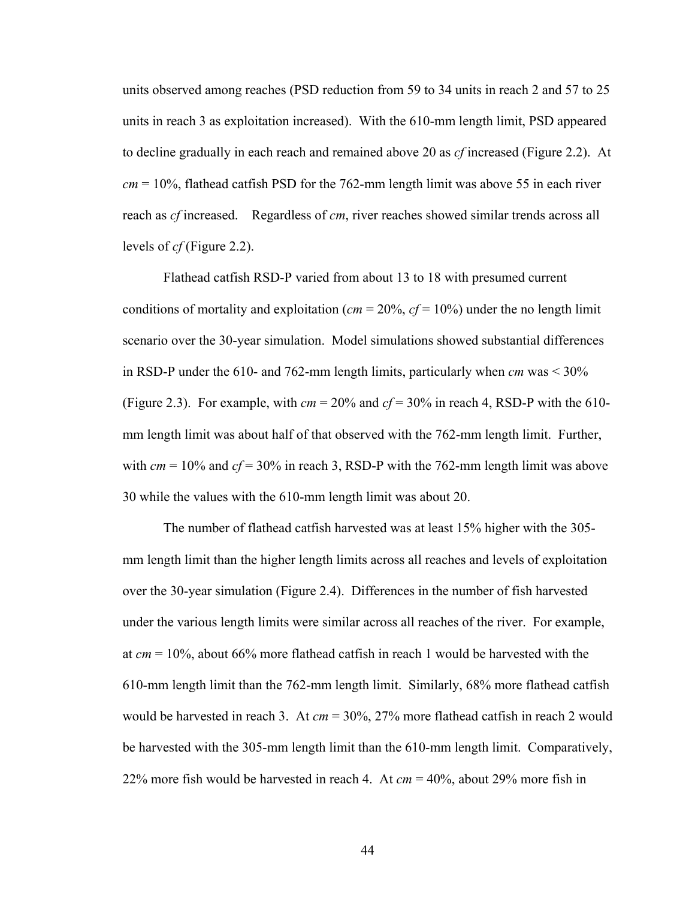units observed among reaches (PSD reduction from 59 to 34 units in reach 2 and 57 to 25 units in reach 3 as exploitation increased). With the 610-mm length limit, PSD appeared to decline gradually in each reach and remained above 20 as *cf* increased (Figure 2.2). At *cm* = 10%, flathead catfish PSD for the 762-mm length limit was above 55 in each river reach as *cf* increased. Regardless of *cm*, river reaches showed similar trends across all levels of *cf* (Figure 2.2).

Flathead catfish RSD-P varied from about 13 to 18 with presumed current conditions of mortality and exploitation (*cm* = 20%, *cf* = 10%) under the no length limit scenario over the 30-year simulation. Model simulations showed substantial differences in RSD-P under the 610- and 762-mm length limits, particularly when *cm* was < 30% (Figure 2.3). For example, with *cm* = 20% and *cf* = 30% in reach 4, RSD-P with the 610-mm length limit was about half of that observed with the 762-mm length limit. Further, with *cm* = 10% and *cf* = 30% in reach 3, RSD-P with the 762-mm length limit was above 30 while the values with the 610-mm length limit was about 20.

The number of flathead catfish harvested was at least 15% higher with the 305-mm length limit than the higher length limits across all reaches and levels of exploitation over the 30-year simulation (Figure 2.4). Differences in the number of fish harvested under the various length limits were similar across all reaches of the river. For example, at *cm* = 10%, about 66% more flathead catfish in reach 1 would be harvested with the 610-mm length limit than the 762-mm length limit. Similarly, 68% more flathead catfish would be harvested in reach 3. At *cm* = 30%, 27% more flathead catfish in reach 2 would be harvested with the 305-mm length limit than the 610-mm length limit. Comparatively, 22% more fish would be harvested in reach 4. At *cm* = 40%, about 29% more fish in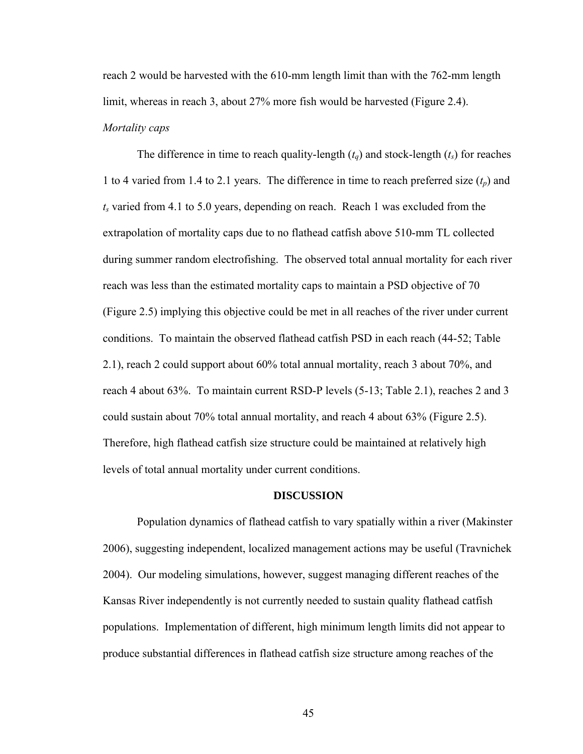reach 2 would be harvested with the 610-mm length limit than with the 762-mm length limit, whereas in reach 3, about 27% more fish would be harvested (Figure 2.4).

*Mortality caps*

The difference in time to reach quality-length ($t_q$) and stock-length ($t_s$) for reaches 1 to 4 varied from 1.4 to 2.1 years. The difference in time to reach preferred size ($t_p$) and $t_s$ varied from 4.1 to 5.0 years, depending on reach. Reach 1 was excluded from the extrapolation of mortality caps due to no flathead catfish above 510-mm TL collected during summer random electrofishing. The observed total annual mortality for each river reach was less than the estimated mortality caps to maintain a PSD objective of 70 (Figure 2.5) implying this objective could be met in all reaches of the river under current conditions. To maintain the observed flathead catfish PSD in each reach (44-52; Table 2.1), reach 2 could support about 60% total annual mortality, reach 3 about 70%, and reach 4 about 63%. To maintain current RSD-P levels (5-13; Table 2.1), reaches 2 and 3 could sustain about 70% total annual mortality, and reach 4 about 63% (Figure 2.5). Therefore, high flathead catfish size structure could be maintained at relatively high levels of total annual mortality under current conditions.

## DISCUSSION

Population dynamics of flathead catfish to vary spatially within a river (Makinster 2006), suggesting independent, localized management actions may be useful (Travnichek 2004). Our modeling simulations, however, suggest managing different reaches of the Kansas River independently is not currently needed to sustain quality flathead catfish populations. Implementation of different, high minimum length limits did not appear to produce substantial differences in flathead catfish size structure among reaches of the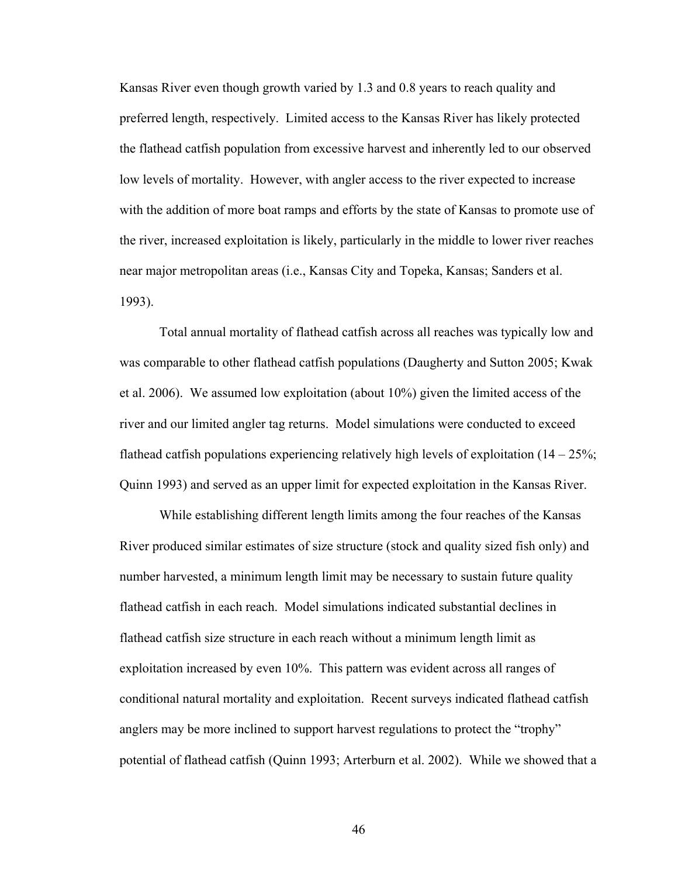Kansas River even though growth varied by 1.3 and 0.8 years to reach quality and preferred length, respectively. Limited access to the Kansas River has likely protected the flathead catfish population from excessive harvest and inherently led to our observed low levels of mortality. However, with angler access to the river expected to increase with the addition of more boat ramps and efforts by the state of Kansas to promote use of the river, increased exploitation is likely, particularly in the middle to lower river reaches near major metropolitan areas (i.e., Kansas City and Topeka, Kansas; Sanders et al. 1993).

Total annual mortality of flathead catfish across all reaches was typically low and was comparable to other flathead catfish populations (Daugherty and Sutton 2005; Kwak et al. 2006). We assumed low exploitation (about 10%) given the limited access of the river and our limited angler tag returns. Model simulations were conducted to exceed flathead catfish populations experiencing relatively high levels of exploitation (14 – 25%; Quinn 1993) and served as an upper limit for expected exploitation in the Kansas River.

While establishing different length limits among the four reaches of the Kansas River produced similar estimates of size structure (stock and quality sized fish only) and number harvested, a minimum length limit may be necessary to sustain future quality flathead catfish in each reach. Model simulations indicated substantial declines in flathead catfish size structure in each reach without a minimum length limit as exploitation increased by even 10%. This pattern was evident across all ranges of conditional natural mortality and exploitation. Recent surveys indicated flathead catfish anglers may be more inclined to support harvest regulations to protect the "trophy" potential of flathead catfish (Quinn 1993; Arterburn et al. 2002). While we showed that a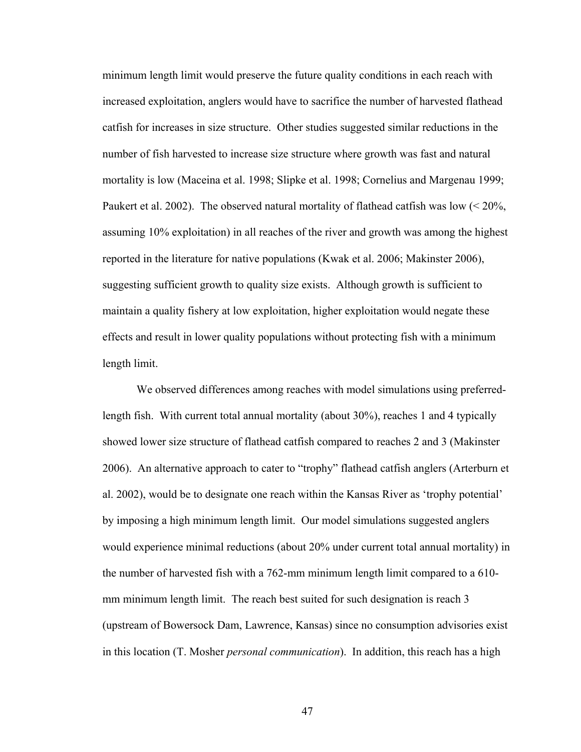minimum length limit would preserve the future quality conditions in each reach with increased exploitation, anglers would have to sacrifice the number of harvested flathead catfish for increases in size structure. Other studies suggested similar reductions in the number of fish harvested to increase size structure where growth was fast and natural mortality is low (Maceina et al. 1998; Slipke et al. 1998; Cornelius and Margenau 1999; Paukert et al. 2002). The observed natural mortality of flathead catfish was low (< 20%, assuming 10% exploitation) in all reaches of the river and growth was among the highest reported in the literature for native populations (Kwak et al. 2006; Makinster 2006), suggesting sufficient growth to quality size exists. Although growth is sufficient to maintain a quality fishery at low exploitation, higher exploitation would negate these effects and result in lower quality populations without protecting fish with a minimum length limit.

We observed differences among reaches with model simulations using preferred-length fish. With current total annual mortality (about 30%), reaches 1 and 4 typically showed lower size structure of flathead catfish compared to reaches 2 and 3 (Makinster 2006). An alternative approach to cater to "trophy" flathead catfish anglers (Arterburn et al. 2002), would be to designate one reach within the Kansas River as 'trophy potential' by imposing a high minimum length limit. Our model simulations suggested anglers would experience minimal reductions (about 20% under current total annual mortality) in the number of harvested fish with a 762-mm minimum length limit compared to a 610-mm minimum length limit. The reach best suited for such designation is reach 3 (upstream of Bowersock Dam, Lawrence, Kansas) since no consumption advisories exist in this location (T. Mosher *personal communication*). In addition, this reach has a high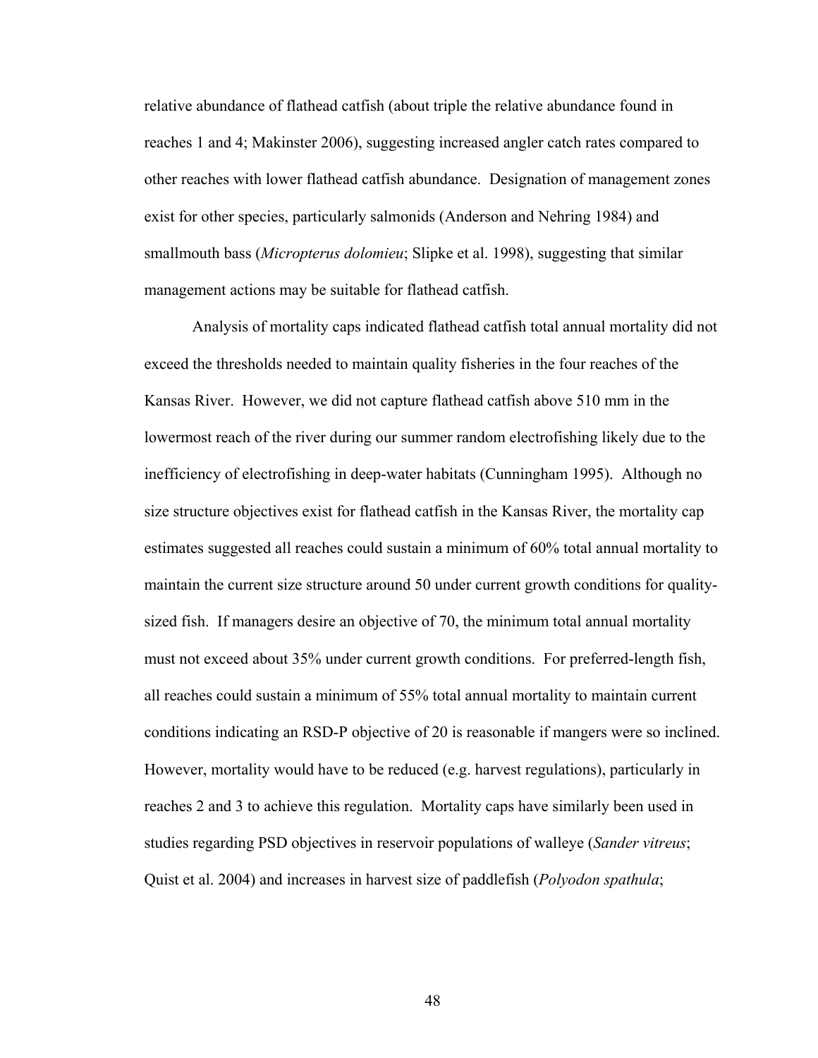relative abundance of flathead catfish (about triple the relative abundance found in reaches 1 and 4; Makinster 2006), suggesting increased angler catch rates compared to other reaches with lower flathead catfish abundance. Designation of management zones exist for other species, particularly salmonids (Anderson and Nehring 1984) and smallmouth bass (*Micropterus dolomieu*; Slipke et al. 1998), suggesting that similar management actions may be suitable for flathead catfish.

Analysis of mortality caps indicated flathead catfish total annual mortality did not exceed the thresholds needed to maintain quality fisheries in the four reaches of the Kansas River. However, we did not capture flathead catfish above 510 mm in the lowermost reach of the river during our summer random electrofishing likely due to the inefficiency of electrofishing in deep-water habitats (Cunningham 1995). Although no size structure objectives exist for flathead catfish in the Kansas River, the mortality cap estimates suggested all reaches could sustain a minimum of 60% total annual mortality to maintain the current size structure around 50 under current growth conditions for quality-sized fish. If managers desire an objective of 70, the minimum total annual mortality must not exceed about 35% under current growth conditions. For preferred-length fish, all reaches could sustain a minimum of 55% total annual mortality to maintain current conditions indicating an RSD-P objective of 20 is reasonable if mangers were so inclined. However, mortality would have to be reduced (e.g. harvest regulations), particularly in reaches 2 and 3 to achieve this regulation. Mortality caps have similarly been used in studies regarding PSD objectives in reservoir populations of walleye (*Sander vitreus*; Quist et al. 2004) and increases in harvest size of paddlefish (*Polyodon spathula*;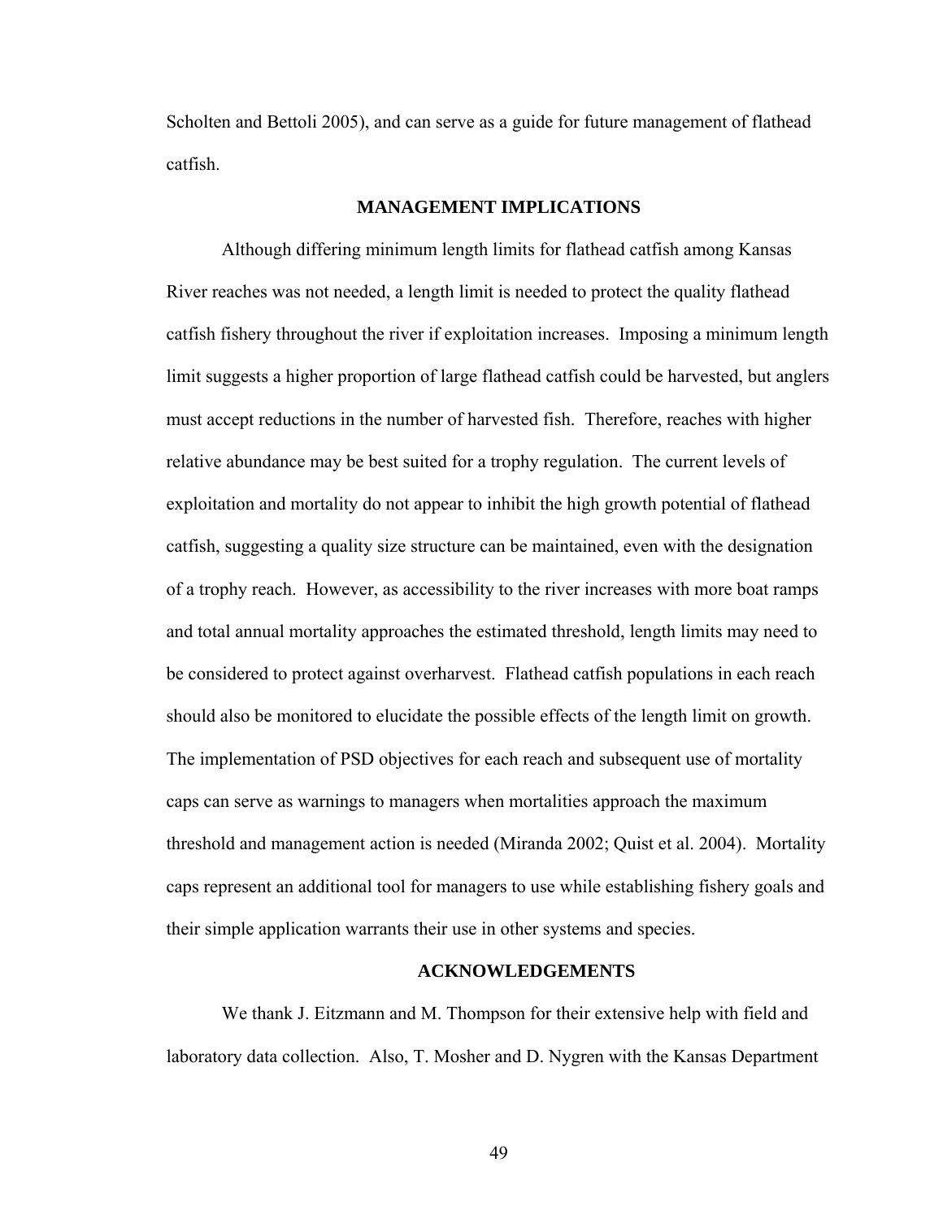Scholten and Bettoli 2005), and can serve as a guide for future management of flathead catfish.

## MANAGEMENT IMPLICATIONS

Although differing minimum length limits for flathead catfish among Kansas River reaches was not needed, a length limit is needed to protect the quality flathead catfish fishery throughout the river if exploitation increases. Imposing a minimum length limit suggests a higher proportion of large flathead catfish could be harvested, but anglers must accept reductions in the number of harvested fish. Therefore, reaches with higher relative abundance may be best suited for a trophy regulation. The current levels of exploitation and mortality do not appear to inhibit the high growth potential of flathead catfish, suggesting a quality size structure can be maintained, even with the designation of a trophy reach. However, as accessibility to the river increases with more boat ramps and total annual mortality approaches the estimated threshold, length limits may need to be considered to protect against overharvest. Flathead catfish populations in each reach should also be monitored to elucidate the possible effects of the length limit on growth. The implementation of PSD objectives for each reach and subsequent use of mortality caps can serve as warnings to managers when mortalities approach the maximum threshold and management action is needed (Miranda 2002; Quist et al. 2004). Mortality caps represent an additional tool for managers to use while establishing fishery goals and their simple application warrants their use in other systems and species.

## ACKNOWLEDGEMENTS

We thank J. Eitzmann and M. Thompson for their extensive help with field and laboratory data collection. Also, T. Mosher and D. Nygren with the Kansas Department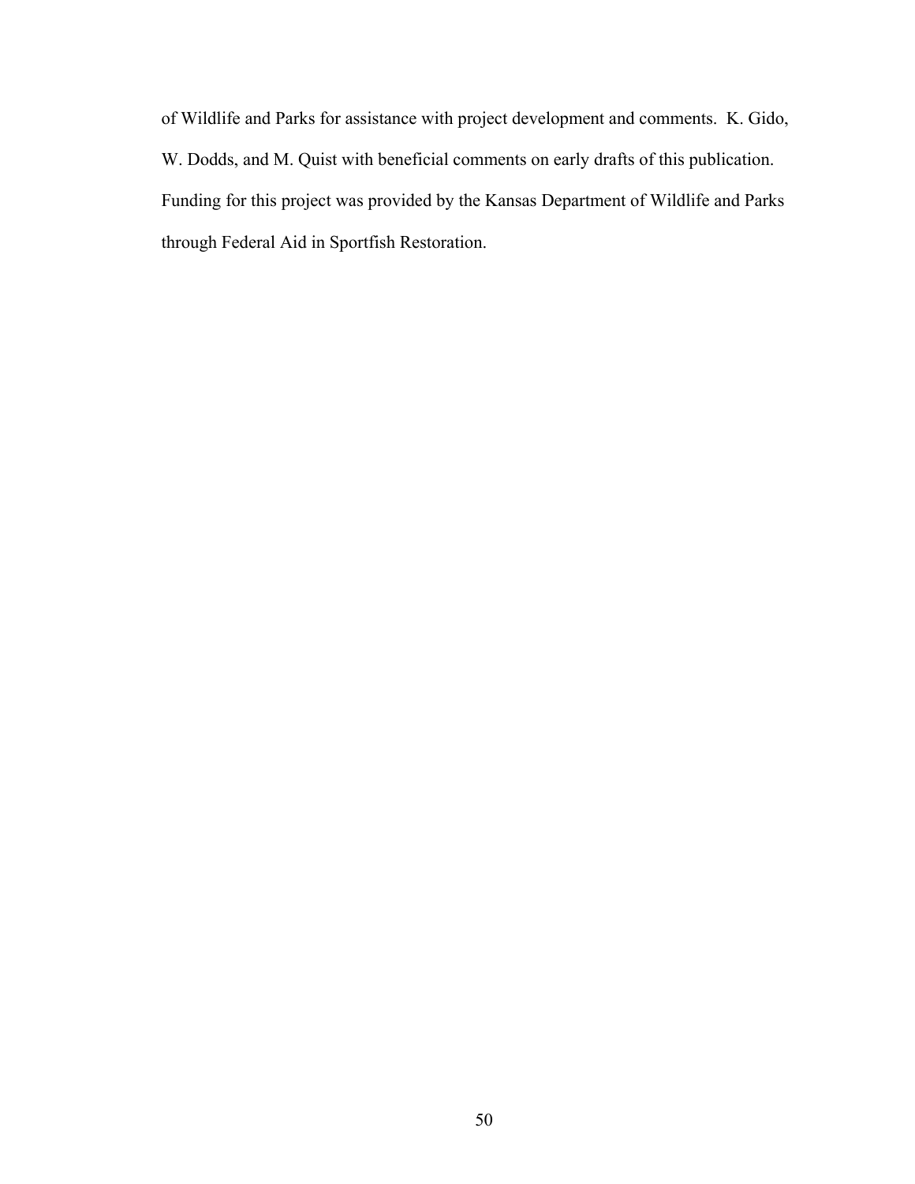of Wildlife and Parks for assistance with project development and comments. K. Gido, W. Dodds, and M. Quist with beneficial comments on early drafts of this publication. Funding for this project was provided by the Kansas Department of Wildlife and Parks through Federal Aid in Sportfish Restoration.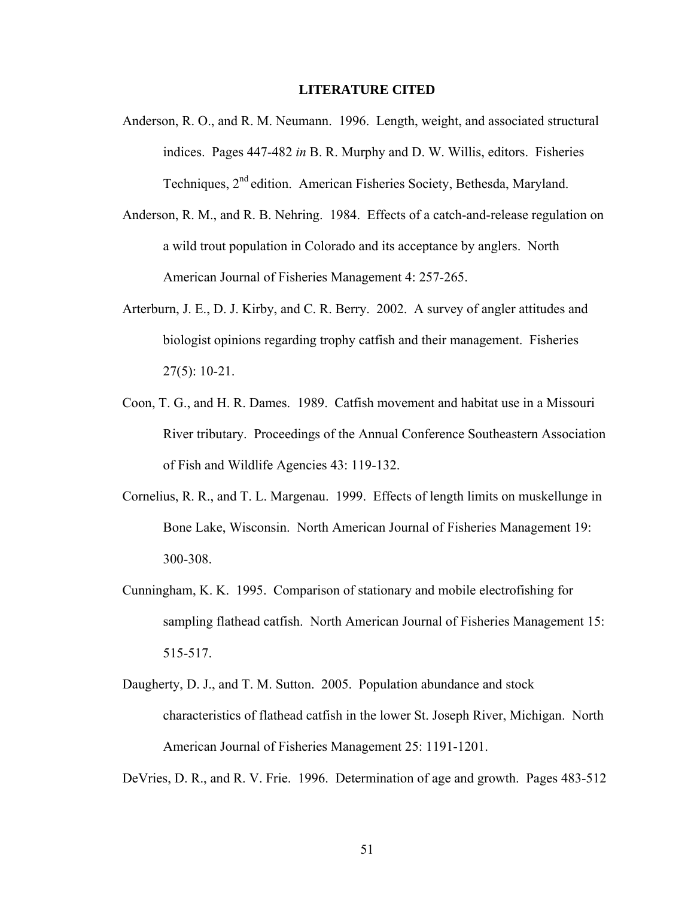# LITERATURE CITED

Anderson, R. O., and R. M. Neumann. 1996. Length, weight, and associated structural indices. Pages 447-482 *in* B. R. Murphy and D. W. Willis, editors. Fisheries Techniques, 2nd edition. American Fisheries Society, Bethesda, Maryland.

Anderson, R. M., and R. B. Nehring. 1984. Effects of a catch-and-release regulation on a wild trout population in Colorado and its acceptance by anglers. North American Journal of Fisheries Management 4: 257-265.

Arterburn, J. E., D. J. Kirby, and C. R. Berry. 2002. A survey of angler attitudes and biologist opinions regarding trophy catfish and their management. Fisheries 27(5): 10-21.

Coon, T. G., and H. R. Dames. 1989. Catfish movement and habitat use in a Missouri River tributary. Proceedings of the Annual Conference Southeastern Association of Fish and Wildlife Agencies 43: 119-132.

Cornelius, R. R., and T. L. Margenau. 1999. Effects of length limits on muskellunge in Bone Lake, Wisconsin. North American Journal of Fisheries Management 19: 300-308.

Cunningham, K. K. 1995. Comparison of stationary and mobile electrofishing for sampling flathead catfish. North American Journal of Fisheries Management 15: 515-517.

Daugherty, D. J., and T. M. Sutton. 2005. Population abundance and stock characteristics of flathead catfish in the lower St. Joseph River, Michigan. North American Journal of Fisheries Management 25: 1191-1201.

DeVries, D. R., and R. V. Frie. 1996. Determination of age and growth. Pages 483-512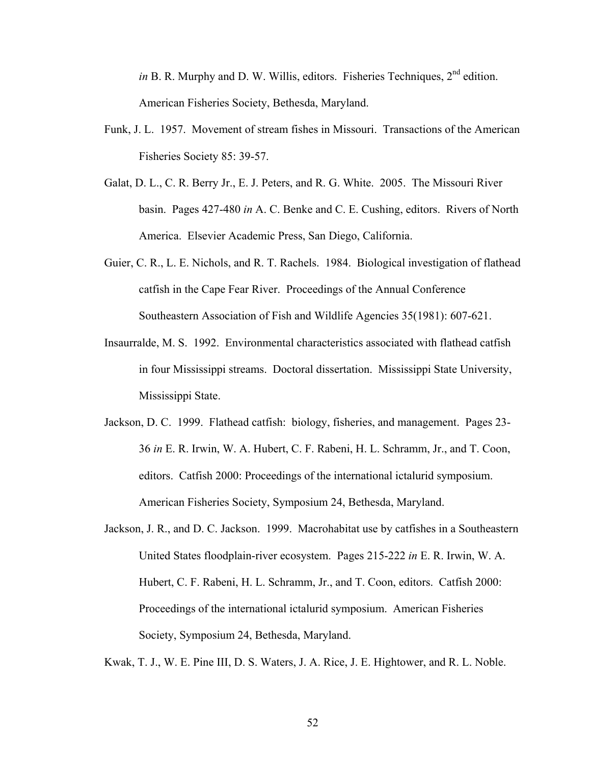*in* B. R. Murphy and D. W. Willis, editors. Fisheries Techniques, 2nd edition. American Fisheries Society, Bethesda, Maryland.

Funk, J. L. 1957. Movement of stream fishes in Missouri. Transactions of the American Fisheries Society 85: 39-57.

Galat, D. L., C. R. Berry Jr., E. J. Peters, and R. G. White. 2005. The Missouri River basin. Pages 427-480 *in* A. C. Benke and C. E. Cushing, editors. Rivers of North America. Elsevier Academic Press, San Diego, California.

Guier, C. R., L. E. Nichols, and R. T. Rachels. 1984. Biological investigation of flathead catfish in the Cape Fear River. Proceedings of the Annual Conference Southeastern Association of Fish and Wildlife Agencies 35(1981): 607-621.

Insaurralde, M. S. 1992. Environmental characteristics associated with flathead catfish in four Mississippi streams. Doctoral dissertation. Mississippi State University, Mississippi State.

Jackson, D. C. 1999. Flathead catfish: biology, fisheries, and management. Pages 23-36 *in* E. R. Irwin, W. A. Hubert, C. F. Rabeni, H. L. Schramm, Jr., and T. Coon, editors. Catfish 2000: Proceedings of the international ictalurid symposium. American Fisheries Society, Symposium 24, Bethesda, Maryland.

Jackson, J. R., and D. C. Jackson. 1999. Macrohabitat use by catfishes in a Southeastern United States floodplain-river ecosystem. Pages 215-222 *in* E. R. Irwin, W. A. Hubert, C. F. Rabeni, H. L. Schramm, Jr., and T. Coon, editors. Catfish 2000: Proceedings of the international ictalurid symposium. American Fisheries Society, Symposium 24, Bethesda, Maryland.

Kwak, T. J., W. E. Pine III, D. S. Waters, J. A. Rice, J. E. Hightower, and R. L. Noble.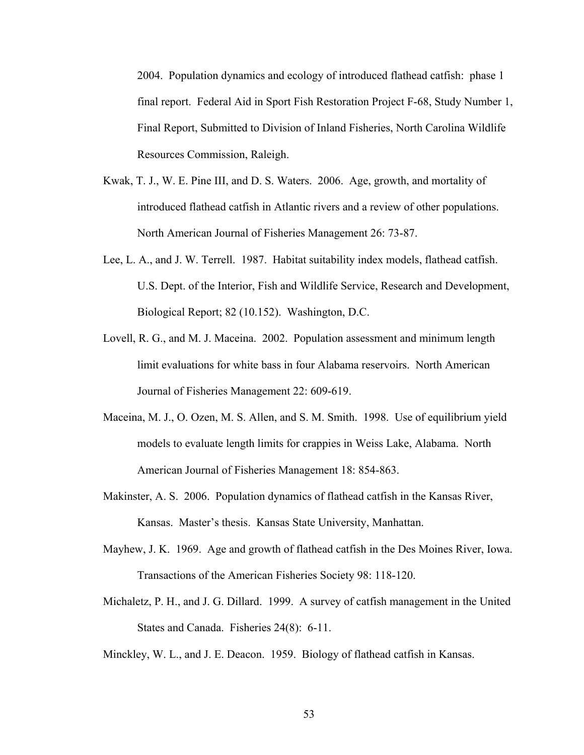2004. Population dynamics and ecology of introduced flathead catfish: phase 1 final report. Federal Aid in Sport Fish Restoration Project F-68, Study Number 1, Final Report, Submitted to Division of Inland Fisheries, North Carolina Wildlife Resources Commission, Raleigh.

Kwak, T. J., W. E. Pine III, and D. S. Waters. 2006. Age, growth, and mortality of introduced flathead catfish in Atlantic rivers and a review of other populations. North American Journal of Fisheries Management 26: 73-87.

Lee, L. A., and J. W. Terrell. 1987. Habitat suitability index models, flathead catfish. U.S. Dept. of the Interior, Fish and Wildlife Service, Research and Development, Biological Report; 82 (10.152). Washington, D.C.

Lovell, R. G., and M. J. Maceina. 2002. Population assessment and minimum length limit evaluations for white bass in four Alabama reservoirs. North American Journal of Fisheries Management 22: 609-619.

Maceina, M. J., O. Ozen, M. S. Allen, and S. M. Smith. 1998. Use of equilibrium yield models to evaluate length limits for crappies in Weiss Lake, Alabama. North American Journal of Fisheries Management 18: 854-863.

Makinster, A. S. 2006. Population dynamics of flathead catfish in the Kansas River, Kansas. Master's thesis. Kansas State University, Manhattan.

Mayhew, J. K. 1969. Age and growth of flathead catfish in the Des Moines River, Iowa. Transactions of the American Fisheries Society 98: 118-120.

Michaletz, P. H., and J. G. Dillard. 1999. A survey of catfish management in the United States and Canada. Fisheries 24(8): 6-11.

Minckley, W. L., and J. E. Deacon. 1959. Biology of flathead catfish in Kansas.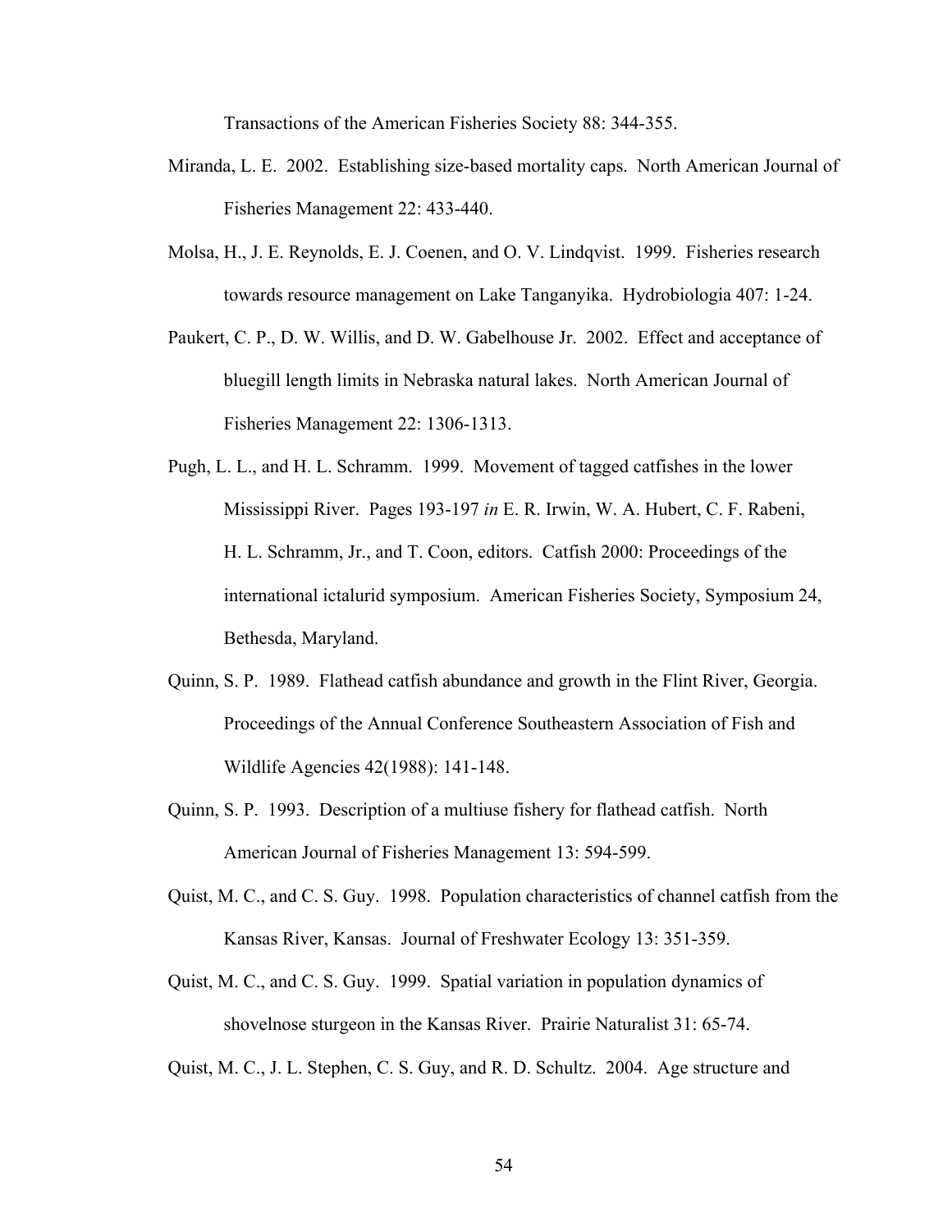Transactions of the American Fisheries Society 88: 344-355.

Miranda, L. E. 2002. Establishing size-based mortality caps. North American Journal of Fisheries Management 22: 433-440.

Molsa, H., J. E. Reynolds, E. J. Coenen, and O. V. Lindqvist. 1999. Fisheries research towards resource management on Lake Tanganyika. Hydrobiologia 407: 1-24.

Paukert, C. P., D. W. Willis, and D. W. Gabelhouse Jr. 2002. Effect and acceptance of bluegill length limits in Nebraska natural lakes. North American Journal of Fisheries Management 22: 1306-1313.

Pugh, L. L., and H. L. Schramm. 1999. Movement of tagged catfishes in the lower Mississippi River. Pages 193-197 *in* E. R. Irwin, W. A. Hubert, C. F. Rabeni, H. L. Schramm, Jr., and T. Coon, editors. Catfish 2000: Proceedings of the international ictalurid symposium. American Fisheries Society, Symposium 24, Bethesda, Maryland.

Quinn, S. P. 1989. Flathead catfish abundance and growth in the Flint River, Georgia. Proceedings of the Annual Conference Southeastern Association of Fish and Wildlife Agencies 42(1988): 141-148.

Quinn, S. P. 1993. Description of a multiuse fishery for flathead catfish. North American Journal of Fisheries Management 13: 594-599.

Quist, M. C., and C. S. Guy. 1998. Population characteristics of channel catfish from the Kansas River, Kansas. Journal of Freshwater Ecology 13: 351-359.

Quist, M. C., and C. S. Guy. 1999. Spatial variation in population dynamics of shovelnose sturgeon in the Kansas River. Prairie Naturalist 31: 65-74.

Quist, M. C., J. L. Stephen, C. S. Guy, and R. D. Schultz. 2004. Age structure and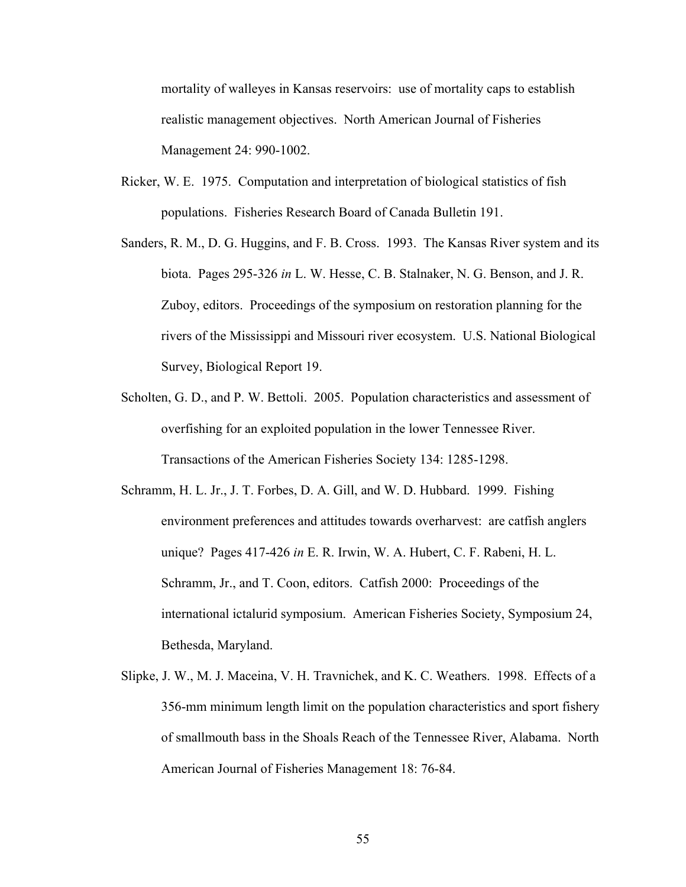mortality of walleyes in Kansas reservoirs: use of mortality caps to establish realistic management objectives. North American Journal of Fisheries Management 24: 990-1002.

Ricker, W. E. 1975. Computation and interpretation of biological statistics of fish populations. Fisheries Research Board of Canada Bulletin 191.

Sanders, R. M., D. G. Huggins, and F. B. Cross. 1993. The Kansas River system and its biota. Pages 295-326 *in* L. W. Hesse, C. B. Stalnaker, N. G. Benson, and J. R. Zuboy, editors. Proceedings of the symposium on restoration planning for the rivers of the Mississippi and Missouri river ecosystem. U.S. National Biological Survey, Biological Report 19.

Scholten, G. D., and P. W. Bettoli. 2005. Population characteristics and assessment of overfishing for an exploited population in the lower Tennessee River. Transactions of the American Fisheries Society 134: 1285-1298.

Schramm, H. L. Jr., J. T. Forbes, D. A. Gill, and W. D. Hubbard. 1999. Fishing environment preferences and attitudes towards overharvest: are catfish anglers unique? Pages 417-426 *in* E. R. Irwin, W. A. Hubert, C. F. Rabeni, H. L. Schramm, Jr., and T. Coon, editors. Catfish 2000: Proceedings of the international ictalurid symposium. American Fisheries Society, Symposium 24, Bethesda, Maryland.

Slipke, J. W., M. J. Maceina, V. H. Travnichek, and K. C. Weathers. 1998. Effects of a 356-mm minimum length limit on the population characteristics and sport fishery of smallmouth bass in the Shoals Reach of the Tennessee River, Alabama. North American Journal of Fisheries Management 18: 76-84.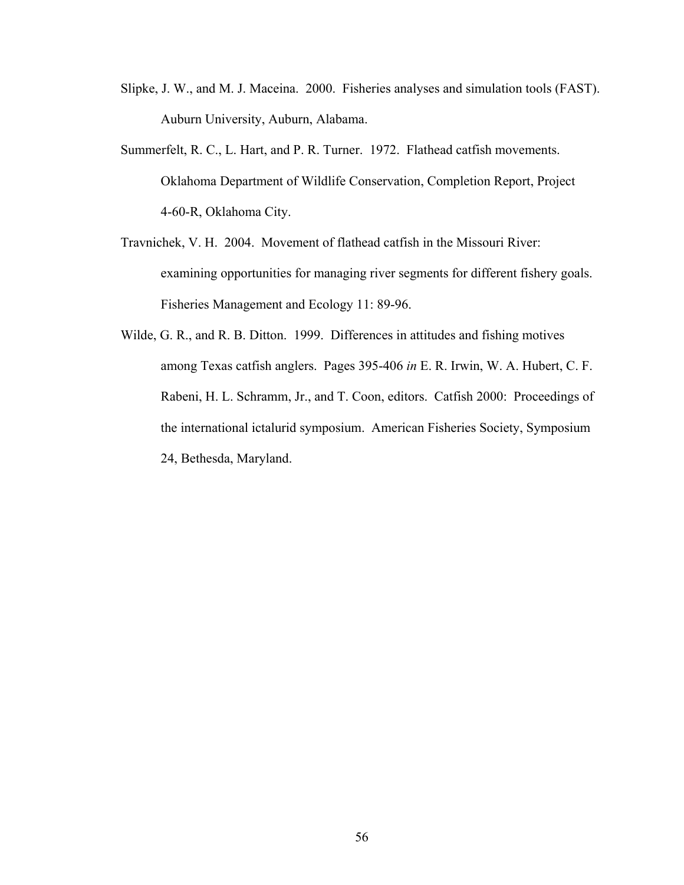Slipke, J. W., and M. J. Maceina. 2000. Fisheries analyses and simulation tools (FAST). Auburn University, Auburn, Alabama.

Summerfelt, R. C., L. Hart, and P. R. Turner. 1972. Flathead catfish movements. Oklahoma Department of Wildlife Conservation, Completion Report, Project 4-60-R, Oklahoma City.

Travnichek, V. H. 2004. Movement of flathead catfish in the Missouri River: examining opportunities for managing river segments for different fishery goals. Fisheries Management and Ecology 11: 89-96.

Wilde, G. R., and R. B. Ditton. 1999. Differences in attitudes and fishing motives among Texas catfish anglers. Pages 395-406 *in* E. R. Irwin, W. A. Hubert, C. F. Rabeni, H. L. Schramm, Jr., and T. Coon, editors. Catfish 2000: Proceedings of the international ictalurid symposium. American Fisheries Society, Symposium 24, Bethesda, Maryland.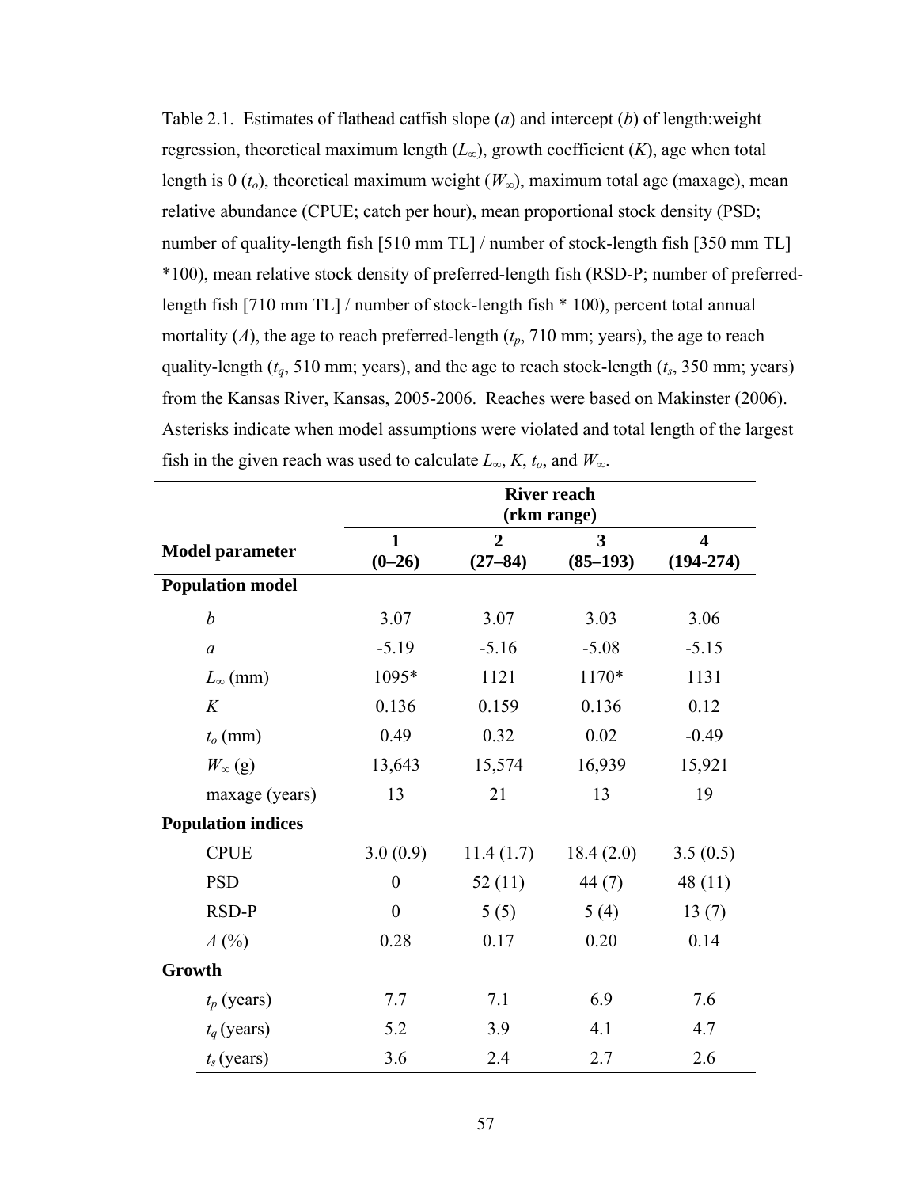Table 2.1. Estimates of flathead catfish slope (*a*) and intercept (*b*) of length:weight regression, theoretical maximum length ($L_\infty$), growth coefficient (*K*), age when total length is 0 ($t_o$), theoretical maximum weight ($W_\infty$), maximum total age (maxage), mean relative abundance (CPUE; catch per hour), mean proportional stock density (PSD; number of quality-length fish [510 mm TL] / number of stock-length fish [350 mm TL] *100), mean relative stock density of preferred-length fish (RSD-P; number of preferred-length fish [710 mm TL] / number of stock-length fish * 100), percent total annual mortality (*A*), the age to reach preferred-length ($t_p$, 710 mm; years), the age to reach quality-length ($t_q$, 510 mm; years), and the age to reach stock-length ($t_s$, 350 mm; years) from the Kansas River, Kansas, 2005-2006. Reaches were based on Makinster (2006). Asterisks indicate when model assumptions were violated and total length of the largest fish in the given reach was used to calculate $L_\infty$, *K*, $t_o$, and $W_\infty$.

| | **River reach (rkm range)** | | | |
|---|---|---|---|---|
| **Model parameter** | **1 (0–26)** | **2 (27–84)** | **3 (85–193)** | **4 (194-274)** |
| **Population model** | | | | |
| $b$ | 3.07 | 3.07 | 3.03 | 3.06 |
| $a$ | -5.19 | -5.16 | -5.08 | -5.15 |
| $L_\infty$ (mm) | 1095* | 1121 | 1170* | 1131 |
| $K$ | 0.136 | 0.159 | 0.136 | 0.12 |
| $t_o$ (mm) | 0.49 | 0.32 | 0.02 | -0.49 |
| $W_\infty$ (g) | 13,643 | 15,574 | 16,939 | 15,921 |
| maxage (years) | 13 | 21 | 13 | 19 |
| **Population indices** | | | | |
| CPUE | 3.0 (0.9) | 11.4 (1.7) | 18.4 (2.0) | 3.5 (0.5) |
| PSD | 0 | 52 (11) | 44 (7) | 48 (11) |
| RSD-P | 0 | 5 (5) | 5 (4) | 13 (7) |
| $A$ (%) | 0.28 | 0.17 | 0.20 | 0.14 |
| **Growth** | | | | |
| $t_p$ (years) | 7.7 | 7.1 | 6.9 | 7.6 |
| $t_q$ (years) | 5.2 | 3.9 | 4.1 | 4.7 |
| $t_s$ (years) | 3.6 | 2.4 | 2.7 | 2.6 |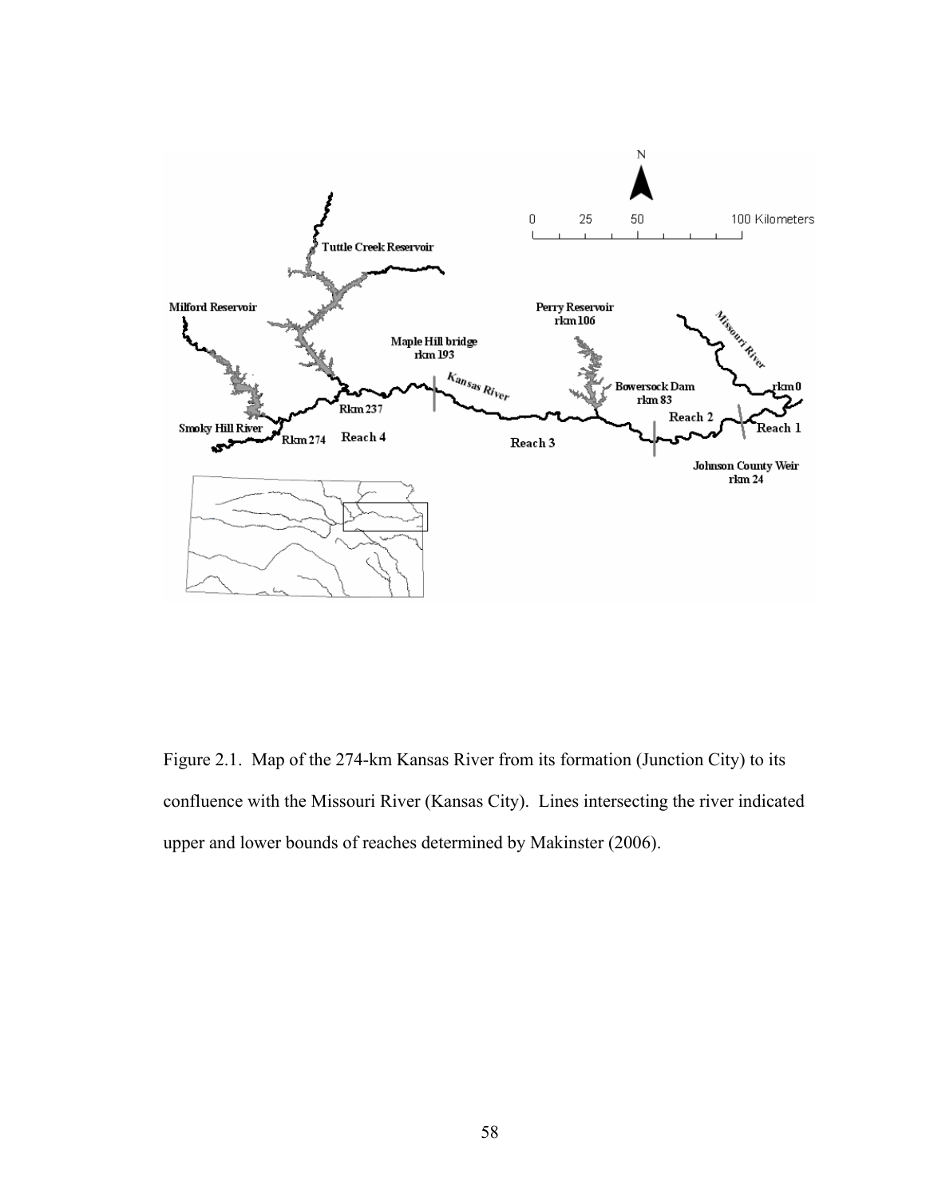Figure 2.1. Map of the 274-km Kansas River from its formation (Junction City) to its confluence with the Missouri River (Kansas City). Lines intersecting the river indicated upper and lower bounds of reaches determined by Makinster (2006).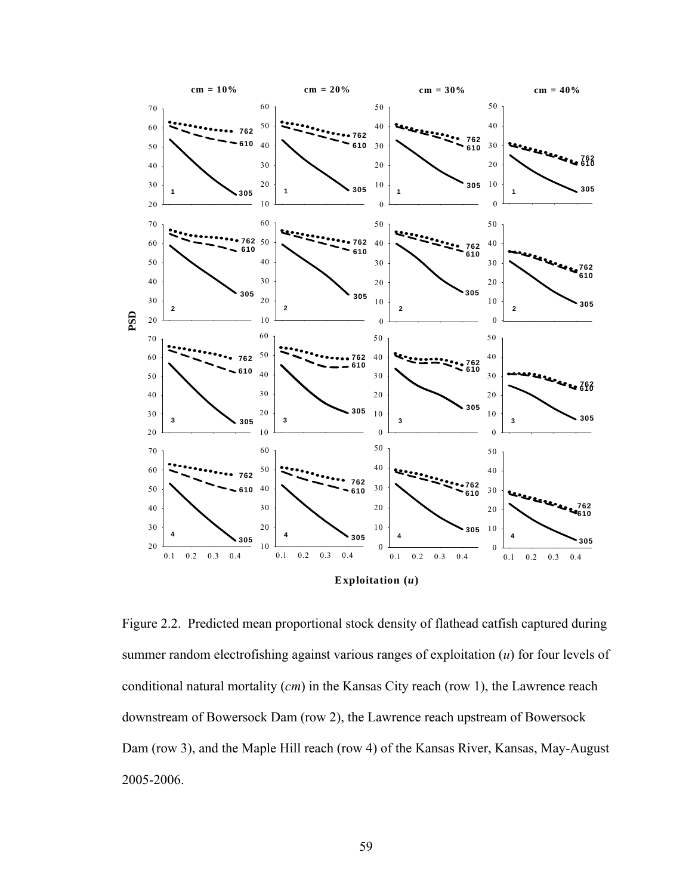Figure 2.2. Predicted mean proportional stock density of flathead catfish captured during summer random electrofishing against various ranges of exploitation (*u*) for four levels of conditional natural mortality (*cm*) in the Kansas City reach (row 1), the Lawrence reach downstream of Bowersock Dam (row 2), the Lawrence reach upstream of Bowersock Dam (row 3), and the Maple Hill reach (row 4) of the Kansas River, Kansas, May-August 2005-2006.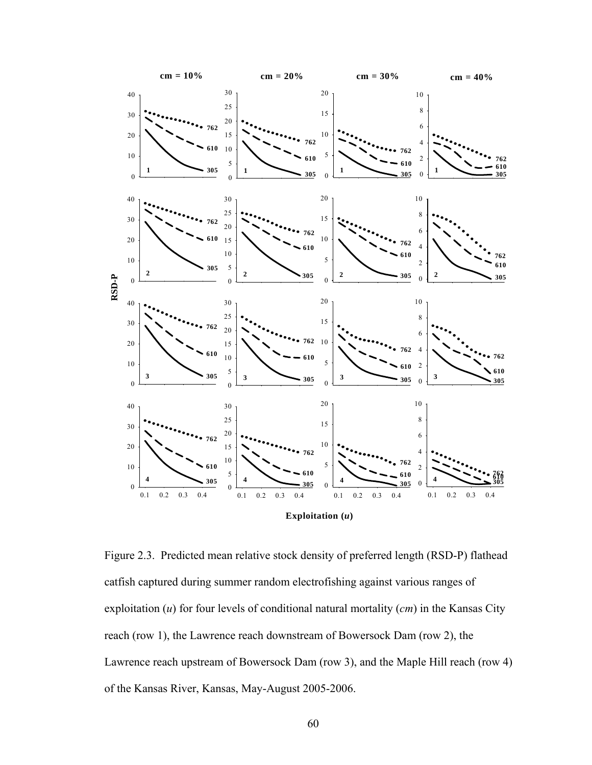Figure 2.3. Predicted mean relative stock density of preferred length (RSD-P) flathead catfish captured during summer random electrofishing against various ranges of exploitation (*u*) for four levels of conditional natural mortality (*cm*) in the Kansas City reach (row 1), the Lawrence reach downstream of Bowersock Dam (row 2), the Lawrence reach upstream of Bowersock Dam (row 3), and the Maple Hill reach (row 4) of the Kansas River, Kansas, May-August 2005-2006.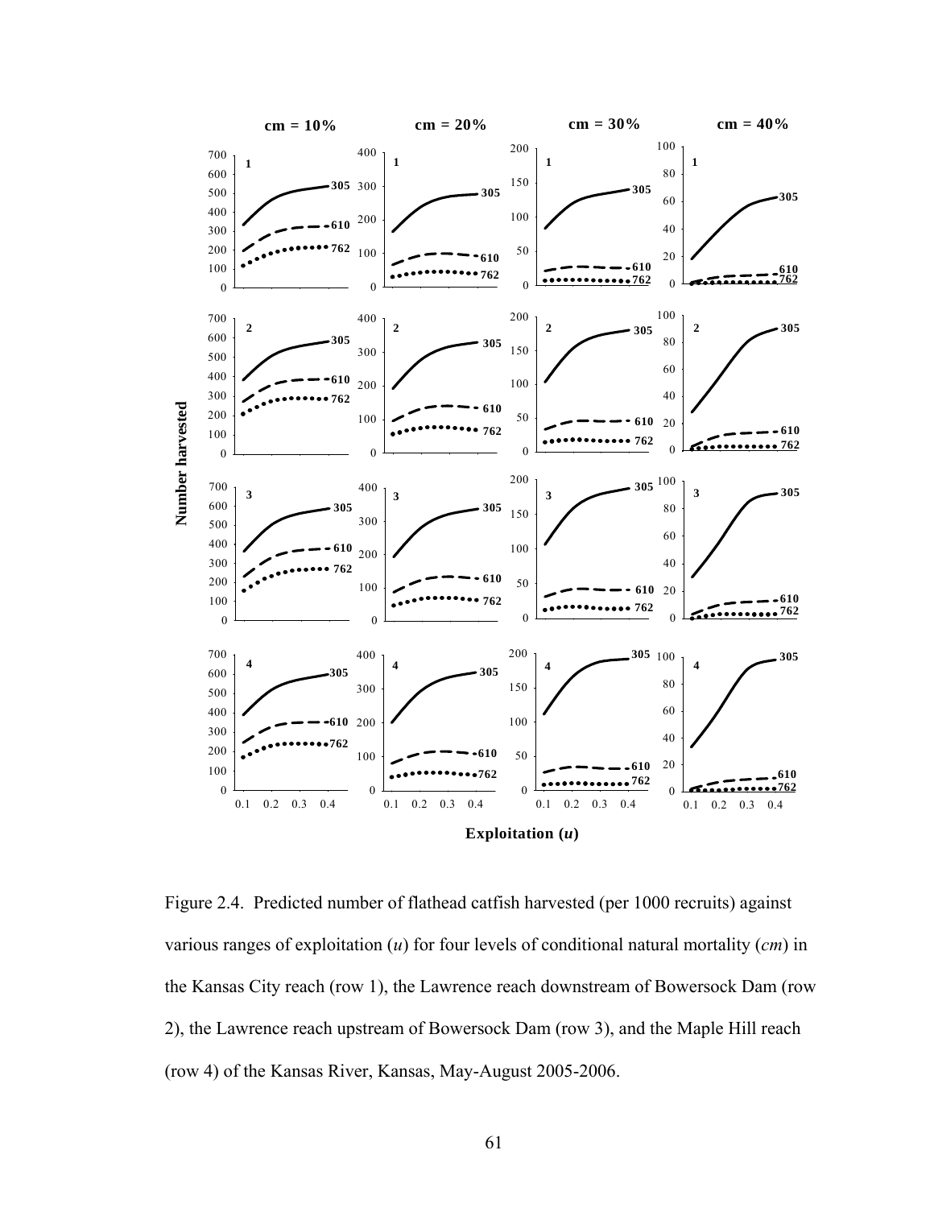Figure 2.4. Predicted number of flathead catfish harvested (per 1000 recruits) against various ranges of exploitation ($u$) for four levels of conditional natural mortality ($cm$) in the Kansas City reach (row 1), the Lawrence reach downstream of Bowersock Dam (row 2), the Lawrence reach upstream of Bowersock Dam (row 3), and the Maple Hill reach (row 4) of the Kansas River, Kansas, May-August 2005-2006.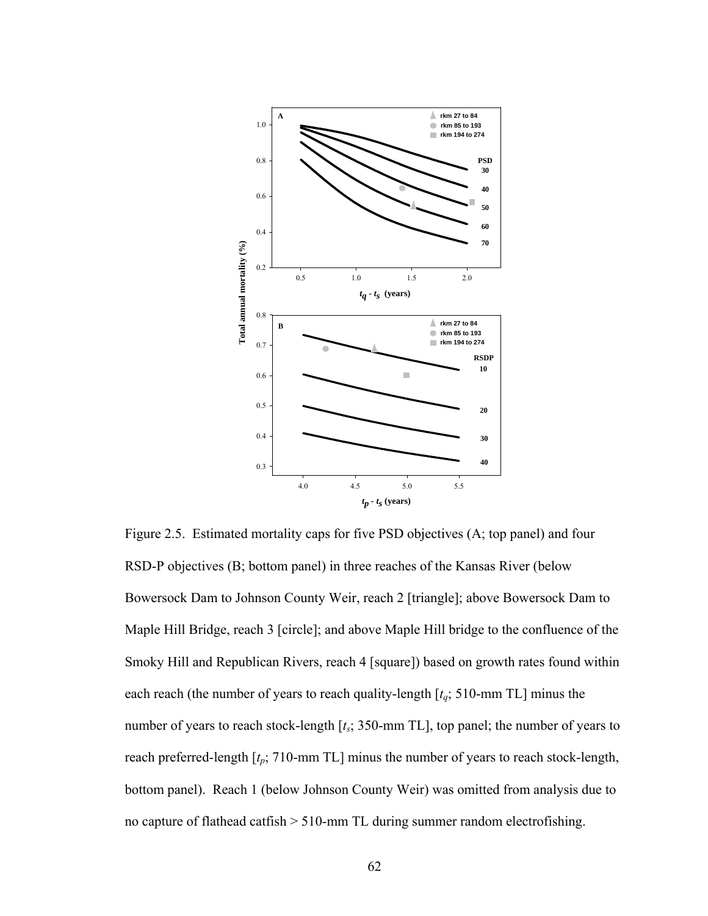A

rkm 27 to 84

rkm 85 to 193

rkm 194 to 274

PSD

30

40

50

60

70

1.0

0.8

0.6

0.4

0.2

0.5

1.0

1.5

2.0

$t_q$ - $t_s$ (years)

Total annual mortality (%)

B

rkm 27 to 84

rkm 85 to 193

rkm 194 to 274

RSDP

10

20

30

40

0.8

0.7

0.6

0.5

0.4

0.3

4.0

4.5

5.0

5.5

$t_p$ - $t_s$ (years)

Figure 2.5. Estimated mortality caps for five PSD objectives (A; top panel) and four RSD-P objectives (B; bottom panel) in three reaches of the Kansas River (below Bowersock Dam to Johnson County Weir, reach 2 [triangle]; above Bowersock Dam to Maple Hill Bridge, reach 3 [circle]; and above Maple Hill bridge to the confluence of the Smoky Hill and Republican Rivers, reach 4 [square]) based on growth rates found within each reach (the number of years to reach quality-length [$t_q$; 510-mm TL] minus the number of years to reach stock-length [$t_s$; 350-mm TL], top panel; the number of years to reach preferred-length [$t_p$; 710-mm TL] minus the number of years to reach stock-length, bottom panel). Reach 1 (below Johnson County Weir) was omitted from analysis due to no capture of flathead catfish > 510-mm TL during summer random electrofishing.